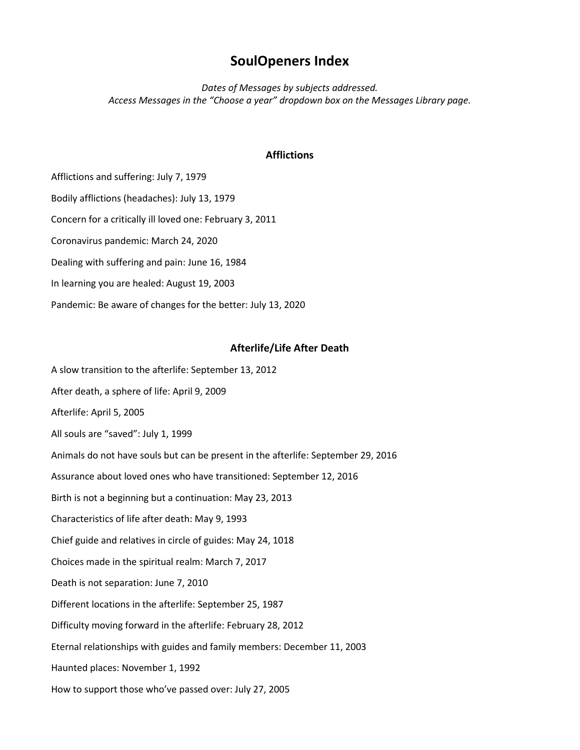# SoulOpeners Index

*Dates of Messages by subjects addressed.*
*Access Messages in the "Choose a year" dropdown box on the Messages Library page.*

## Afflictions

Afflictions and suffering: July 7, 1979

Bodily afflictions (headaches): July 13, 1979

Concern for a critically ill loved one: February 3, 2011

Coronavirus pandemic: March 24, 2020

Dealing with suffering and pain: June 16, 1984

In learning you are healed: August 19, 2003

Pandemic: Be aware of changes for the better: July 13, 2020

## Afterlife/Life After Death

A slow transition to the afterlife: September 13, 2012

After death, a sphere of life: April 9, 2009

Afterlife: April 5, 2005

All souls are "saved": July 1, 1999

Animals do not have souls but can be present in the afterlife: September 29, 2016

Assurance about loved ones who have transitioned: September 12, 2016

Birth is not a beginning but a continuation: May 23, 2013

Characteristics of life after death: May 9, 1993

Chief guide and relatives in circle of guides: May 24, 1018

Choices made in the spiritual realm: March 7, 2017

Death is not separation: June 7, 2010

Different locations in the afterlife: September 25, 1987

Difficulty moving forward in the afterlife: February 28, 2012

Eternal relationships with guides and family members: December 11, 2003

Haunted places: November 1, 1992

How to support those who've passed over: July 27, 2005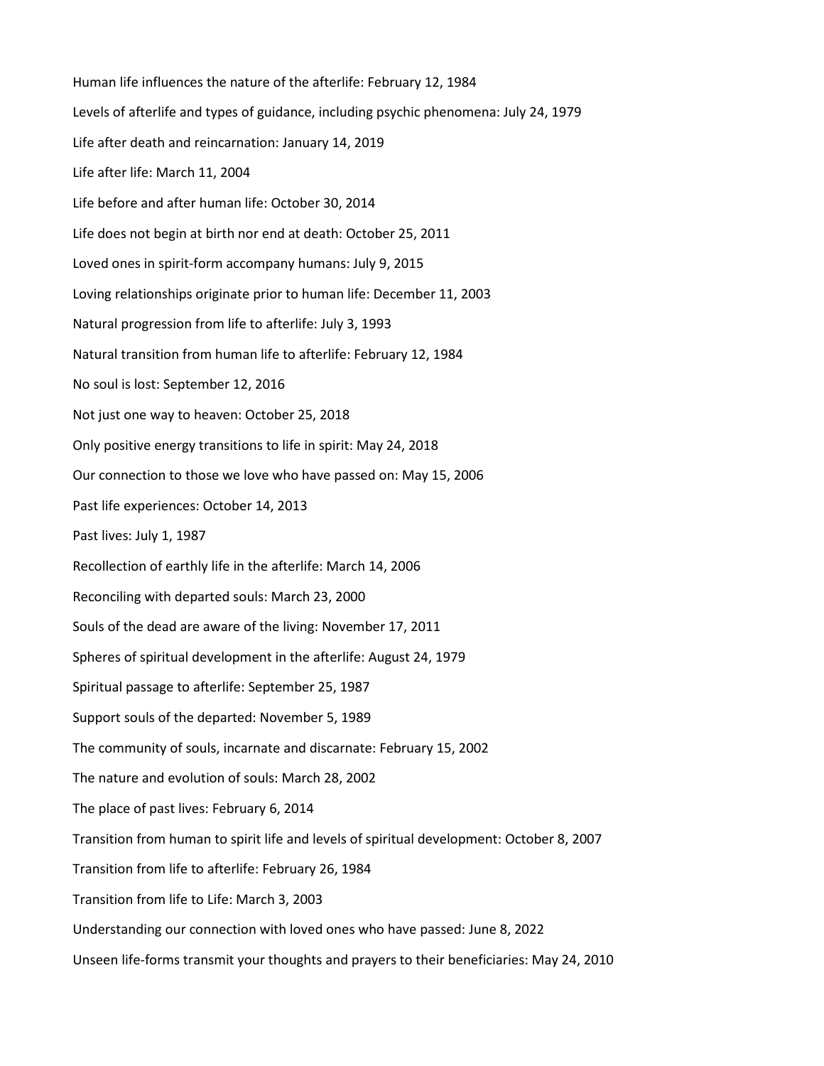Human life influences the nature of the afterlife: February 12, 1984

Levels of afterlife and types of guidance, including psychic phenomena: July 24, 1979

Life after death and reincarnation: January 14, 2019

Life after life: March 11, 2004

Life before and after human life: October 30, 2014

Life does not begin at birth nor end at death: October 25, 2011

Loved ones in spirit-form accompany humans: July 9, 2015

Loving relationships originate prior to human life: December 11, 2003

Natural progression from life to afterlife: July 3, 1993

Natural transition from human life to afterlife: February 12, 1984

No soul is lost: September 12, 2016

Not just one way to heaven: October 25, 2018

Only positive energy transitions to life in spirit: May 24, 2018

Our connection to those we love who have passed on: May 15, 2006

Past life experiences: October 14, 2013

Past lives: July 1, 1987

Recollection of earthly life in the afterlife: March 14, 2006

Reconciling with departed souls: March 23, 2000

Souls of the dead are aware of the living: November 17, 2011

Spheres of spiritual development in the afterlife: August 24, 1979

Spiritual passage to afterlife: September 25, 1987

Support souls of the departed: November 5, 1989

The community of souls, incarnate and discarnate: February 15, 2002

The nature and evolution of souls: March 28, 2002

The place of past lives: February 6, 2014

Transition from human to spirit life and levels of spiritual development: October 8, 2007

Transition from life to afterlife: February 26, 1984

Transition from life to Life: March 3, 2003

Understanding our connection with loved ones who have passed: June 8, 2022

Unseen life-forms transmit your thoughts and prayers to their beneficiaries: May 24, 2010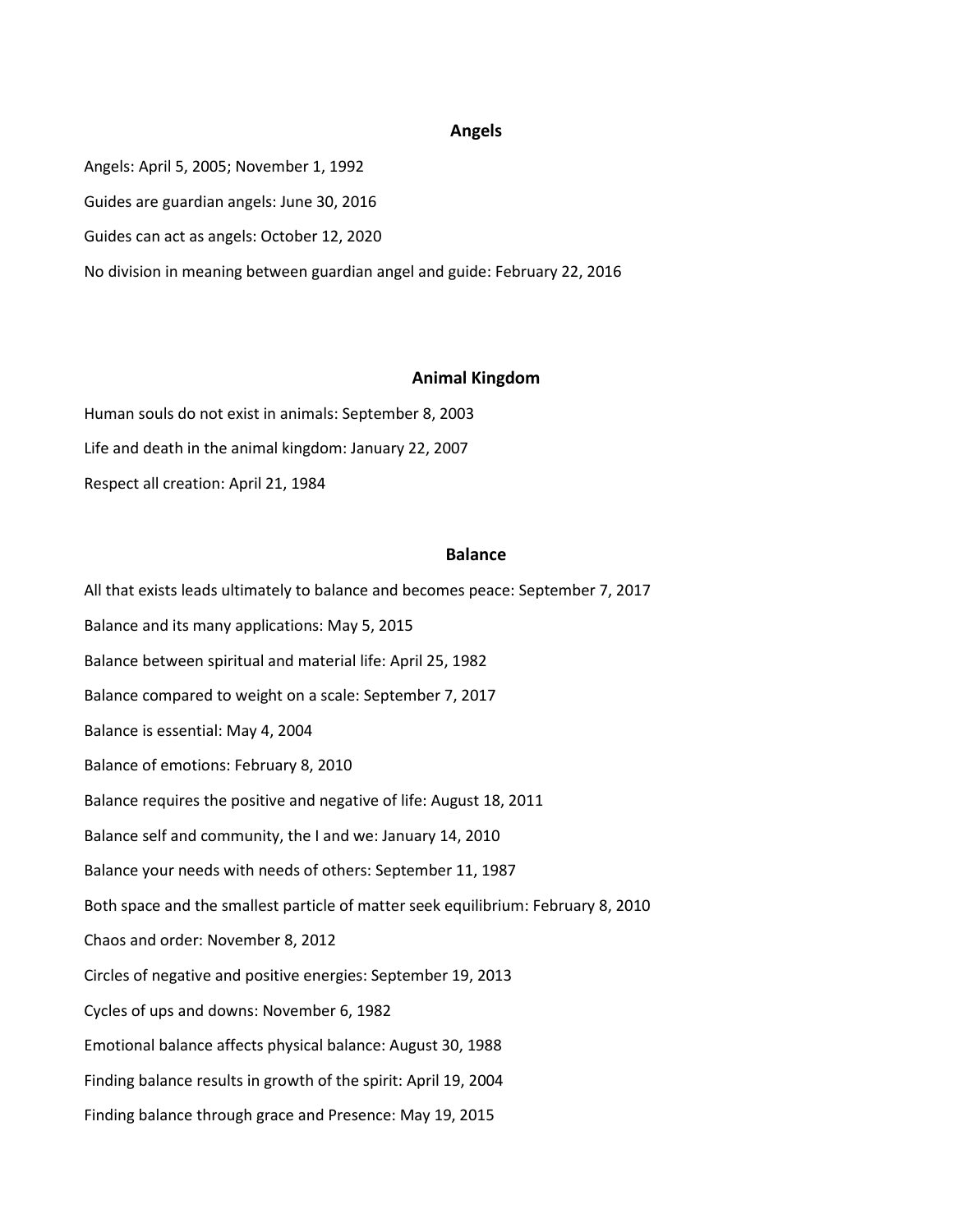## Angels

Angels: April 5, 2005; November 1, 1992

Guides are guardian angels: June 30, 2016

Guides can act as angels: October 12, 2020

No division in meaning between guardian angel and guide: February 22, 2016

## Animal Kingdom

Human souls do not exist in animals: September 8, 2003

Life and death in the animal kingdom: January 22, 2007

Respect all creation: April 21, 1984

## Balance

All that exists leads ultimately to balance and becomes peace: September 7, 2017

Balance and its many applications: May 5, 2015

Balance between spiritual and material life: April 25, 1982

Balance compared to weight on a scale: September 7, 2017

Balance is essential: May 4, 2004

Balance of emotions: February 8, 2010

Balance requires the positive and negative of life: August 18, 2011

Balance self and community, the I and we: January 14, 2010

Balance your needs with needs of others: September 11, 1987

Both space and the smallest particle of matter seek equilibrium: February 8, 2010

Chaos and order: November 8, 2012

Circles of negative and positive energies: September 19, 2013

Cycles of ups and downs: November 6, 1982

Emotional balance affects physical balance: August 30, 1988

Finding balance results in growth of the spirit: April 19, 2004

Finding balance through grace and Presence: May 19, 2015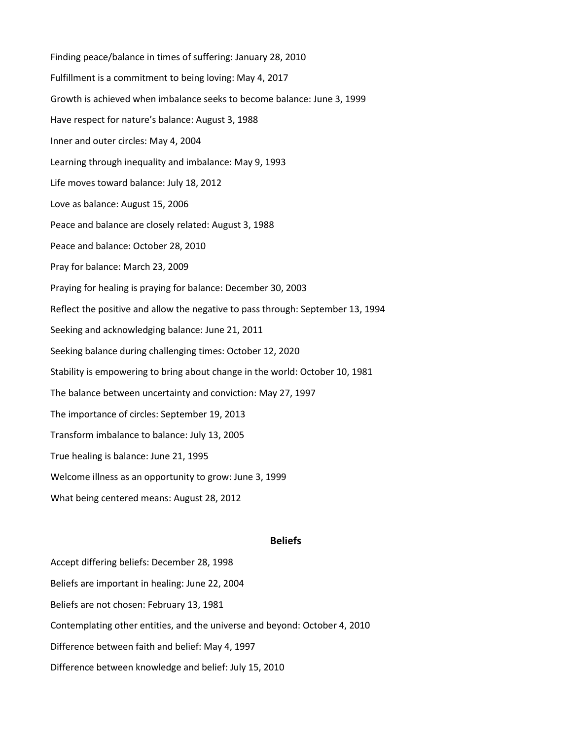Finding peace/balance in times of suffering: January 28, 2010

Fulfillment is a commitment to being loving: May 4, 2017

Growth is achieved when imbalance seeks to become balance: June 3, 1999

Have respect for nature's balance: August 3, 1988

Inner and outer circles: May 4, 2004

Learning through inequality and imbalance: May 9, 1993

Life moves toward balance: July 18, 2012

Love as balance: August 15, 2006

Peace and balance are closely related: August 3, 1988

Peace and balance: October 28, 2010

Pray for balance: March 23, 2009

Praying for healing is praying for balance: December 30, 2003

Reflect the positive and allow the negative to pass through: September 13, 1994

Seeking and acknowledging balance: June 21, 2011

Seeking balance during challenging times: October 12, 2020

Stability is empowering to bring about change in the world: October 10, 1981

The balance between uncertainty and conviction: May 27, 1997

The importance of circles: September 19, 2013

Transform imbalance to balance: July 13, 2005

True healing is balance: June 21, 1995

Welcome illness as an opportunity to grow: June 3, 1999

What being centered means: August 28, 2012

## Beliefs

Accept differing beliefs: December 28, 1998

Beliefs are important in healing: June 22, 2004

Beliefs are not chosen: February 13, 1981

Contemplating other entities, and the universe and beyond: October 4, 2010

Difference between faith and belief: May 4, 1997

Difference between knowledge and belief: July 15, 2010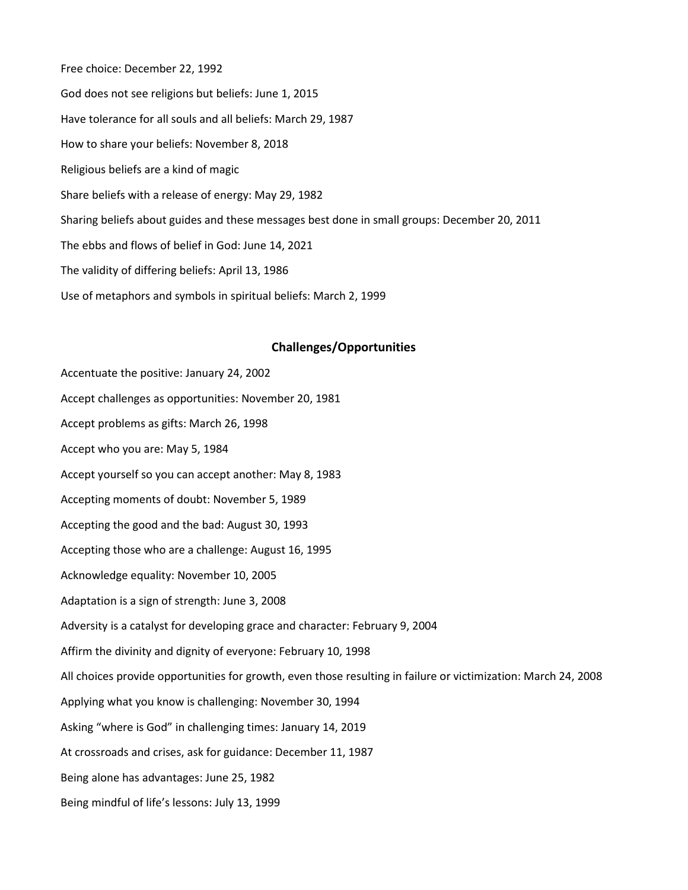Free choice: December 22, 1992

God does not see religions but beliefs: June 1, 2015

Have tolerance for all souls and all beliefs: March 29, 1987

How to share your beliefs: November 8, 2018

Religious beliefs are a kind of magic

Share beliefs with a release of energy: May 29, 1982

Sharing beliefs about guides and these messages best done in small groups: December 20, 2011

The ebbs and flows of belief in God: June 14, 2021

The validity of differing beliefs: April 13, 1986

Use of metaphors and symbols in spiritual beliefs: March 2, 1999

## Challenges/Opportunities

Accentuate the positive: January 24, 2002

Accept challenges as opportunities: November 20, 1981

Accept problems as gifts: March 26, 1998

Accept who you are: May 5, 1984

Accept yourself so you can accept another: May 8, 1983

Accepting moments of doubt: November 5, 1989

Accepting the good and the bad: August 30, 1993

Accepting those who are a challenge: August 16, 1995

Acknowledge equality: November 10, 2005

Adaptation is a sign of strength: June 3, 2008

Adversity is a catalyst for developing grace and character: February 9, 2004

Affirm the divinity and dignity of everyone: February 10, 1998

All choices provide opportunities for growth, even those resulting in failure or victimization: March 24, 2008

Applying what you know is challenging: November 30, 1994

Asking "where is God" in challenging times: January 14, 2019

At crossroads and crises, ask for guidance: December 11, 1987

Being alone has advantages: June 25, 1982

Being mindful of life's lessons: July 13, 1999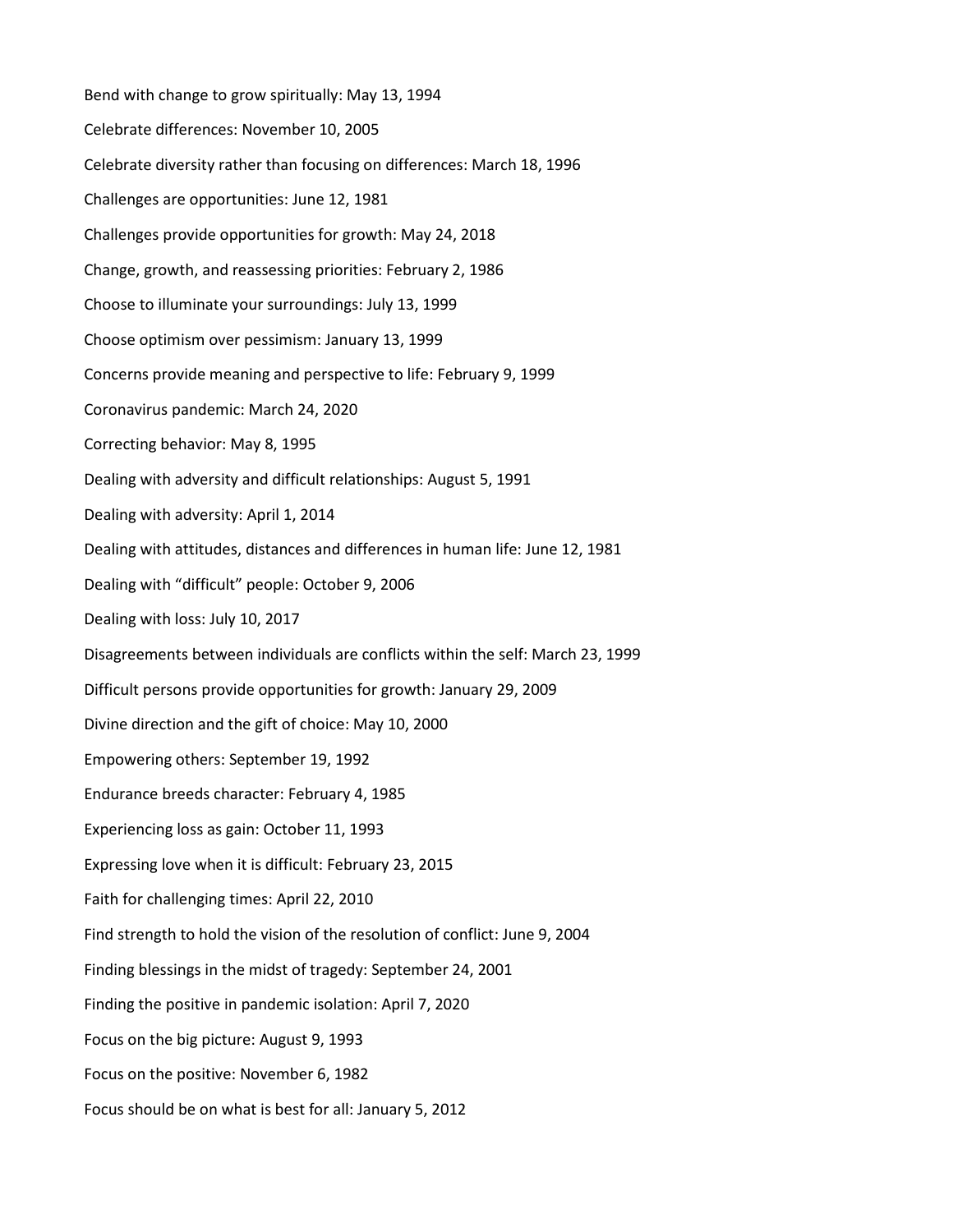Bend with change to grow spiritually: May 13, 1994

Celebrate differences: November 10, 2005

Celebrate diversity rather than focusing on differences: March 18, 1996

Challenges are opportunities: June 12, 1981

Challenges provide opportunities for growth: May 24, 2018

Change, growth, and reassessing priorities: February 2, 1986

Choose to illuminate your surroundings: July 13, 1999

Choose optimism over pessimism: January 13, 1999

Concerns provide meaning and perspective to life: February 9, 1999

Coronavirus pandemic: March 24, 2020

Correcting behavior: May 8, 1995

Dealing with adversity and difficult relationships: August 5, 1991

Dealing with adversity: April 1, 2014

Dealing with attitudes, distances and differences in human life: June 12, 1981

Dealing with "difficult" people: October 9, 2006

Dealing with loss: July 10, 2017

Disagreements between individuals are conflicts within the self: March 23, 1999

Difficult persons provide opportunities for growth: January 29, 2009

Divine direction and the gift of choice: May 10, 2000

Empowering others: September 19, 1992

Endurance breeds character: February 4, 1985

Experiencing loss as gain: October 11, 1993

Expressing love when it is difficult: February 23, 2015

Faith for challenging times: April 22, 2010

Find strength to hold the vision of the resolution of conflict: June 9, 2004

Finding blessings in the midst of tragedy: September 24, 2001

Finding the positive in pandemic isolation: April 7, 2020

Focus on the big picture: August 9, 1993

Focus on the positive: November 6, 1982

Focus should be on what is best for all: January 5, 2012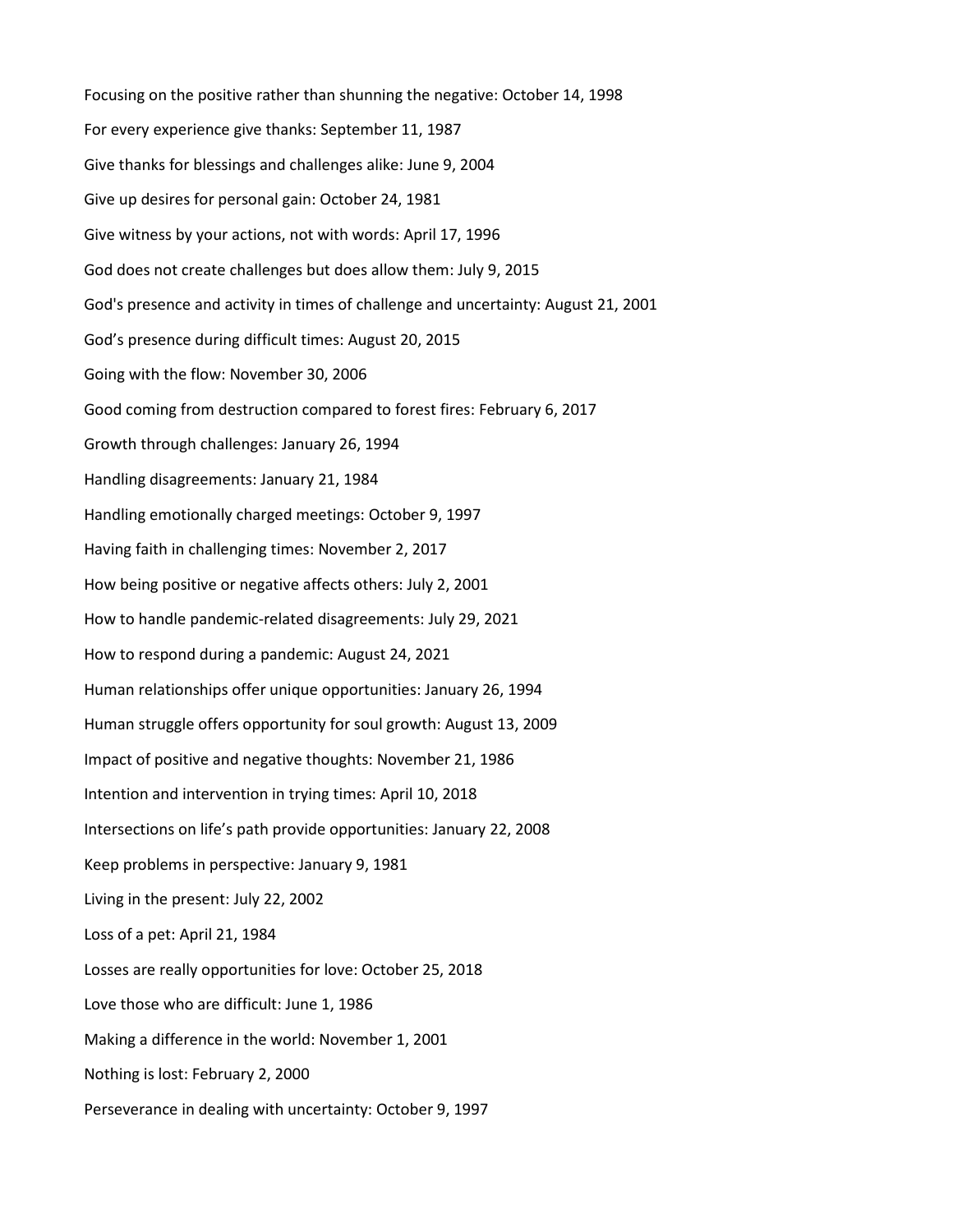Focusing on the positive rather than shunning the negative: October 14, 1998

For every experience give thanks: September 11, 1987

Give thanks for blessings and challenges alike: June 9, 2004

Give up desires for personal gain: October 24, 1981

Give witness by your actions, not with words: April 17, 1996

God does not create challenges but does allow them: July 9, 2015

God's presence and activity in times of challenge and uncertainty: August 21, 2001

God's presence during difficult times: August 20, 2015

Going with the flow: November 30, 2006

Good coming from destruction compared to forest fires: February 6, 2017

Growth through challenges: January 26, 1994

Handling disagreements: January 21, 1984

Handling emotionally charged meetings: October 9, 1997

Having faith in challenging times: November 2, 2017

How being positive or negative affects others: July 2, 2001

How to handle pandemic-related disagreements: July 29, 2021

How to respond during a pandemic: August 24, 2021

Human relationships offer unique opportunities: January 26, 1994

Human struggle offers opportunity for soul growth: August 13, 2009

Impact of positive and negative thoughts: November 21, 1986

Intention and intervention in trying times: April 10, 2018

Intersections on life's path provide opportunities: January 22, 2008

Keep problems in perspective: January 9, 1981

Living in the present: July 22, 2002

Loss of a pet: April 21, 1984

Losses are really opportunities for love: October 25, 2018

Love those who are difficult: June 1, 1986

Making a difference in the world: November 1, 2001

Nothing is lost: February 2, 2000

Perseverance in dealing with uncertainty: October 9, 1997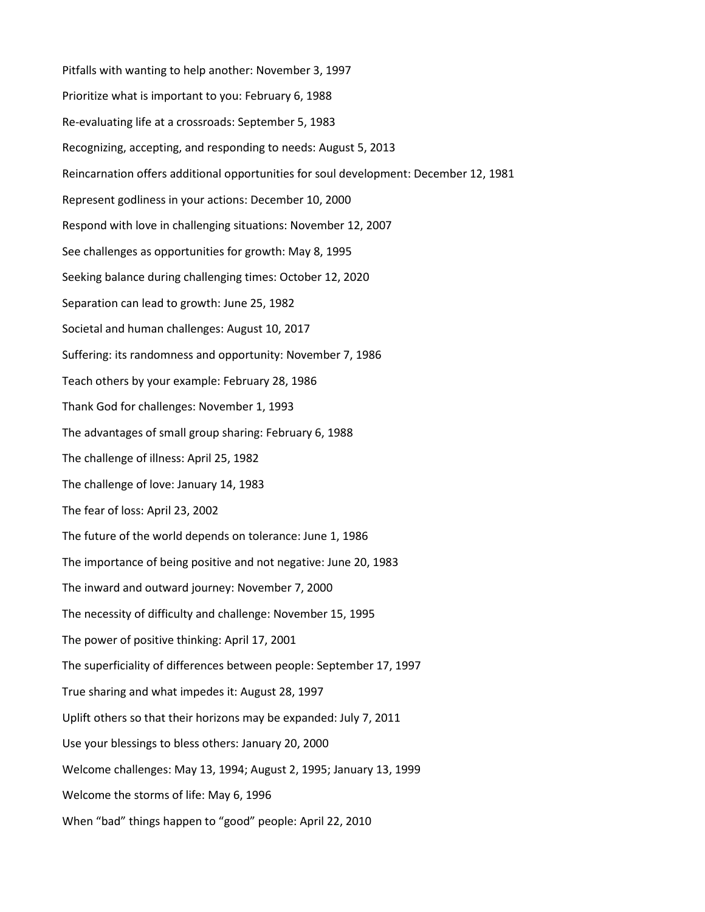Pitfalls with wanting to help another: November 3, 1997

Prioritize what is important to you: February 6, 1988

Re-evaluating life at a crossroads: September 5, 1983

Recognizing, accepting, and responding to needs: August 5, 2013

Reincarnation offers additional opportunities for soul development: December 12, 1981

Represent godliness in your actions: December 10, 2000

Respond with love in challenging situations: November 12, 2007

See challenges as opportunities for growth: May 8, 1995

Seeking balance during challenging times: October 12, 2020

Separation can lead to growth: June 25, 1982

Societal and human challenges: August 10, 2017

Suffering: its randomness and opportunity: November 7, 1986

Teach others by your example: February 28, 1986

Thank God for challenges: November 1, 1993

The advantages of small group sharing: February 6, 1988

The challenge of illness: April 25, 1982

The challenge of love: January 14, 1983

The fear of loss: April 23, 2002

The future of the world depends on tolerance: June 1, 1986

The importance of being positive and not negative: June 20, 1983

The inward and outward journey: November 7, 2000

The necessity of difficulty and challenge: November 15, 1995

The power of positive thinking: April 17, 2001

The superficiality of differences between people: September 17, 1997

True sharing and what impedes it: August 28, 1997

Uplift others so that their horizons may be expanded: July 7, 2011

Use your blessings to bless others: January 20, 2000

Welcome challenges: May 13, 1994; August 2, 1995; January 13, 1999

Welcome the storms of life: May 6, 1996

When “bad” things happen to “good” people: April 22, 2010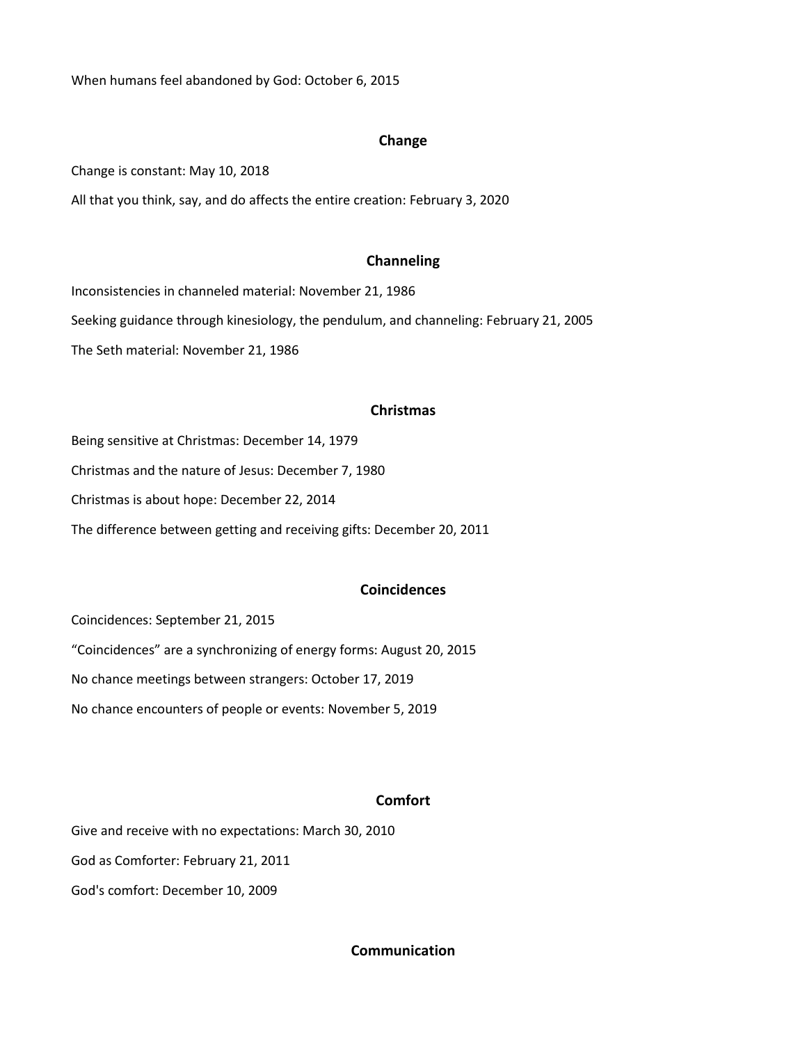When humans feel abandoned by God: October 6, 2015

## Change

Change is constant: May 10, 2018

All that you think, say, and do affects the entire creation: February 3, 2020

## Channeling

Inconsistencies in channeled material: November 21, 1986

Seeking guidance through kinesiology, the pendulum, and channeling: February 21, 2005

The Seth material: November 21, 1986

## Christmas

Being sensitive at Christmas: December 14, 1979

Christmas and the nature of Jesus: December 7, 1980

Christmas is about hope: December 22, 2014

The difference between getting and receiving gifts: December 20, 2011

## Coincidences

Coincidences: September 21, 2015

“Coincidences” are a synchronizing of energy forms: August 20, 2015

No chance meetings between strangers: October 17, 2019

No chance encounters of people or events: November 5, 2019

## Comfort

Give and receive with no expectations: March 30, 2010

God as Comforter: February 21, 2011

God's comfort: December 10, 2009

## Communication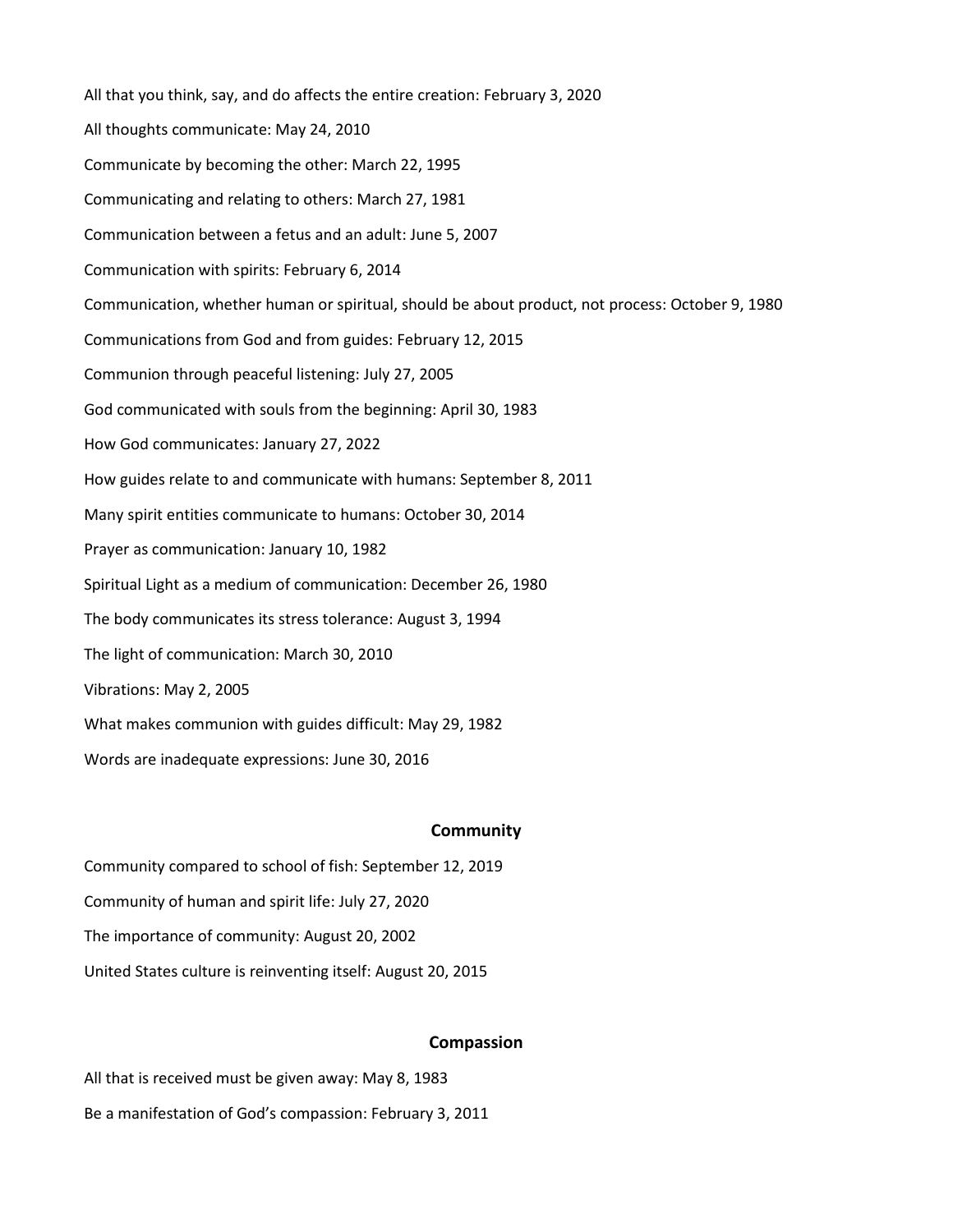All that you think, say, and do affects the entire creation: February 3, 2020

All thoughts communicate: May 24, 2010

Communicate by becoming the other: March 22, 1995

Communicating and relating to others: March 27, 1981

Communication between a fetus and an adult: June 5, 2007

Communication with spirits: February 6, 2014

Communication, whether human or spiritual, should be about product, not process: October 9, 1980

Communications from God and from guides: February 12, 2015

Communion through peaceful listening: July 27, 2005

God communicated with souls from the beginning: April 30, 1983

How God communicates: January 27, 2022

How guides relate to and communicate with humans: September 8, 2011

Many spirit entities communicate to humans: October 30, 2014

Prayer as communication: January 10, 1982

Spiritual Light as a medium of communication: December 26, 1980

The body communicates its stress tolerance: August 3, 1994

The light of communication: March 30, 2010

Vibrations: May 2, 2005

What makes communion with guides difficult: May 29, 1982

Words are inadequate expressions: June 30, 2016

## Community

Community compared to school of fish: September 12, 2019

Community of human and spirit life: July 27, 2020

The importance of community: August 20, 2002

United States culture is reinventing itself: August 20, 2015

## Compassion

All that is received must be given away: May 8, 1983

Be a manifestation of God's compassion: February 3, 2011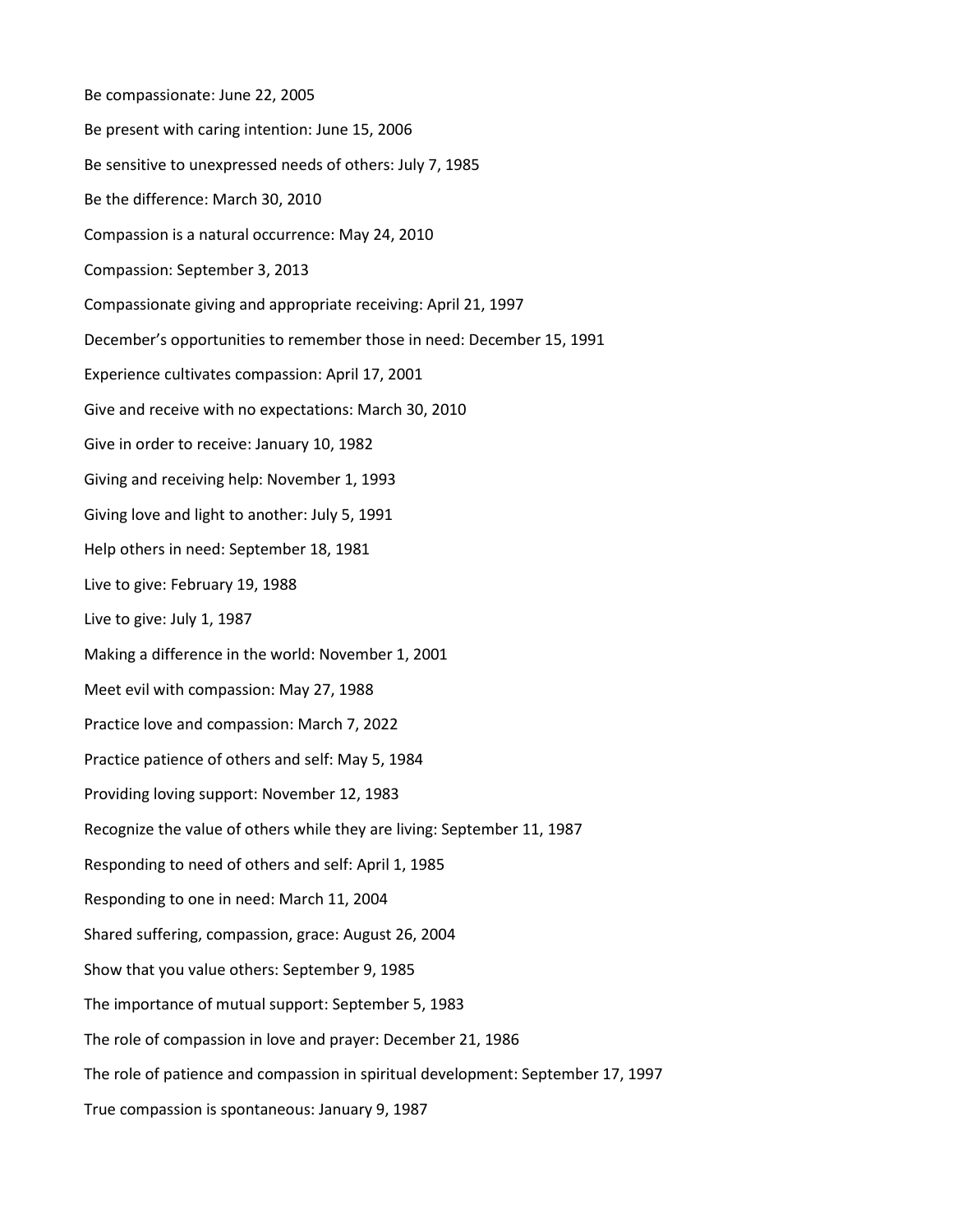Be compassionate: June 22, 2005

Be present with caring intention: June 15, 2006

Be sensitive to unexpressed needs of others: July 7, 1985

Be the difference: March 30, 2010

Compassion is a natural occurrence: May 24, 2010

Compassion: September 3, 2013

Compassionate giving and appropriate receiving: April 21, 1997

December's opportunities to remember those in need: December 15, 1991

Experience cultivates compassion: April 17, 2001

Give and receive with no expectations: March 30, 2010

Give in order to receive: January 10, 1982

Giving and receiving help: November 1, 1993

Giving love and light to another: July 5, 1991

Help others in need: September 18, 1981

Live to give: February 19, 1988

Live to give: July 1, 1987

Making a difference in the world: November 1, 2001

Meet evil with compassion: May 27, 1988

Practice love and compassion: March 7, 2022

Practice patience of others and self: May 5, 1984

Providing loving support: November 12, 1983

Recognize the value of others while they are living: September 11, 1987

Responding to need of others and self: April 1, 1985

Responding to one in need: March 11, 2004

Shared suffering, compassion, grace: August 26, 2004

Show that you value others: September 9, 1985

The importance of mutual support: September 5, 1983

The role of compassion in love and prayer: December 21, 1986

The role of patience and compassion in spiritual development: September 17, 1997

True compassion is spontaneous: January 9, 1987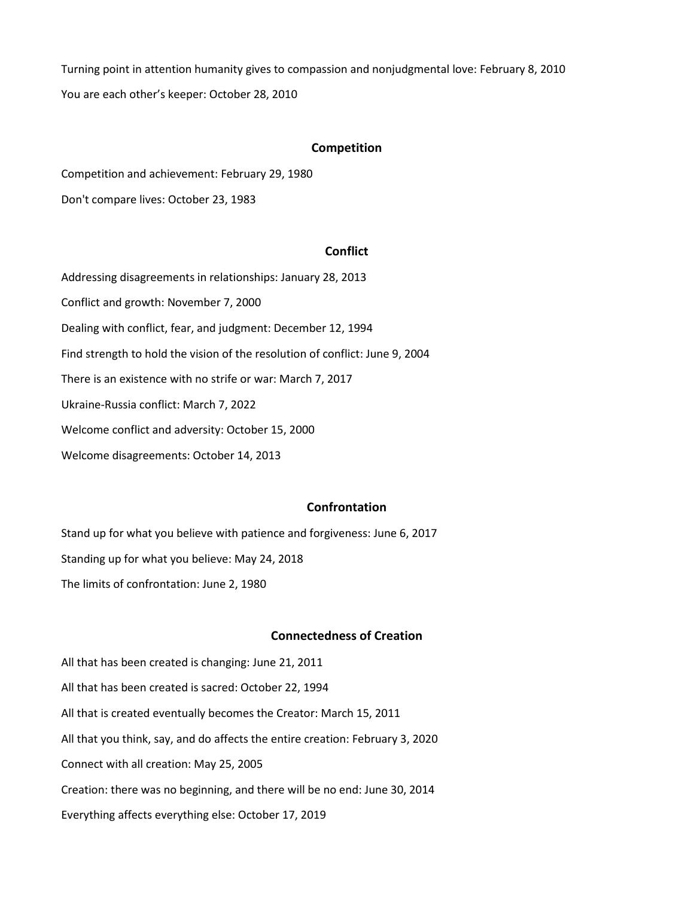Turning point in attention humanity gives to compassion and nonjudgmental love: February 8, 2010

You are each other's keeper: October 28, 2010

## Competition

Competition and achievement: February 29, 1980

Don't compare lives: October 23, 1983

## Conflict

Addressing disagreements in relationships: January 28, 2013

Conflict and growth: November 7, 2000

Dealing with conflict, fear, and judgment: December 12, 1994

Find strength to hold the vision of the resolution of conflict: June 9, 2004

There is an existence with no strife or war: March 7, 2017

Ukraine-Russia conflict: March 7, 2022

Welcome conflict and adversity: October 15, 2000

Welcome disagreements: October 14, 2013

## Confrontation

Stand up for what you believe with patience and forgiveness: June 6, 2017

Standing up for what you believe: May 24, 2018

The limits of confrontation: June 2, 1980

## Connectedness of Creation

All that has been created is changing: June 21, 2011

All that has been created is sacred: October 22, 1994

All that is created eventually becomes the Creator: March 15, 2011

All that you think, say, and do affects the entire creation: February 3, 2020

Connect with all creation: May 25, 2005

Creation: there was no beginning, and there will be no end: June 30, 2014

Everything affects everything else: October 17, 2019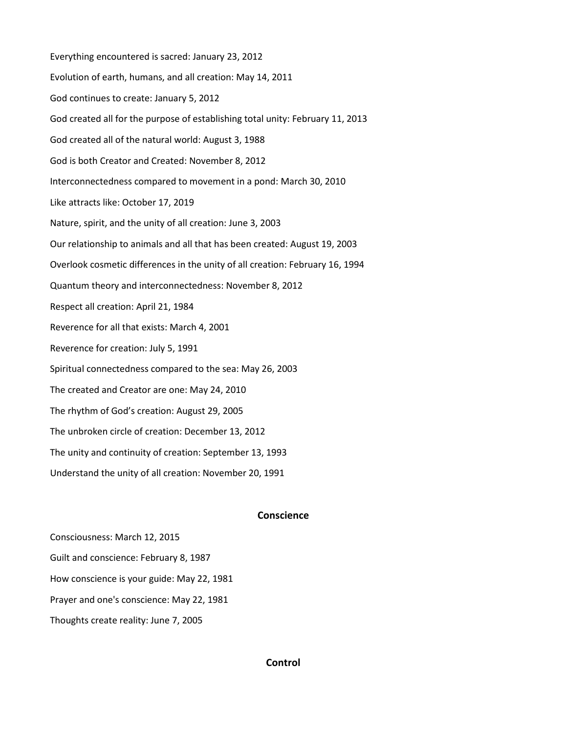Everything encountered is sacred: January 23, 2012

Evolution of earth, humans, and all creation: May 14, 2011

God continues to create: January 5, 2012

God created all for the purpose of establishing total unity: February 11, 2013

God created all of the natural world: August 3, 1988

God is both Creator and Created: November 8, 2012

Interconnectedness compared to movement in a pond: March 30, 2010

Like attracts like: October 17, 2019

Nature, spirit, and the unity of all creation: June 3, 2003

Our relationship to animals and all that has been created: August 19, 2003

Overlook cosmetic differences in the unity of all creation: February 16, 1994

Quantum theory and interconnectedness: November 8, 2012

Respect all creation: April 21, 1984

Reverence for all that exists: March 4, 2001

Reverence for creation: July 5, 1991

Spiritual connectedness compared to the sea: May 26, 2003

The created and Creator are one: May 24, 2010

The rhythm of God's creation: August 29, 2005

The unbroken circle of creation: December 13, 2012

The unity and continuity of creation: September 13, 1993

Understand the unity of all creation: November 20, 1991

## Conscience

Consciousness: March 12, 2015

Guilt and conscience: February 8, 1987

How conscience is your guide: May 22, 1981

Prayer and one's conscience: May 22, 1981

Thoughts create reality: June 7, 2005

## Control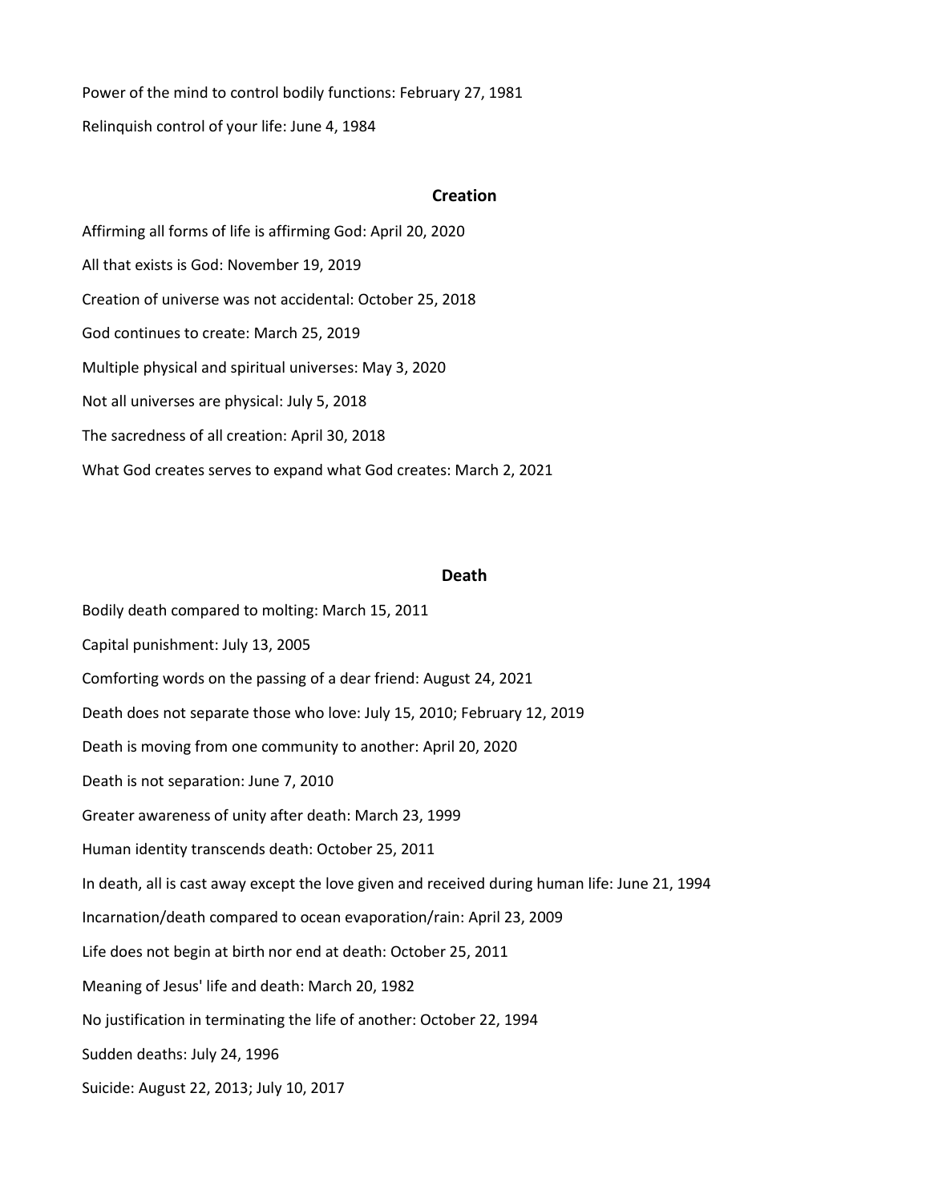Power of the mind to control bodily functions: February 27, 1981

Relinquish control of your life: June 4, 1984

## Creation

Affirming all forms of life is affirming God: April 20, 2020

All that exists is God: November 19, 2019

Creation of universe was not accidental: October 25, 2018

God continues to create: March 25, 2019

Multiple physical and spiritual universes: May 3, 2020

Not all universes are physical: July 5, 2018

The sacredness of all creation: April 30, 2018

What God creates serves to expand what God creates: March 2, 2021

## Death

Bodily death compared to molting: March 15, 2011

Capital punishment: July 13, 2005

Comforting words on the passing of a dear friend: August 24, 2021

Death does not separate those who love: July 15, 2010; February 12, 2019

Death is moving from one community to another: April 20, 2020

Death is not separation: June 7, 2010

Greater awareness of unity after death: March 23, 1999

Human identity transcends death: October 25, 2011

In death, all is cast away except the love given and received during human life: June 21, 1994

Incarnation/death compared to ocean evaporation/rain: April 23, 2009

Life does not begin at birth nor end at death: October 25, 2011

Meaning of Jesus' life and death: March 20, 1982

No justification in terminating the life of another: October 22, 1994

Sudden deaths: July 24, 1996

Suicide: August 22, 2013; July 10, 2017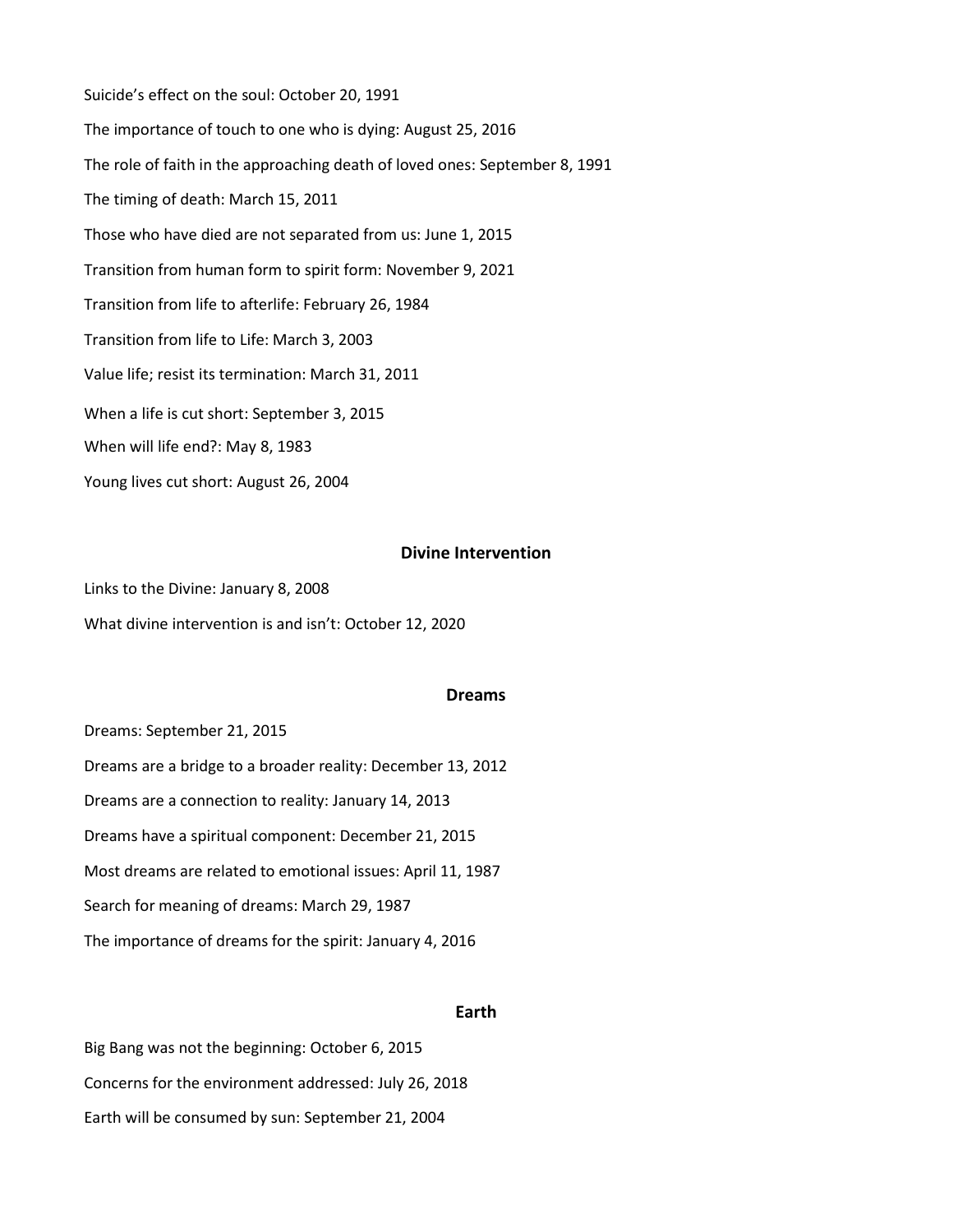Suicide's effect on the soul: October 20, 1991

The importance of touch to one who is dying: August 25, 2016

The role of faith in the approaching death of loved ones: September 8, 1991

The timing of death: March 15, 2011

Those who have died are not separated from us: June 1, 2015

Transition from human form to spirit form: November 9, 2021

Transition from life to afterlife: February 26, 1984

Transition from life to Life: March 3, 2003

Value life; resist its termination: March 31, 2011

When a life is cut short: September 3, 2015

When will life end?: May 8, 1983

Young lives cut short: August 26, 2004

## Divine Intervention

Links to the Divine: January 8, 2008

What divine intervention is and isn't: October 12, 2020

## Dreams

Dreams: September 21, 2015

Dreams are a bridge to a broader reality: December 13, 2012

Dreams are a connection to reality: January 14, 2013

Dreams have a spiritual component: December 21, 2015

Most dreams are related to emotional issues: April 11, 1987

Search for meaning of dreams: March 29, 1987

The importance of dreams for the spirit: January 4, 2016

## Earth

Big Bang was not the beginning: October 6, 2015

Concerns for the environment addressed: July 26, 2018

Earth will be consumed by sun: September 21, 2004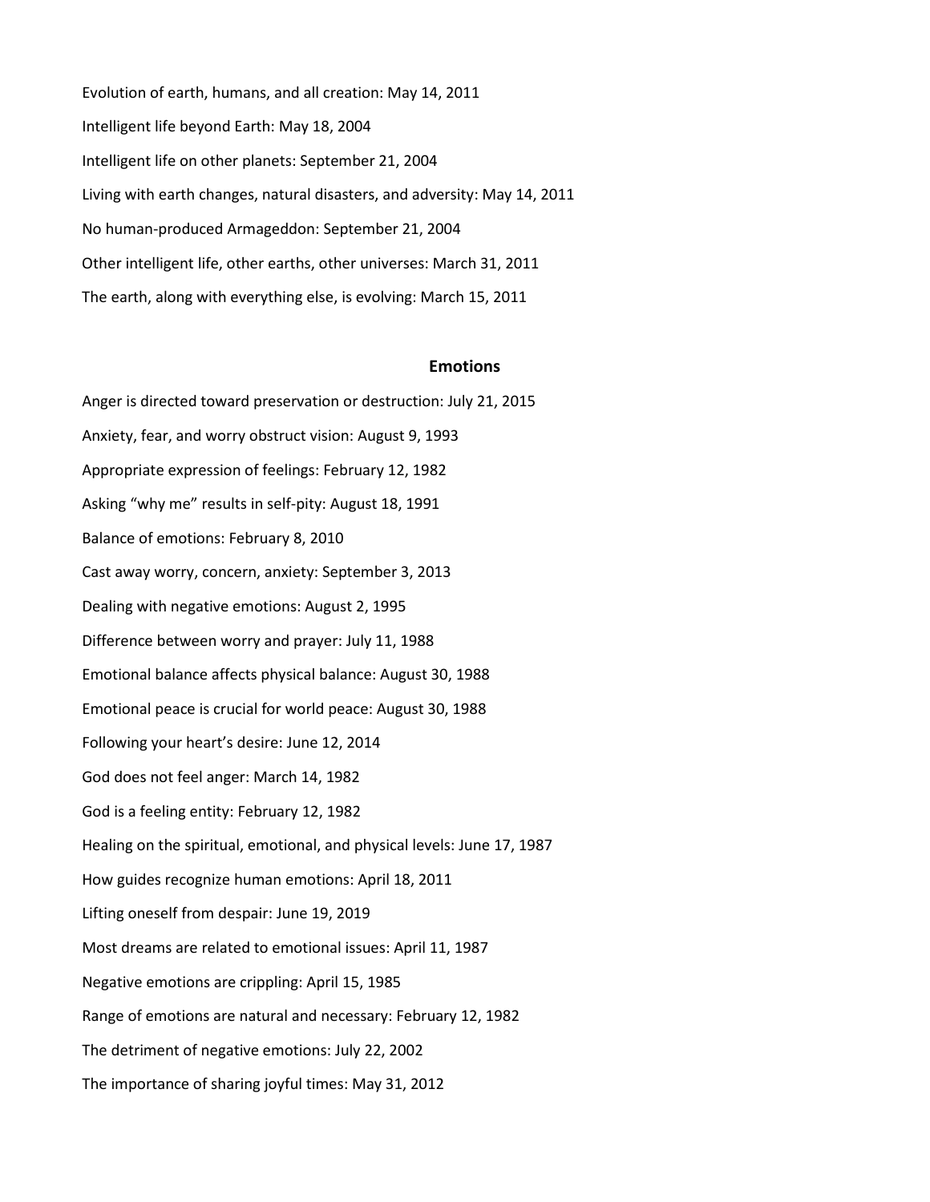Evolution of earth, humans, and all creation: May 14, 2011

Intelligent life beyond Earth: May 18, 2004

Intelligent life on other planets: September 21, 2004

Living with earth changes, natural disasters, and adversity: May 14, 2011

No human-produced Armageddon: September 21, 2004

Other intelligent life, other earths, other universes: March 31, 2011

The earth, along with everything else, is evolving: March 15, 2011

## Emotions

Anger is directed toward preservation or destruction: July 21, 2015

Anxiety, fear, and worry obstruct vision: August 9, 1993

Appropriate expression of feelings: February 12, 1982

Asking "why me" results in self-pity: August 18, 1991

Balance of emotions: February 8, 2010

Cast away worry, concern, anxiety: September 3, 2013

Dealing with negative emotions: August 2, 1995

Difference between worry and prayer: July 11, 1988

Emotional balance affects physical balance: August 30, 1988

Emotional peace is crucial for world peace: August 30, 1988

Following your heart's desire: June 12, 2014

God does not feel anger: March 14, 1982

God is a feeling entity: February 12, 1982

Healing on the spiritual, emotional, and physical levels: June 17, 1987

How guides recognize human emotions: April 18, 2011

Lifting oneself from despair: June 19, 2019

Most dreams are related to emotional issues: April 11, 1987

Negative emotions are crippling: April 15, 1985

Range of emotions are natural and necessary: February 12, 1982

The detriment of negative emotions: July 22, 2002

The importance of sharing joyful times: May 31, 2012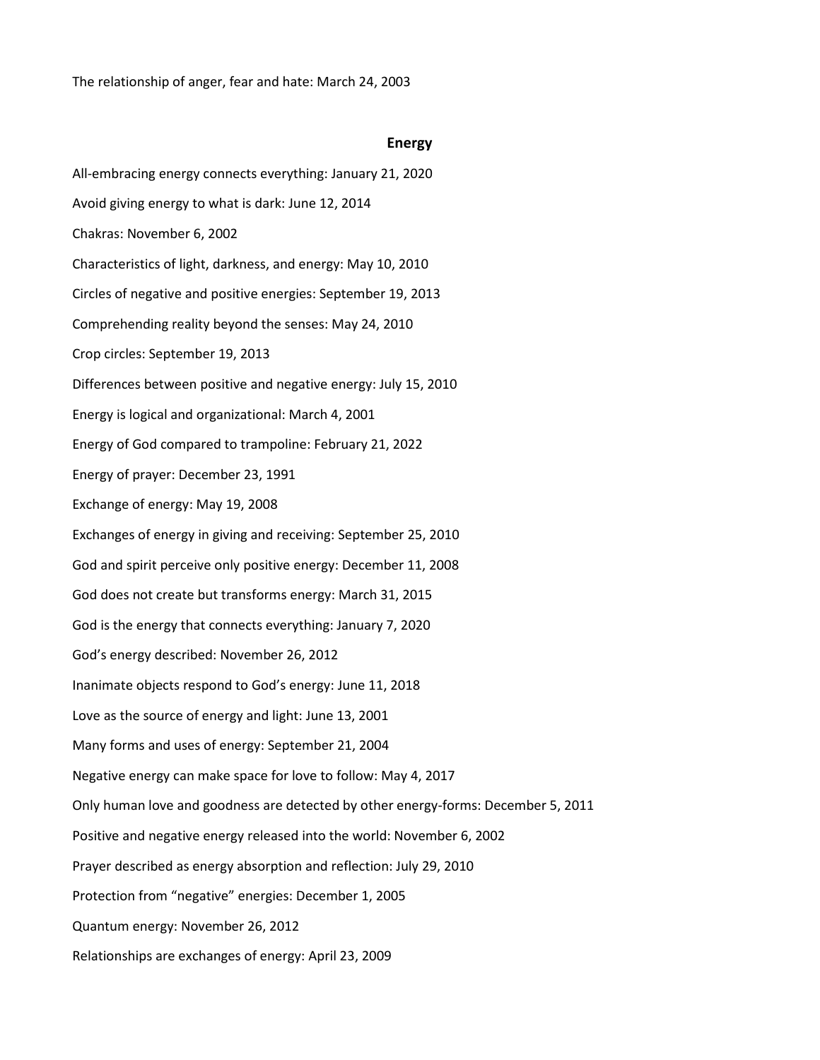The relationship of anger, fear and hate: March 24, 2003

## Energy

All-embracing energy connects everything: January 21, 2020

Avoid giving energy to what is dark: June 12, 2014

Chakras: November 6, 2002

Characteristics of light, darkness, and energy: May 10, 2010

Circles of negative and positive energies: September 19, 2013

Comprehending reality beyond the senses: May 24, 2010

Crop circles: September 19, 2013

Differences between positive and negative energy: July 15, 2010

Energy is logical and organizational: March 4, 2001

Energy of God compared to trampoline: February 21, 2022

Energy of prayer: December 23, 1991

Exchange of energy: May 19, 2008

Exchanges of energy in giving and receiving: September 25, 2010

God and spirit perceive only positive energy: December 11, 2008

God does not create but transforms energy: March 31, 2015

God is the energy that connects everything: January 7, 2020

God's energy described: November 26, 2012

Inanimate objects respond to God's energy: June 11, 2018

Love as the source of energy and light: June 13, 2001

Many forms and uses of energy: September 21, 2004

Negative energy can make space for love to follow: May 4, 2017

Only human love and goodness are detected by other energy-forms: December 5, 2011

Positive and negative energy released into the world: November 6, 2002

Prayer described as energy absorption and reflection: July 29, 2010

Protection from "negative" energies: December 1, 2005

Quantum energy: November 26, 2012

Relationships are exchanges of energy: April 23, 2009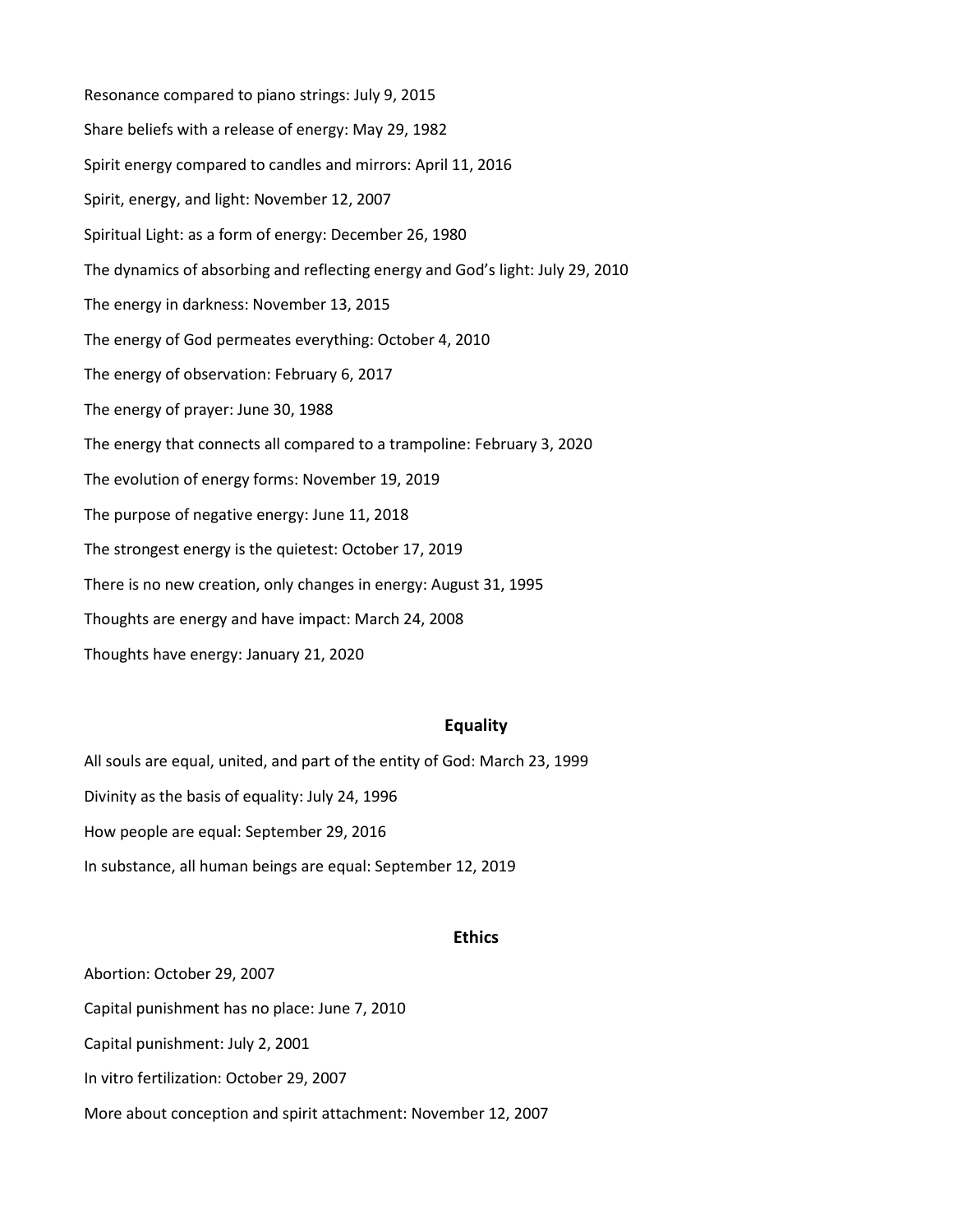Resonance compared to piano strings: July 9, 2015

Share beliefs with a release of energy: May 29, 1982

Spirit energy compared to candles and mirrors: April 11, 2016

Spirit, energy, and light: November 12, 2007

Spiritual Light: as a form of energy: December 26, 1980

The dynamics of absorbing and reflecting energy and God's light: July 29, 2010

The energy in darkness: November 13, 2015

The energy of God permeates everything: October 4, 2010

The energy of observation: February 6, 2017

The energy of prayer: June 30, 1988

The energy that connects all compared to a trampoline: February 3, 2020

The evolution of energy forms: November 19, 2019

The purpose of negative energy: June 11, 2018

The strongest energy is the quietest: October 17, 2019

There is no new creation, only changes in energy: August 31, 1995

Thoughts are energy and have impact: March 24, 2008

Thoughts have energy: January 21, 2020

## Equality

All souls are equal, united, and part of the entity of God: March 23, 1999

Divinity as the basis of equality: July 24, 1996

How people are equal: September 29, 2016

In substance, all human beings are equal: September 12, 2019

## Ethics

Abortion: October 29, 2007

Capital punishment has no place: June 7, 2010

Capital punishment: July 2, 2001

In vitro fertilization: October 29, 2007

More about conception and spirit attachment: November 12, 2007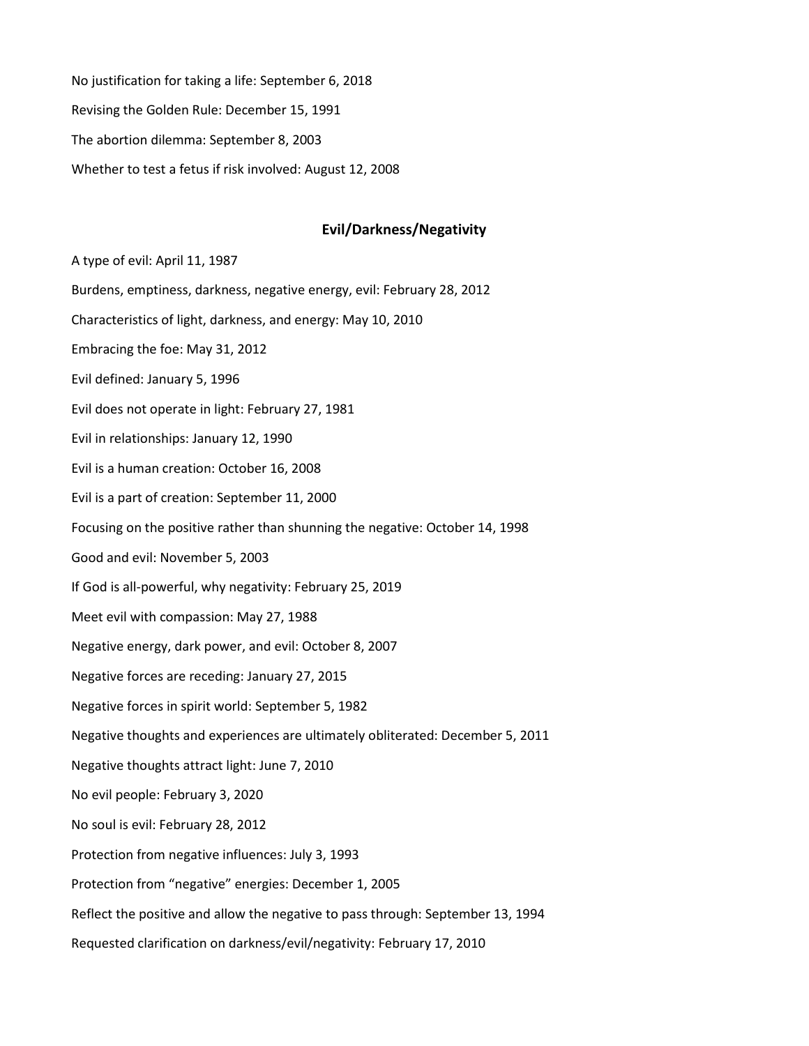No justification for taking a life: September 6, 2018

Revising the Golden Rule: December 15, 1991

The abortion dilemma: September 8, 2003

Whether to test a fetus if risk involved: August 12, 2008

## Evil/Darkness/Negativity

A type of evil: April 11, 1987

Burdens, emptiness, darkness, negative energy, evil: February 28, 2012

Characteristics of light, darkness, and energy: May 10, 2010

Embracing the foe: May 31, 2012

Evil defined: January 5, 1996

Evil does not operate in light: February 27, 1981

Evil in relationships: January 12, 1990

Evil is a human creation: October 16, 2008

Evil is a part of creation: September 11, 2000

Focusing on the positive rather than shunning the negative: October 14, 1998

Good and evil: November 5, 2003

If God is all-powerful, why negativity: February 25, 2019

Meet evil with compassion: May 27, 1988

Negative energy, dark power, and evil: October 8, 2007

Negative forces are receding: January 27, 2015

Negative forces in spirit world: September 5, 1982

Negative thoughts and experiences are ultimately obliterated: December 5, 2011

Negative thoughts attract light: June 7, 2010

No evil people: February 3, 2020

No soul is evil: February 28, 2012

Protection from negative influences: July 3, 1993

Protection from "negative" energies: December 1, 2005

Reflect the positive and allow the negative to pass through: September 13, 1994

Requested clarification on darkness/evil/negativity: February 17, 2010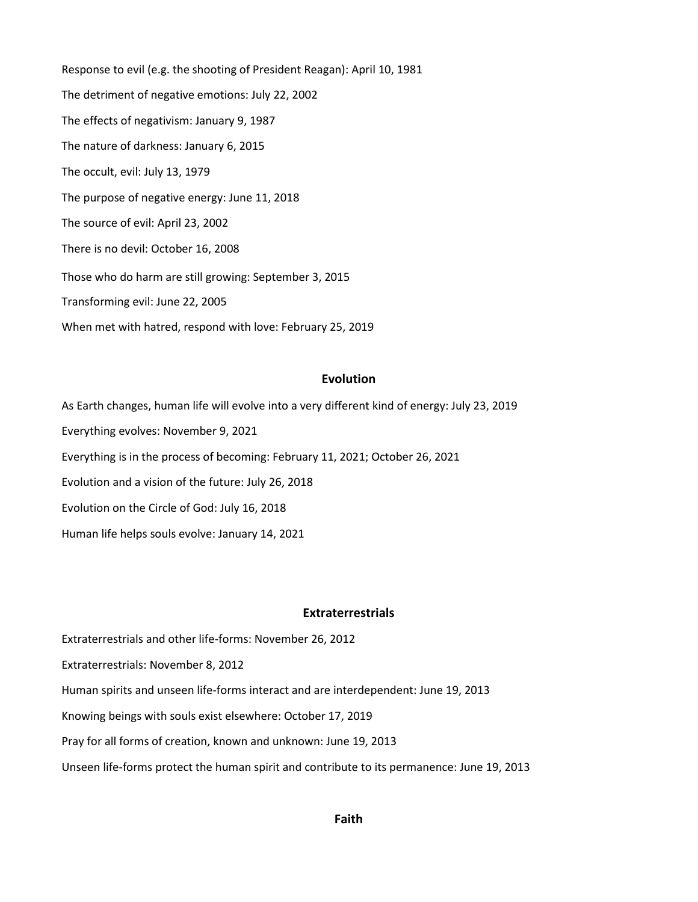Response to evil (e.g. the shooting of President Reagan): April 10, 1981

The detriment of negative emotions: July 22, 2002

The effects of negativism: January 9, 1987

The nature of darkness: January 6, 2015

The occult, evil: July 13, 1979

The purpose of negative energy: June 11, 2018

The source of evil: April 23, 2002

There is no devil: October 16, 2008

Those who do harm are still growing: September 3, 2015

Transforming evil: June 22, 2005

When met with hatred, respond with love: February 25, 2019

## Evolution

As Earth changes, human life will evolve into a very different kind of energy: July 23, 2019

Everything evolves: November 9, 2021

Everything is in the process of becoming: February 11, 2021; October 26, 2021

Evolution and a vision of the future: July 26, 2018

Evolution on the Circle of God: July 16, 2018

Human life helps souls evolve: January 14, 2021

## Extraterrestrials

Extraterrestrials and other life-forms: November 26, 2012

Extraterrestrials: November 8, 2012

Human spirits and unseen life-forms interact and are interdependent: June 19, 2013

Knowing beings with souls exist elsewhere: October 17, 2019

Pray for all forms of creation, known and unknown: June 19, 2013

Unseen life-forms protect the human spirit and contribute to its permanence: June 19, 2013

## Faith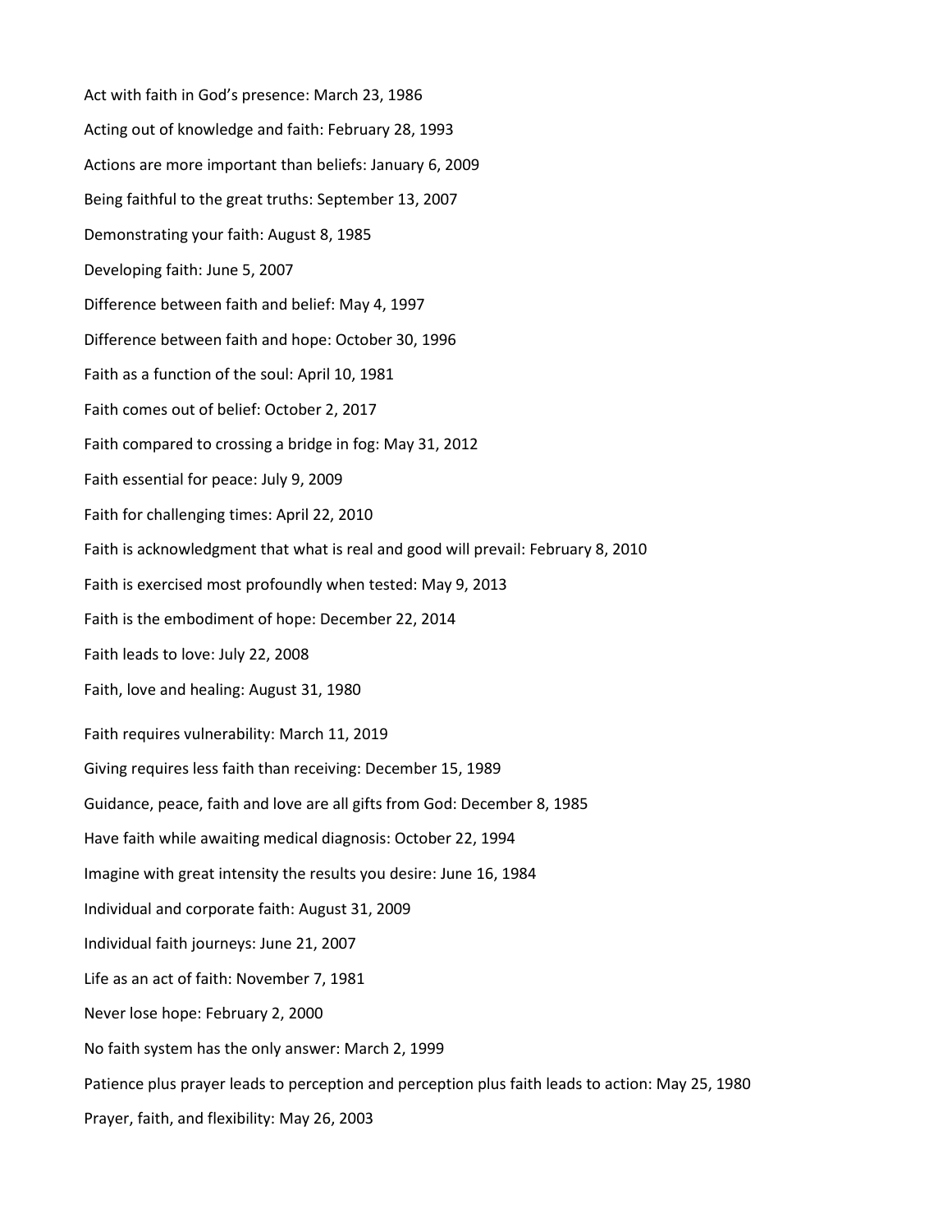Act with faith in God's presence: March 23, 1986

Acting out of knowledge and faith: February 28, 1993

Actions are more important than beliefs: January 6, 2009

Being faithful to the great truths: September 13, 2007

Demonstrating your faith: August 8, 1985

Developing faith: June 5, 2007

Difference between faith and belief: May 4, 1997

Difference between faith and hope: October 30, 1996

Faith as a function of the soul: April 10, 1981

Faith comes out of belief: October 2, 2017

Faith compared to crossing a bridge in fog: May 31, 2012

Faith essential for peace: July 9, 2009

Faith for challenging times: April 22, 2010

Faith is acknowledgment that what is real and good will prevail: February 8, 2010

Faith is exercised most profoundly when tested: May 9, 2013

Faith is the embodiment of hope: December 22, 2014

Faith leads to love: July 22, 2008

Faith, love and healing: August 31, 1980

Faith requires vulnerability: March 11, 2019

Giving requires less faith than receiving: December 15, 1989

Guidance, peace, faith and love are all gifts from God: December 8, 1985

Have faith while awaiting medical diagnosis: October 22, 1994

Imagine with great intensity the results you desire: June 16, 1984

Individual and corporate faith: August 31, 2009

Individual faith journeys: June 21, 2007

Life as an act of faith: November 7, 1981

Never lose hope: February 2, 2000

No faith system has the only answer: March 2, 1999

Patience plus prayer leads to perception and perception plus faith leads to action: May 25, 1980

Prayer, faith, and flexibility: May 26, 2003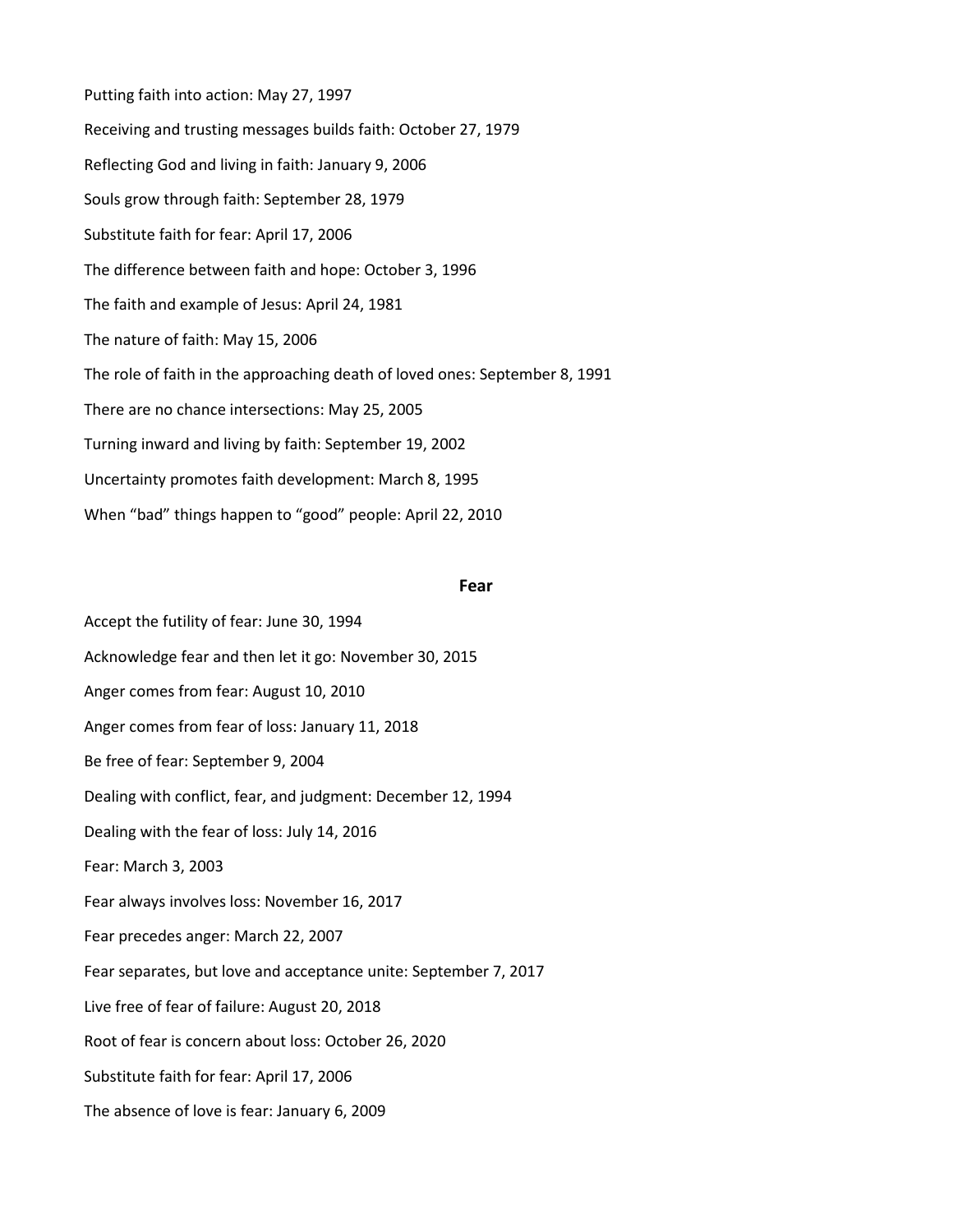Putting faith into action: May 27, 1997

Receiving and trusting messages builds faith: October 27, 1979

Reflecting God and living in faith: January 9, 2006

Souls grow through faith: September 28, 1979

Substitute faith for fear: April 17, 2006

The difference between faith and hope: October 3, 1996

The faith and example of Jesus: April 24, 1981

The nature of faith: May 15, 2006

The role of faith in the approaching death of loved ones: September 8, 1991

There are no chance intersections: May 25, 2005

Turning inward and living by faith: September 19, 2002

Uncertainty promotes faith development: March 8, 1995

When "bad" things happen to "good" people: April 22, 2010

## Fear

Accept the futility of fear: June 30, 1994

Acknowledge fear and then let it go: November 30, 2015

Anger comes from fear: August 10, 2010

Anger comes from fear of loss: January 11, 2018

Be free of fear: September 9, 2004

Dealing with conflict, fear, and judgment: December 12, 1994

Dealing with the fear of loss: July 14, 2016

Fear: March 3, 2003

Fear always involves loss: November 16, 2017

Fear precedes anger: March 22, 2007

Fear separates, but love and acceptance unite: September 7, 2017

Live free of fear of failure: August 20, 2018

Root of fear is concern about loss: October 26, 2020

Substitute faith for fear: April 17, 2006

The absence of love is fear: January 6, 2009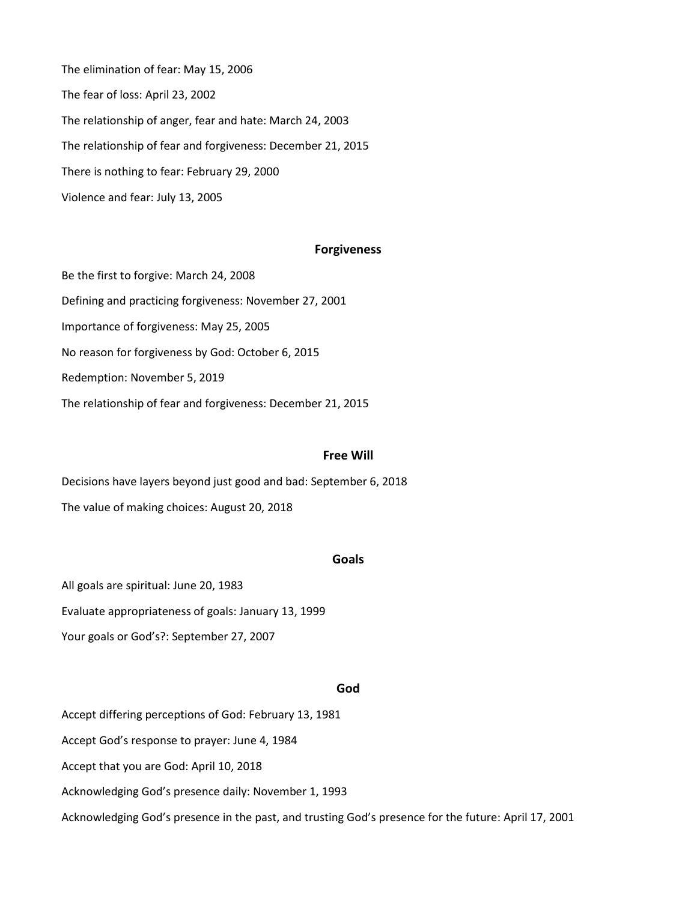The elimination of fear: May 15, 2006

The fear of loss: April 23, 2002

The relationship of anger, fear and hate: March 24, 2003

The relationship of fear and forgiveness: December 21, 2015

There is nothing to fear: February 29, 2000

Violence and fear: July 13, 2005

## Forgiveness

Be the first to forgive: March 24, 2008

Defining and practicing forgiveness: November 27, 2001

Importance of forgiveness: May 25, 2005

No reason for forgiveness by God: October 6, 2015

Redemption: November 5, 2019

The relationship of fear and forgiveness: December 21, 2015

## Free Will

Decisions have layers beyond just good and bad: September 6, 2018

The value of making choices: August 20, 2018

## Goals

All goals are spiritual: June 20, 1983

Evaluate appropriateness of goals: January 13, 1999

Your goals or God's?: September 27, 2007

## God

Accept differing perceptions of God: February 13, 1981

Accept God's response to prayer: June 4, 1984

Accept that you are God: April 10, 2018

Acknowledging God's presence daily: November 1, 1993

Acknowledging God's presence in the past, and trusting God's presence for the future: April 17, 2001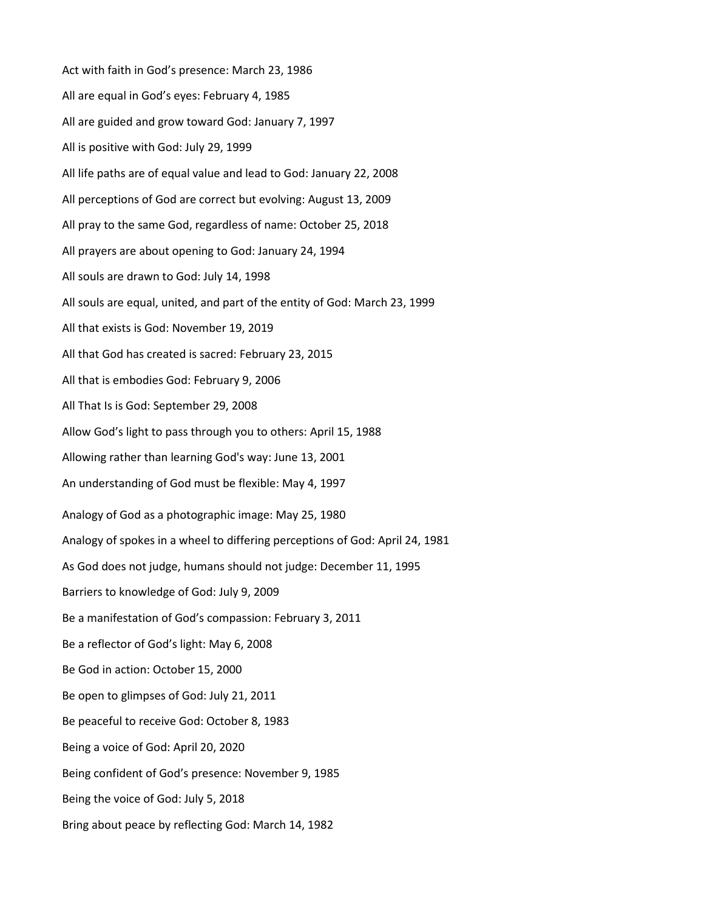Act with faith in God's presence: March 23, 1986

All are equal in God's eyes: February 4, 1985

All are guided and grow toward God: January 7, 1997

All is positive with God: July 29, 1999

All life paths are of equal value and lead to God: January 22, 2008

All perceptions of God are correct but evolving: August 13, 2009

All pray to the same God, regardless of name: October 25, 2018

All prayers are about opening to God: January 24, 1994

All souls are drawn to God: July 14, 1998

All souls are equal, united, and part of the entity of God: March 23, 1999

All that exists is God: November 19, 2019

All that God has created is sacred: February 23, 2015

All that is embodies God: February 9, 2006

All That Is is God: September 29, 2008

Allow God's light to pass through you to others: April 15, 1988

Allowing rather than learning God's way: June 13, 2001

An understanding of God must be flexible: May 4, 1997

Analogy of God as a photographic image: May 25, 1980

Analogy of spokes in a wheel to differing perceptions of God: April 24, 1981

As God does not judge, humans should not judge: December 11, 1995

Barriers to knowledge of God: July 9, 2009

Be a manifestation of God's compassion: February 3, 2011

Be a reflector of God's light: May 6, 2008

Be God in action: October 15, 2000

Be open to glimpses of God: July 21, 2011

Be peaceful to receive God: October 8, 1983

Being a voice of God: April 20, 2020

Being confident of God's presence: November 9, 1985

Being the voice of God: July 5, 2018

Bring about peace by reflecting God: March 14, 1982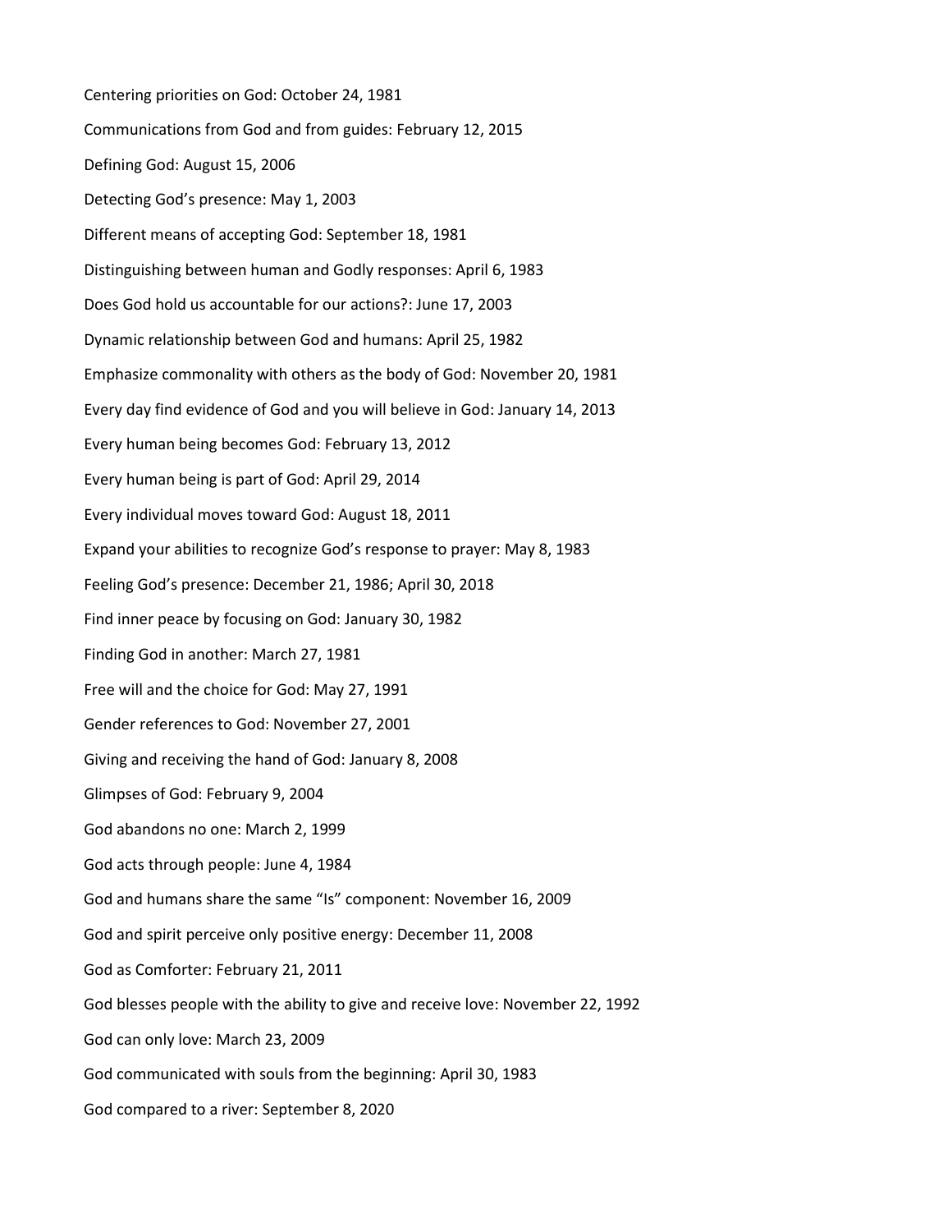Centering priorities on God: October 24, 1981

Communications from God and from guides: February 12, 2015

Defining God: August 15, 2006

Detecting God's presence: May 1, 2003

Different means of accepting God: September 18, 1981

Distinguishing between human and Godly responses: April 6, 1983

Does God hold us accountable for our actions?: June 17, 2003

Dynamic relationship between God and humans: April 25, 1982

Emphasize commonality with others as the body of God: November 20, 1981

Every day find evidence of God and you will believe in God: January 14, 2013

Every human being becomes God: February 13, 2012

Every human being is part of God: April 29, 2014

Every individual moves toward God: August 18, 2011

Expand your abilities to recognize God's response to prayer: May 8, 1983

Feeling God's presence: December 21, 1986; April 30, 2018

Find inner peace by focusing on God: January 30, 1982

Finding God in another: March 27, 1981

Free will and the choice for God: May 27, 1991

Gender references to God: November 27, 2001

Giving and receiving the hand of God: January 8, 2008

Glimpses of God: February 9, 2004

God abandons no one: March 2, 1999

God acts through people: June 4, 1984

God and humans share the same "Is" component: November 16, 2009

God and spirit perceive only positive energy: December 11, 2008

God as Comforter: February 21, 2011

God blesses people with the ability to give and receive love: November 22, 1992

God can only love: March 23, 2009

God communicated with souls from the beginning: April 30, 1983

God compared to a river: September 8, 2020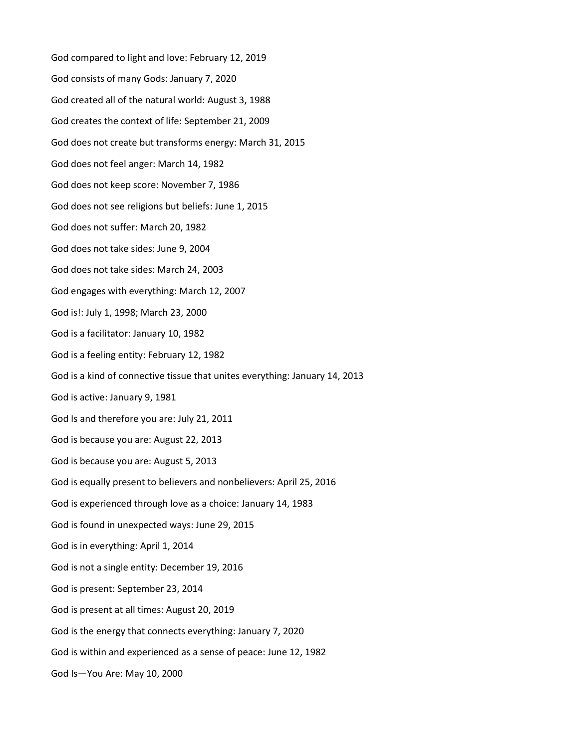God compared to light and love: February 12, 2019

God consists of many Gods: January 7, 2020

God created all of the natural world: August 3, 1988

God creates the context of life: September 21, 2009

God does not create but transforms energy: March 31, 2015

God does not feel anger: March 14, 1982

God does not keep score: November 7, 1986

God does not see religions but beliefs: June 1, 2015

God does not suffer: March 20, 1982

God does not take sides: June 9, 2004

God does not take sides: March 24, 2003

God engages with everything: March 12, 2007

God is!: July 1, 1998; March 23, 2000

God is a facilitator: January 10, 1982

God is a feeling entity: February 12, 1982

God is a kind of connective tissue that unites everything: January 14, 2013

God is active: January 9, 1981

God Is and therefore you are: July 21, 2011

God is because you are: August 22, 2013

God is because you are: August 5, 2013

God is equally present to believers and nonbelievers: April 25, 2016

God is experienced through love as a choice: January 14, 1983

God is found in unexpected ways: June 29, 2015

God is in everything: April 1, 2014

God is not a single entity: December 19, 2016

God is present: September 23, 2014

God is present at all times: August 20, 2019

God is the energy that connects everything: January 7, 2020

God is within and experienced as a sense of peace: June 12, 1982

God Is—You Are: May 10, 2000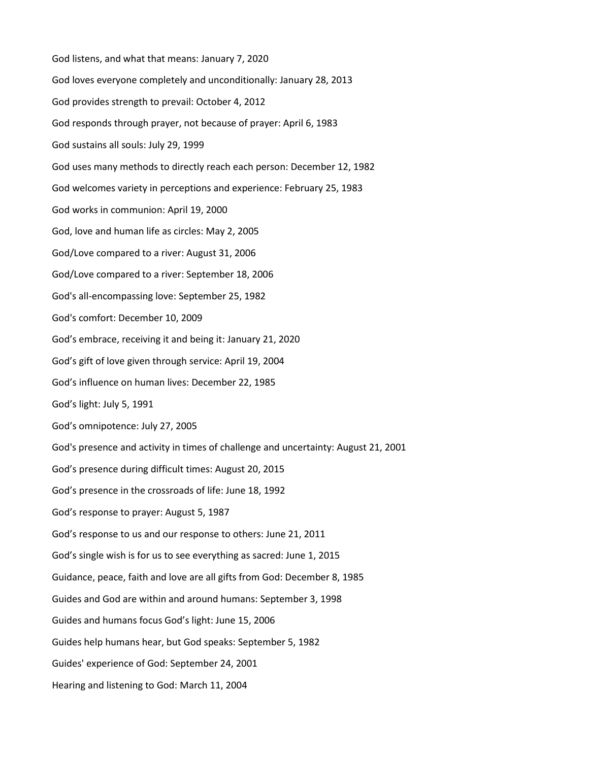God listens, and what that means: January 7, 2020

God loves everyone completely and unconditionally: January 28, 2013

God provides strength to prevail: October 4, 2012

God responds through prayer, not because of prayer: April 6, 1983

God sustains all souls: July 29, 1999

God uses many methods to directly reach each person: December 12, 1982

God welcomes variety in perceptions and experience: February 25, 1983

God works in communion: April 19, 2000

God, love and human life as circles: May 2, 2005

God/Love compared to a river: August 31, 2006

God/Love compared to a river: September 18, 2006

God's all-encompassing love: September 25, 1982

God's comfort: December 10, 2009

God’s embrace, receiving it and being it: January 21, 2020

God’s gift of love given through service: April 19, 2004

God’s influence on human lives: December 22, 1985

God’s light: July 5, 1991

God’s omnipotence: July 27, 2005

God's presence and activity in times of challenge and uncertainty: August 21, 2001

God’s presence during difficult times: August 20, 2015

God’s presence in the crossroads of life: June 18, 1992

God’s response to prayer: August 5, 1987

God’s response to us and our response to others: June 21, 2011

God’s single wish is for us to see everything as sacred: June 1, 2015

Guidance, peace, faith and love are all gifts from God: December 8, 1985

Guides and God are within and around humans: September 3, 1998

Guides and humans focus God’s light: June 15, 2006

Guides help humans hear, but God speaks: September 5, 1982

Guides' experience of God: September 24, 2001

Hearing and listening to God: March 11, 2004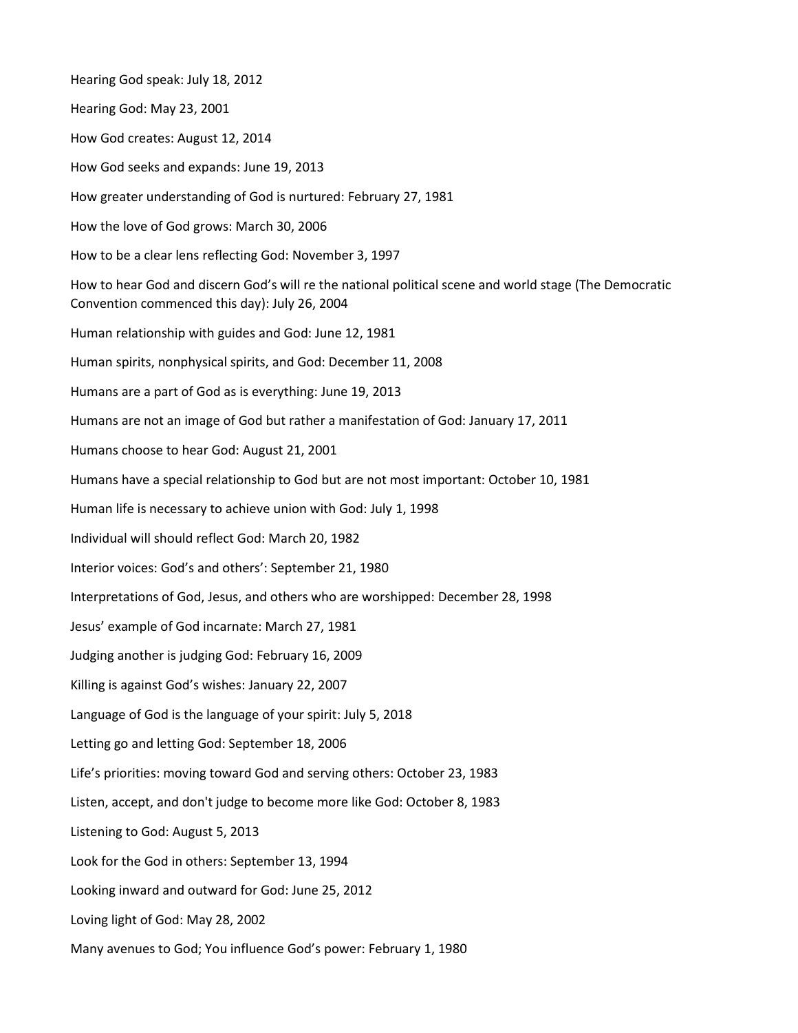Hearing God speak: July 18, 2012

Hearing God: May 23, 2001

How God creates: August 12, 2014

How God seeks and expands: June 19, 2013

How greater understanding of God is nurtured: February 27, 1981

How the love of God grows: March 30, 2006

How to be a clear lens reflecting God: November 3, 1997

How to hear God and discern God's will re the national political scene and world stage (The Democratic Convention commenced this day): July 26, 2004

Human relationship with guides and God: June 12, 1981

Human spirits, nonphysical spirits, and God: December 11, 2008

Humans are a part of God as is everything: June 19, 2013

Humans are not an image of God but rather a manifestation of God: January 17, 2011

Humans choose to hear God: August 21, 2001

Humans have a special relationship to God but are not most important: October 10, 1981

Human life is necessary to achieve union with God: July 1, 1998

Individual will should reflect God: March 20, 1982

Interior voices: God's and others': September 21, 1980

Interpretations of God, Jesus, and others who are worshipped: December 28, 1998

Jesus' example of God incarnate: March 27, 1981

Judging another is judging God: February 16, 2009

Killing is against God's wishes: January 22, 2007

Language of God is the language of your spirit: July 5, 2018

Letting go and letting God: September 18, 2006

Life's priorities: moving toward God and serving others: October 23, 1983

Listen, accept, and don't judge to become more like God: October 8, 1983

Listening to God: August 5, 2013

Look for the God in others: September 13, 1994

Looking inward and outward for God: June 25, 2012

Loving light of God: May 28, 2002

Many avenues to God; You influence God's power: February 1, 1980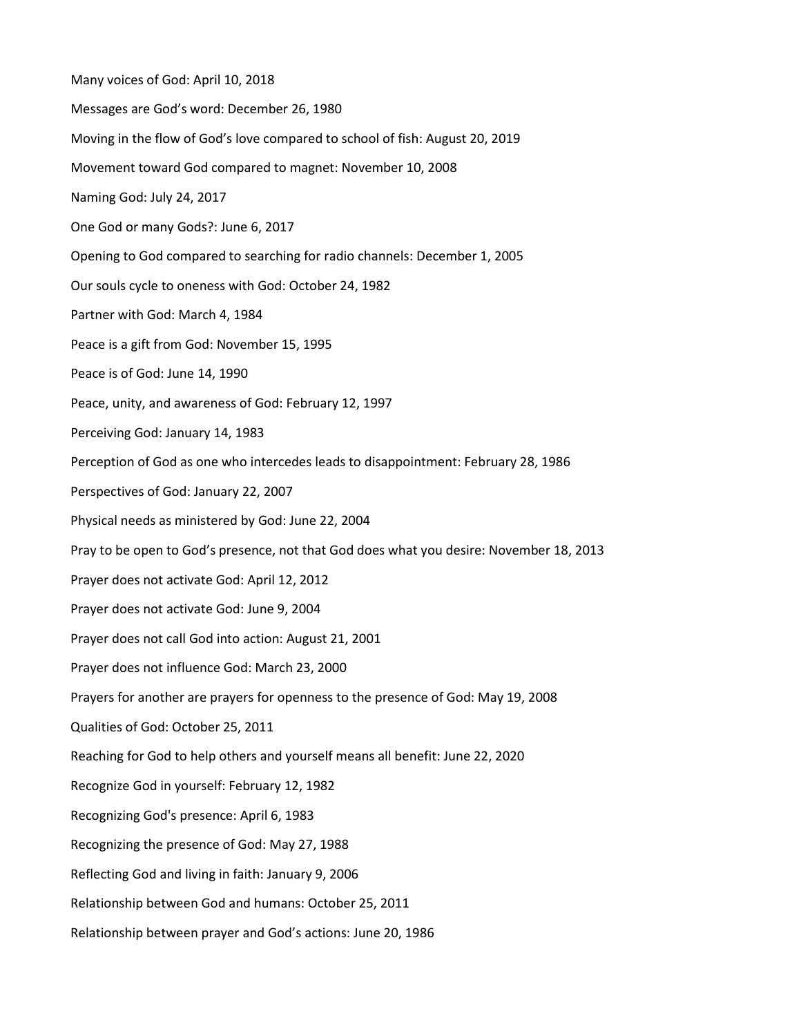Many voices of God: April 10, 2018

Messages are God's word: December 26, 1980

Moving in the flow of God's love compared to school of fish: August 20, 2019

Movement toward God compared to magnet: November 10, 2008

Naming God: July 24, 2017

One God or many Gods?: June 6, 2017

Opening to God compared to searching for radio channels: December 1, 2005

Our souls cycle to oneness with God: October 24, 1982

Partner with God: March 4, 1984

Peace is a gift from God: November 15, 1995

Peace is of God: June 14, 1990

Peace, unity, and awareness of God: February 12, 1997

Perceiving God: January 14, 1983

Perception of God as one who intercedes leads to disappointment: February 28, 1986

Perspectives of God: January 22, 2007

Physical needs as ministered by God: June 22, 2004

Pray to be open to God's presence, not that God does what you desire: November 18, 2013

Prayer does not activate God: April 12, 2012

Prayer does not activate God: June 9, 2004

Prayer does not call God into action: August 21, 2001

Prayer does not influence God: March 23, 2000

Prayers for another are prayers for openness to the presence of God: May 19, 2008

Qualities of God: October 25, 2011

Reaching for God to help others and yourself means all benefit: June 22, 2020

Recognize God in yourself: February 12, 1982

Recognizing God's presence: April 6, 1983

Recognizing the presence of God: May 27, 1988

Reflecting God and living in faith: January 9, 2006

Relationship between God and humans: October 25, 2011

Relationship between prayer and God's actions: June 20, 1986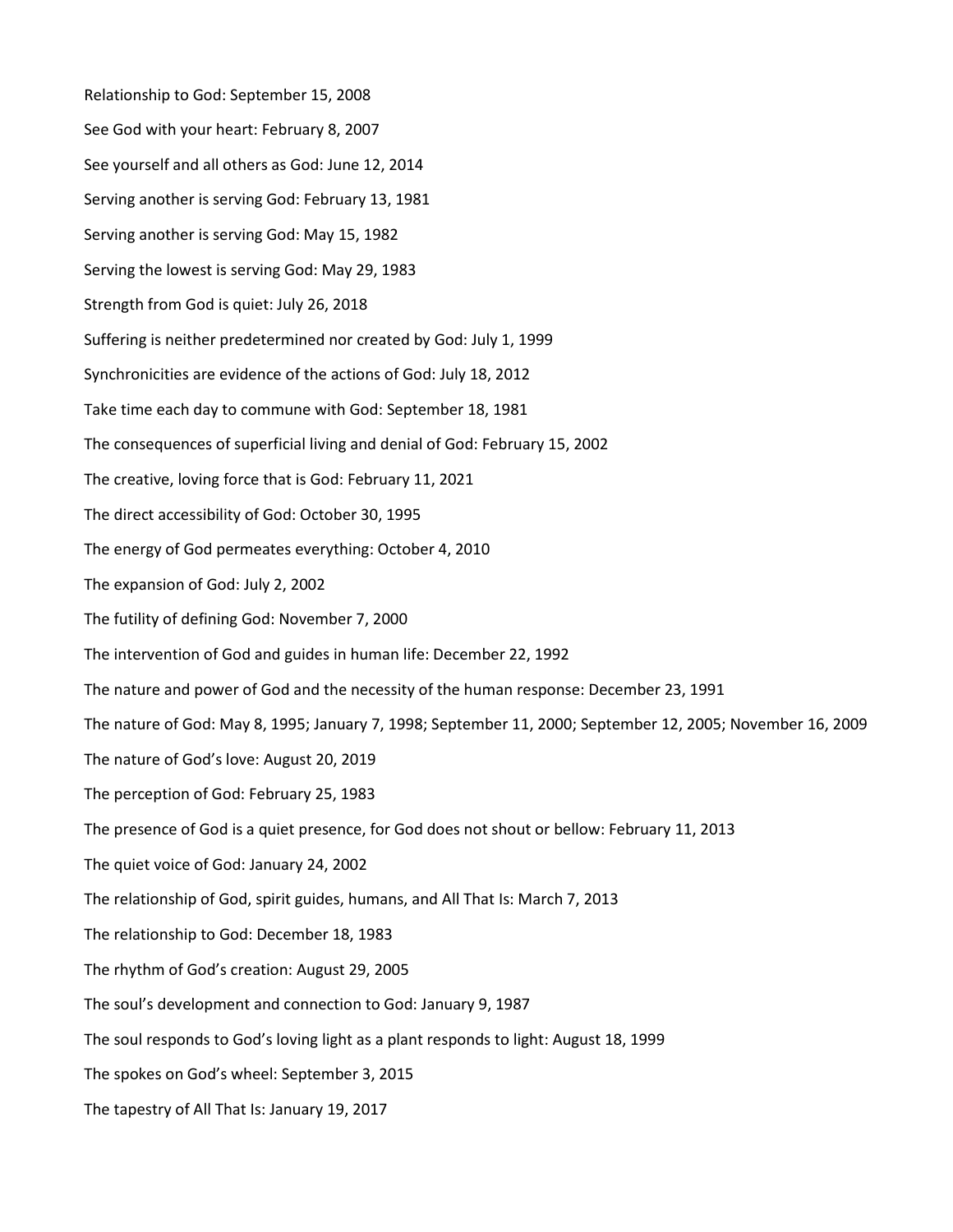Relationship to God: September 15, 2008

See God with your heart: February 8, 2007

See yourself and all others as God: June 12, 2014

Serving another is serving God: February 13, 1981

Serving another is serving God: May 15, 1982

Serving the lowest is serving God: May 29, 1983

Strength from God is quiet: July 26, 2018

Suffering is neither predetermined nor created by God: July 1, 1999

Synchronicities are evidence of the actions of God: July 18, 2012

Take time each day to commune with God: September 18, 1981

The consequences of superficial living and denial of God: February 15, 2002

The creative, loving force that is God: February 11, 2021

The direct accessibility of God: October 30, 1995

The energy of God permeates everything: October 4, 2010

The expansion of God: July 2, 2002

The futility of defining God: November 7, 2000

The intervention of God and guides in human life: December 22, 1992

The nature and power of God and the necessity of the human response: December 23, 1991

The nature of God: May 8, 1995; January 7, 1998; September 11, 2000; September 12, 2005; November 16, 2009

The nature of God's love: August 20, 2019

The perception of God: February 25, 1983

The presence of God is a quiet presence, for God does not shout or bellow: February 11, 2013

The quiet voice of God: January 24, 2002

The relationship of God, spirit guides, humans, and All That Is: March 7, 2013

The relationship to God: December 18, 1983

The rhythm of God's creation: August 29, 2005

The soul's development and connection to God: January 9, 1987

The soul responds to God's loving light as a plant responds to light: August 18, 1999

The spokes on God's wheel: September 3, 2015

The tapestry of All That Is: January 19, 2017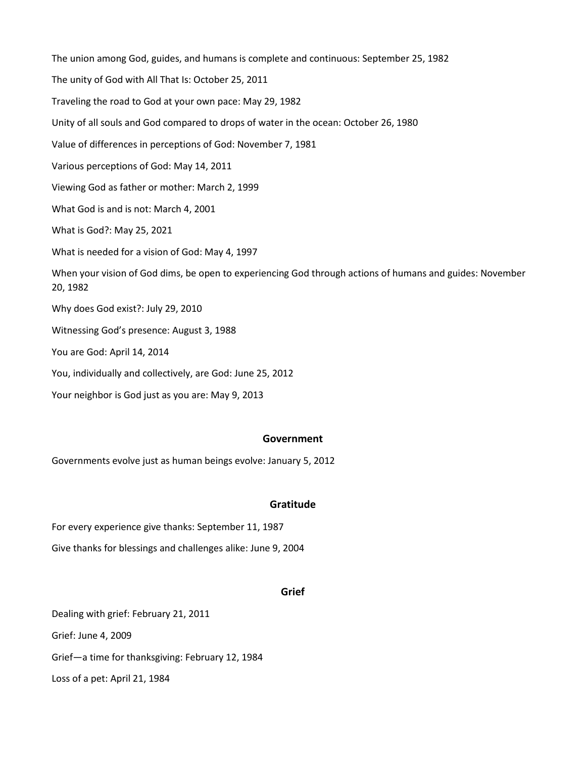The union among God, guides, and humans is complete and continuous: September 25, 1982

The unity of God with All That Is: October 25, 2011

Traveling the road to God at your own pace: May 29, 1982

Unity of all souls and God compared to drops of water in the ocean: October 26, 1980

Value of differences in perceptions of God: November 7, 1981

Various perceptions of God: May 14, 2011

Viewing God as father or mother: March 2, 1999

What God is and is not: March 4, 2001

What is God?: May 25, 2021

What is needed for a vision of God: May 4, 1997

When your vision of God dims, be open to experiencing God through actions of humans and guides: November 20, 1982

Why does God exist?: July 29, 2010

Witnessing God's presence: August 3, 1988

You are God: April 14, 2014

You, individually and collectively, are God: June 25, 2012

Your neighbor is God just as you are: May 9, 2013

## Government

Governments evolve just as human beings evolve: January 5, 2012

## Gratitude

For every experience give thanks: September 11, 1987

Give thanks for blessings and challenges alike: June 9, 2004

## Grief

Dealing with grief: February 21, 2011

Grief: June 4, 2009

Grief—a time for thanksgiving: February 12, 1984

Loss of a pet: April 21, 1984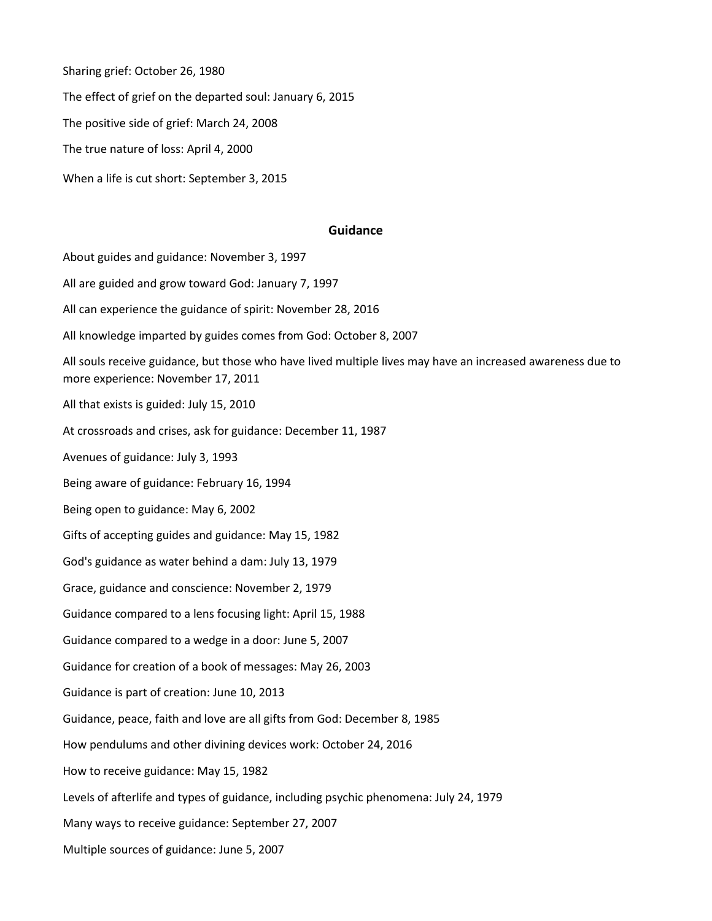Sharing grief: October 26, 1980

The effect of grief on the departed soul: January 6, 2015

The positive side of grief: March 24, 2008

The true nature of loss: April 4, 2000

When a life is cut short: September 3, 2015

## Guidance

About guides and guidance: November 3, 1997

All are guided and grow toward God: January 7, 1997

All can experience the guidance of spirit: November 28, 2016

All knowledge imparted by guides comes from God: October 8, 2007

All souls receive guidance, but those who have lived multiple lives may have an increased awareness due to more experience: November 17, 2011

All that exists is guided: July 15, 2010

At crossroads and crises, ask for guidance: December 11, 1987

Avenues of guidance: July 3, 1993

Being aware of guidance: February 16, 1994

Being open to guidance: May 6, 2002

Gifts of accepting guides and guidance: May 15, 1982

God's guidance as water behind a dam: July 13, 1979

Grace, guidance and conscience: November 2, 1979

Guidance compared to a lens focusing light: April 15, 1988

Guidance compared to a wedge in a door: June 5, 2007

Guidance for creation of a book of messages: May 26, 2003

Guidance is part of creation: June 10, 2013

Guidance, peace, faith and love are all gifts from God: December 8, 1985

How pendulums and other divining devices work: October 24, 2016

How to receive guidance: May 15, 1982

Levels of afterlife and types of guidance, including psychic phenomena: July 24, 1979

Many ways to receive guidance: September 27, 2007

Multiple sources of guidance: June 5, 2007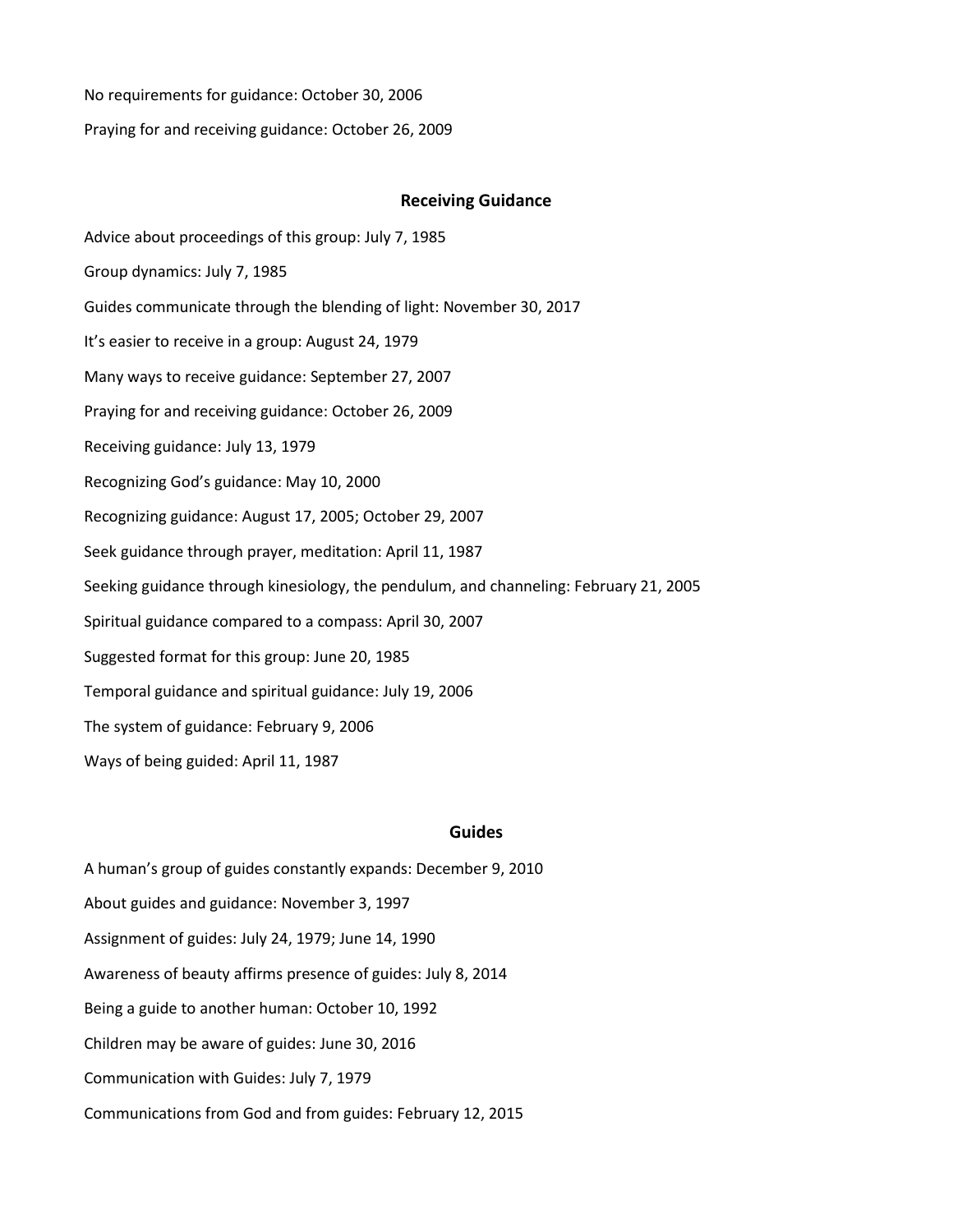No requirements for guidance: October 30, 2006

Praying for and receiving guidance: October 26, 2009

### Receiving Guidance

Advice about proceedings of this group: July 7, 1985

Group dynamics: July 7, 1985

Guides communicate through the blending of light: November 30, 2017

It's easier to receive in a group: August 24, 1979

Many ways to receive guidance: September 27, 2007

Praying for and receiving guidance: October 26, 2009

Receiving guidance: July 13, 1979

Recognizing God's guidance: May 10, 2000

Recognizing guidance: August 17, 2005; October 29, 2007

Seek guidance through prayer, meditation: April 11, 1987

Seeking guidance through kinesiology, the pendulum, and channeling: February 21, 2005

Spiritual guidance compared to a compass: April 30, 2007

Suggested format for this group: June 20, 1985

Temporal guidance and spiritual guidance: July 19, 2006

The system of guidance: February 9, 2006

Ways of being guided: April 11, 1987

### Guides

A human's group of guides constantly expands: December 9, 2010

About guides and guidance: November 3, 1997

Assignment of guides: July 24, 1979; June 14, 1990

Awareness of beauty affirms presence of guides: July 8, 2014

Being a guide to another human: October 10, 1992

Children may be aware of guides: June 30, 2016

Communication with Guides: July 7, 1979

Communications from God and from guides: February 12, 2015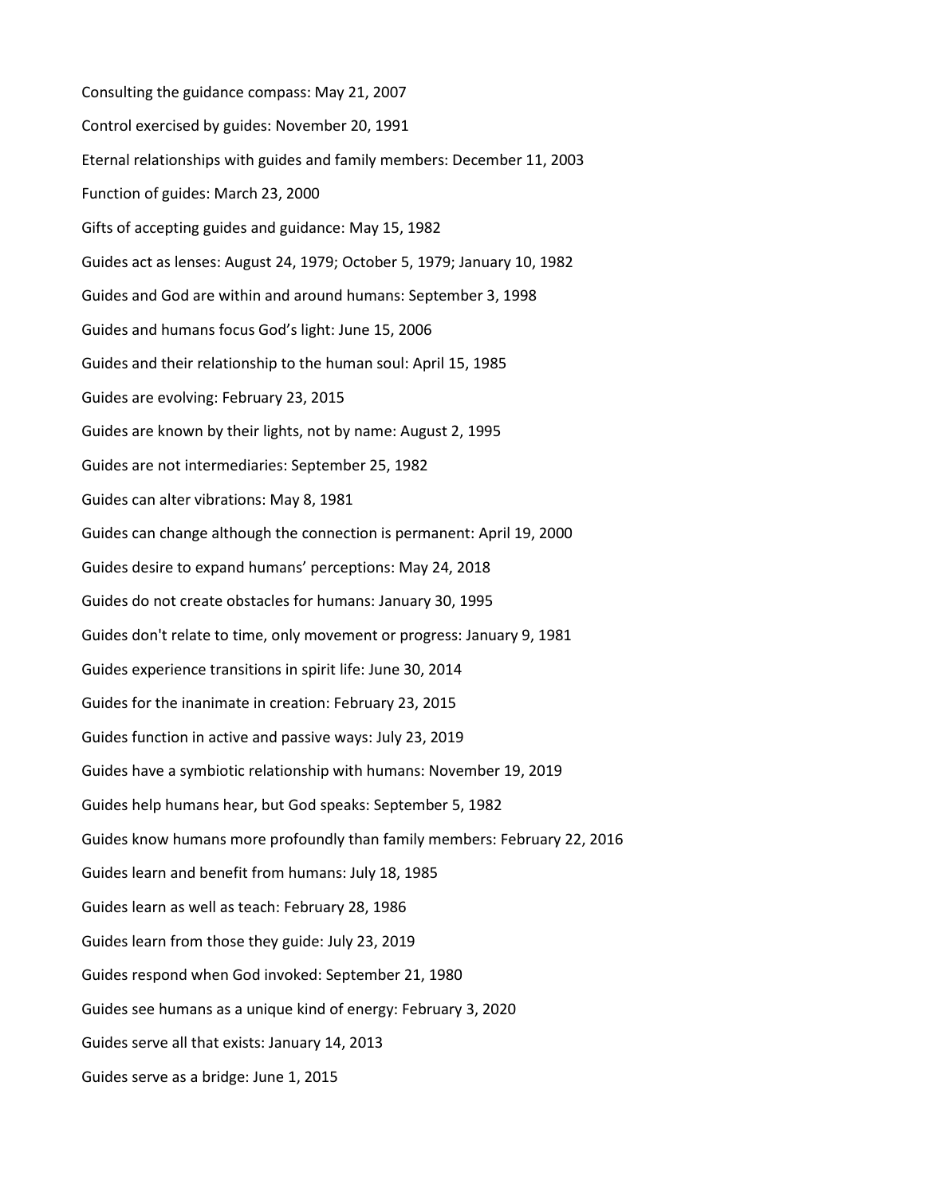Consulting the guidance compass: May 21, 2007

Control exercised by guides: November 20, 1991

Eternal relationships with guides and family members: December 11, 2003

Function of guides: March 23, 2000

Gifts of accepting guides and guidance: May 15, 1982

Guides act as lenses: August 24, 1979; October 5, 1979; January 10, 1982

Guides and God are within and around humans: September 3, 1998

Guides and humans focus God's light: June 15, 2006

Guides and their relationship to the human soul: April 15, 1985

Guides are evolving: February 23, 2015

Guides are known by their lights, not by name: August 2, 1995

Guides are not intermediaries: September 25, 1982

Guides can alter vibrations: May 8, 1981

Guides can change although the connection is permanent: April 19, 2000

Guides desire to expand humans' perceptions: May 24, 2018

Guides do not create obstacles for humans: January 30, 1995

Guides don't relate to time, only movement or progress: January 9, 1981

Guides experience transitions in spirit life: June 30, 2014

Guides for the inanimate in creation: February 23, 2015

Guides function in active and passive ways: July 23, 2019

Guides have a symbiotic relationship with humans: November 19, 2019

Guides help humans hear, but God speaks: September 5, 1982

Guides know humans more profoundly than family members: February 22, 2016

Guides learn and benefit from humans: July 18, 1985

Guides learn as well as teach: February 28, 1986

Guides learn from those they guide: July 23, 2019

Guides respond when God invoked: September 21, 1980

Guides see humans as a unique kind of energy: February 3, 2020

Guides serve all that exists: January 14, 2013

Guides serve as a bridge: June 1, 2015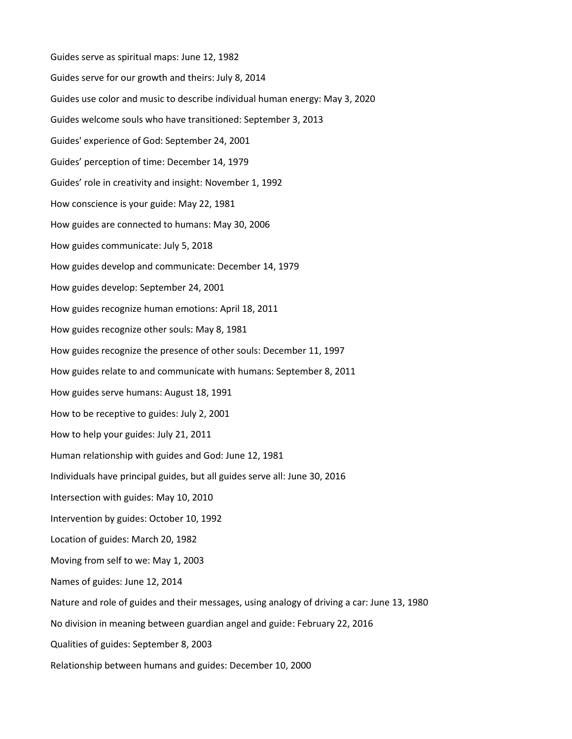Guides serve as spiritual maps: June 12, 1982

Guides serve for our growth and theirs: July 8, 2014

Guides use color and music to describe individual human energy: May 3, 2020

Guides welcome souls who have transitioned: September 3, 2013

Guides' experience of God: September 24, 2001

Guides’ perception of time: December 14, 1979

Guides’ role in creativity and insight: November 1, 1992

How conscience is your guide: May 22, 1981

How guides are connected to humans: May 30, 2006

How guides communicate: July 5, 2018

How guides develop and communicate: December 14, 1979

How guides develop: September 24, 2001

How guides recognize human emotions: April 18, 2011

How guides recognize other souls: May 8, 1981

How guides recognize the presence of other souls: December 11, 1997

How guides relate to and communicate with humans: September 8, 2011

How guides serve humans: August 18, 1991

How to be receptive to guides: July 2, 2001

How to help your guides: July 21, 2011

Human relationship with guides and God: June 12, 1981

Individuals have principal guides, but all guides serve all: June 30, 2016

Intersection with guides: May 10, 2010

Intervention by guides: October 10, 1992

Location of guides: March 20, 1982

Moving from self to we: May 1, 2003

Names of guides: June 12, 2014

Nature and role of guides and their messages, using analogy of driving a car: June 13, 1980

No division in meaning between guardian angel and guide: February 22, 2016

Qualities of guides: September 8, 2003

Relationship between humans and guides: December 10, 2000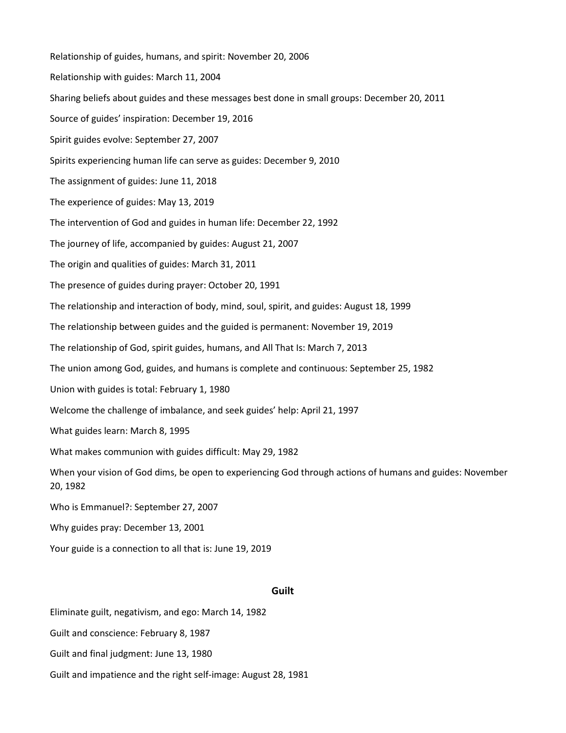Relationship of guides, humans, and spirit: November 20, 2006

Relationship with guides: March 11, 2004

Sharing beliefs about guides and these messages best done in small groups: December 20, 2011

Source of guides' inspiration: December 19, 2016

Spirit guides evolve: September 27, 2007

Spirits experiencing human life can serve as guides: December 9, 2010

The assignment of guides: June 11, 2018

The experience of guides: May 13, 2019

The intervention of God and guides in human life: December 22, 1992

The journey of life, accompanied by guides: August 21, 2007

The origin and qualities of guides: March 31, 2011

The presence of guides during prayer: October 20, 1991

The relationship and interaction of body, mind, soul, spirit, and guides: August 18, 1999

The relationship between guides and the guided is permanent: November 19, 2019

The relationship of God, spirit guides, humans, and All That Is: March 7, 2013

The union among God, guides, and humans is complete and continuous: September 25, 1982

Union with guides is total: February 1, 1980

Welcome the challenge of imbalance, and seek guides' help: April 21, 1997

What guides learn: March 8, 1995

What makes communion with guides difficult: May 29, 1982

When your vision of God dims, be open to experiencing God through actions of humans and guides: November 20, 1982

Who is Emmanuel?: September 27, 2007

Why guides pray: December 13, 2001

Your guide is a connection to all that is: June 19, 2019

## Guilt

Eliminate guilt, negativism, and ego: March 14, 1982

Guilt and conscience: February 8, 1987

Guilt and final judgment: June 13, 1980

Guilt and impatience and the right self-image: August 28, 1981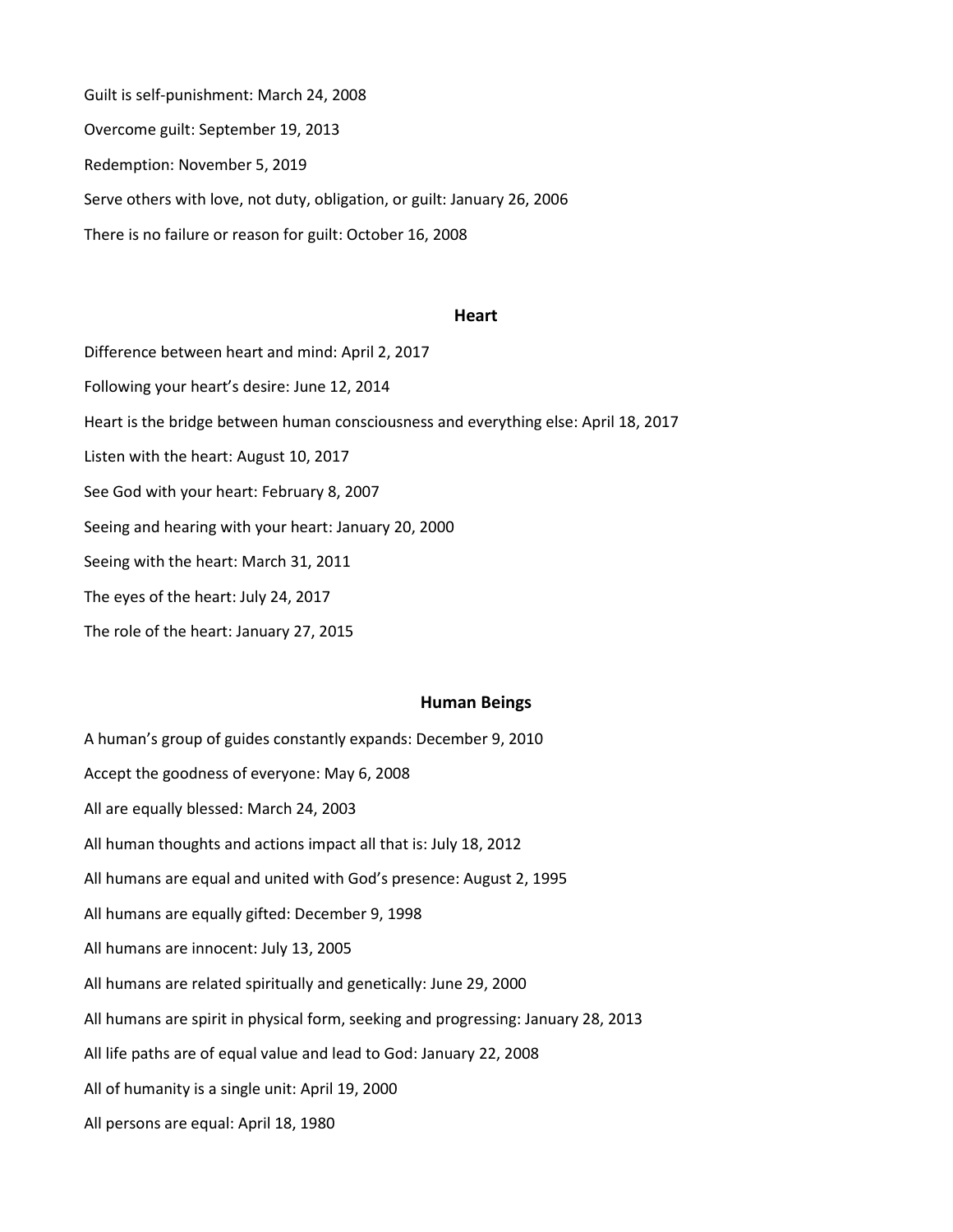Guilt is self-punishment: March 24, 2008

Overcome guilt: September 19, 2013

Redemption: November 5, 2019

Serve others with love, not duty, obligation, or guilt: January 26, 2006

There is no failure or reason for guilt: October 16, 2008

## Heart

Difference between heart and mind: April 2, 2017

Following your heart's desire: June 12, 2014

Heart is the bridge between human consciousness and everything else: April 18, 2017

Listen with the heart: August 10, 2017

See God with your heart: February 8, 2007

Seeing and hearing with your heart: January 20, 2000

Seeing with the heart: March 31, 2011

The eyes of the heart: July 24, 2017

The role of the heart: January 27, 2015

## Human Beings

A human's group of guides constantly expands: December 9, 2010

Accept the goodness of everyone: May 6, 2008

All are equally blessed: March 24, 2003

All human thoughts and actions impact all that is: July 18, 2012

All humans are equal and united with God's presence: August 2, 1995

All humans are equally gifted: December 9, 1998

All humans are innocent: July 13, 2005

All humans are related spiritually and genetically: June 29, 2000

All humans are spirit in physical form, seeking and progressing: January 28, 2013

All life paths are of equal value and lead to God: January 22, 2008

All of humanity is a single unit: April 19, 2000

All persons are equal: April 18, 1980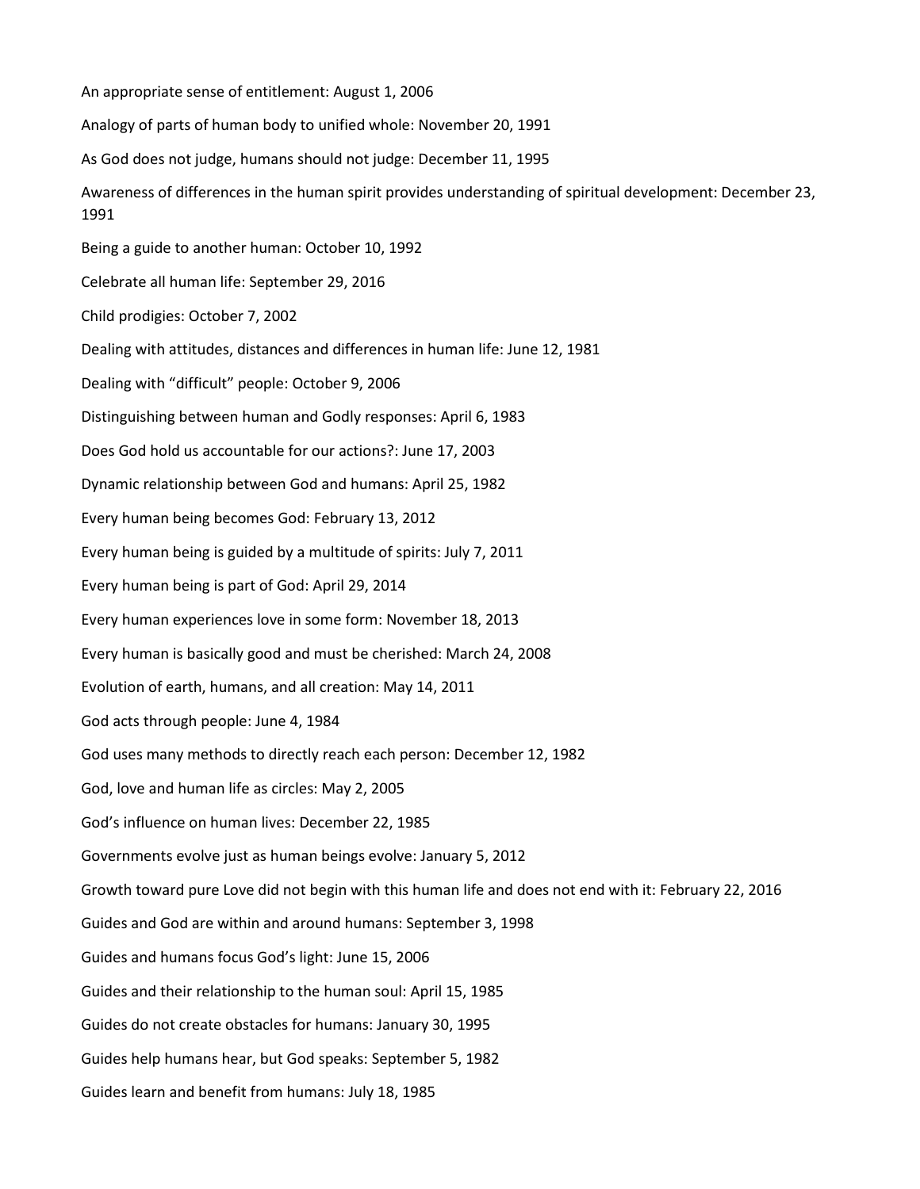An appropriate sense of entitlement: August 1, 2006

Analogy of parts of human body to unified whole: November 20, 1991

As God does not judge, humans should not judge: December 11, 1995

Awareness of differences in the human spirit provides understanding of spiritual development: December 23, 1991

Being a guide to another human: October 10, 1992

Celebrate all human life: September 29, 2016

Child prodigies: October 7, 2002

Dealing with attitudes, distances and differences in human life: June 12, 1981

Dealing with “difficult” people: October 9, 2006

Distinguishing between human and Godly responses: April 6, 1983

Does God hold us accountable for our actions?: June 17, 2003

Dynamic relationship between God and humans: April 25, 1982

Every human being becomes God: February 13, 2012

Every human being is guided by a multitude of spirits: July 7, 2011

Every human being is part of God: April 29, 2014

Every human experiences love in some form: November 18, 2013

Every human is basically good and must be cherished: March 24, 2008

Evolution of earth, humans, and all creation: May 14, 2011

God acts through people: June 4, 1984

God uses many methods to directly reach each person: December 12, 1982

God, love and human life as circles: May 2, 2005

God’s influence on human lives: December 22, 1985

Governments evolve just as human beings evolve: January 5, 2012

Growth toward pure Love did not begin with this human life and does not end with it: February 22, 2016

Guides and God are within and around humans: September 3, 1998

Guides and humans focus God’s light: June 15, 2006

Guides and their relationship to the human soul: April 15, 1985

Guides do not create obstacles for humans: January 30, 1995

Guides help humans hear, but God speaks: September 5, 1982

Guides learn and benefit from humans: July 18, 1985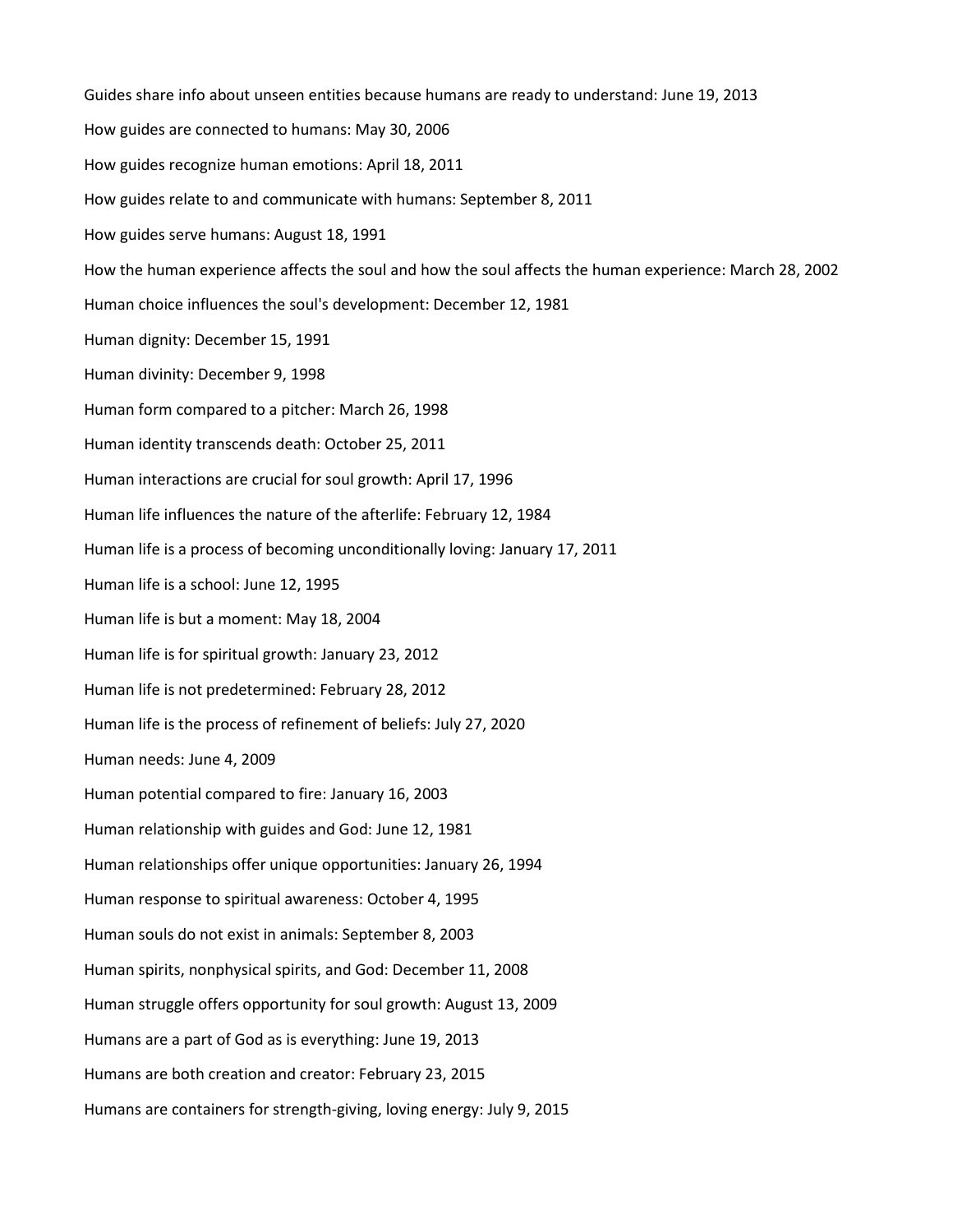Guides share info about unseen entities because humans are ready to understand: June 19, 2013

How guides are connected to humans: May 30, 2006

How guides recognize human emotions: April 18, 2011

How guides relate to and communicate with humans: September 8, 2011

How guides serve humans: August 18, 1991

How the human experience affects the soul and how the soul affects the human experience: March 28, 2002

Human choice influences the soul's development: December 12, 1981

Human dignity: December 15, 1991

Human divinity: December 9, 1998

Human form compared to a pitcher: March 26, 1998

Human identity transcends death: October 25, 2011

Human interactions are crucial for soul growth: April 17, 1996

Human life influences the nature of the afterlife: February 12, 1984

Human life is a process of becoming unconditionally loving: January 17, 2011

Human life is a school: June 12, 1995

Human life is but a moment: May 18, 2004

Human life is for spiritual growth: January 23, 2012

Human life is not predetermined: February 28, 2012

Human life is the process of refinement of beliefs: July 27, 2020

Human needs: June 4, 2009

Human potential compared to fire: January 16, 2003

Human relationship with guides and God: June 12, 1981

Human relationships offer unique opportunities: January 26, 1994

Human response to spiritual awareness: October 4, 1995

Human souls do not exist in animals: September 8, 2003

Human spirits, nonphysical spirits, and God: December 11, 2008

Human struggle offers opportunity for soul growth: August 13, 2009

Humans are a part of God as is everything: June 19, 2013

Humans are both creation and creator: February 23, 2015

Humans are containers for strength-giving, loving energy: July 9, 2015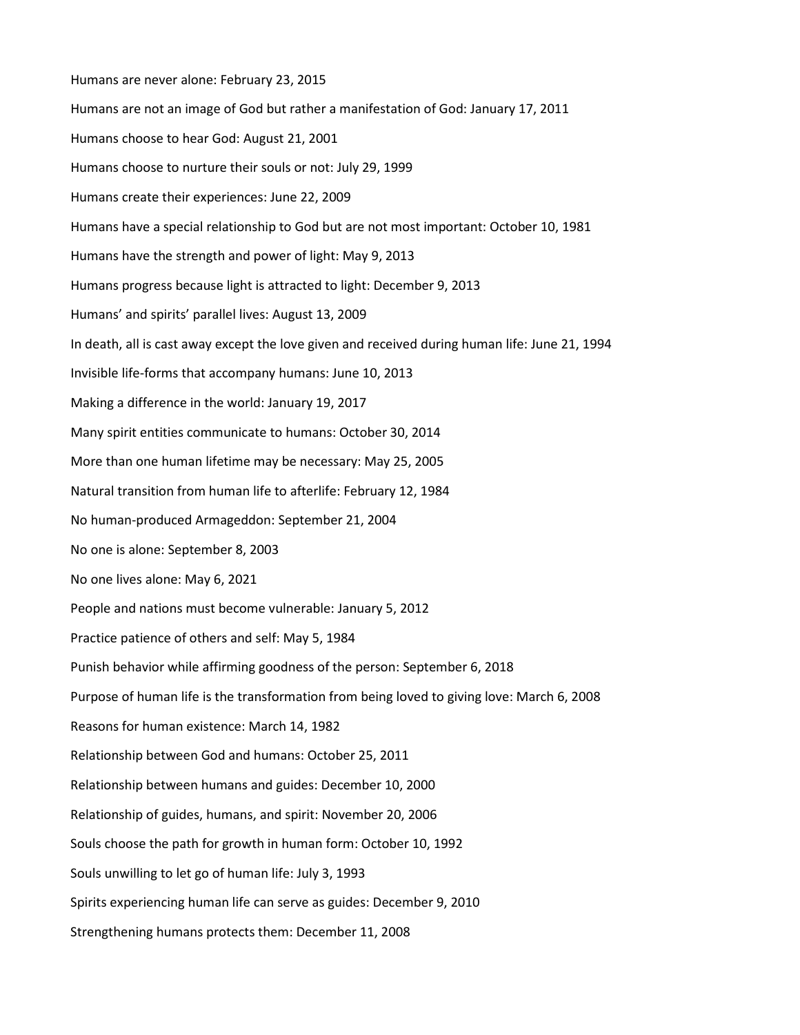Humans are never alone: February 23, 2015

Humans are not an image of God but rather a manifestation of God: January 17, 2011

Humans choose to hear God: August 21, 2001

Humans choose to nurture their souls or not: July 29, 1999

Humans create their experiences: June 22, 2009

Humans have a special relationship to God but are not most important: October 10, 1981

Humans have the strength and power of light: May 9, 2013

Humans progress because light is attracted to light: December 9, 2013

Humans' and spirits' parallel lives: August 13, 2009

In death, all is cast away except the love given and received during human life: June 21, 1994

Invisible life-forms that accompany humans: June 10, 2013

Making a difference in the world: January 19, 2017

Many spirit entities communicate to humans: October 30, 2014

More than one human lifetime may be necessary: May 25, 2005

Natural transition from human life to afterlife: February 12, 1984

No human-produced Armageddon: September 21, 2004

No one is alone: September 8, 2003

No one lives alone: May 6, 2021

People and nations must become vulnerable: January 5, 2012

Practice patience of others and self: May 5, 1984

Punish behavior while affirming goodness of the person: September 6, 2018

Purpose of human life is the transformation from being loved to giving love: March 6, 2008

Reasons for human existence: March 14, 1982

Relationship between God and humans: October 25, 2011

Relationship between humans and guides: December 10, 2000

Relationship of guides, humans, and spirit: November 20, 2006

Souls choose the path for growth in human form: October 10, 1992

Souls unwilling to let go of human life: July 3, 1993

Spirits experiencing human life can serve as guides: December 9, 2010

Strengthening humans protects them: December 11, 2008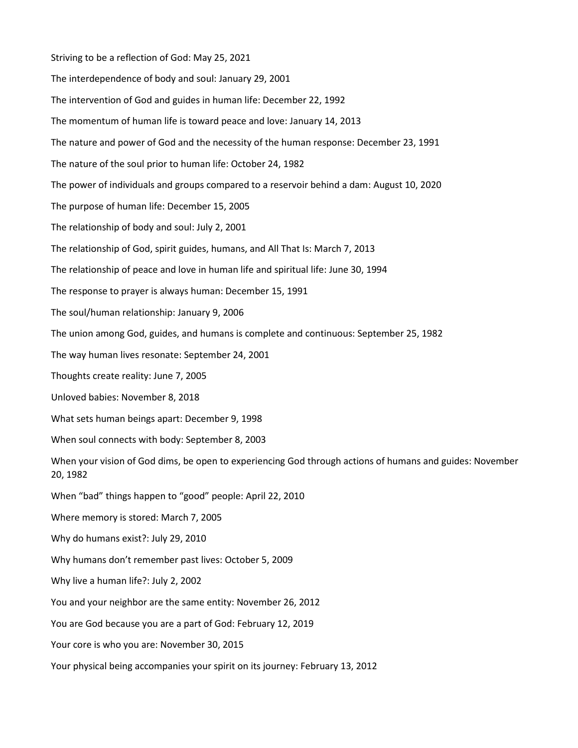Striving to be a reflection of God: May 25, 2021

The interdependence of body and soul: January 29, 2001

The intervention of God and guides in human life: December 22, 1992

The momentum of human life is toward peace and love: January 14, 2013

The nature and power of God and the necessity of the human response: December 23, 1991

The nature of the soul prior to human life: October 24, 1982

The power of individuals and groups compared to a reservoir behind a dam: August 10, 2020

The purpose of human life: December 15, 2005

The relationship of body and soul: July 2, 2001

The relationship of God, spirit guides, humans, and All That Is: March 7, 2013

The relationship of peace and love in human life and spiritual life: June 30, 1994

The response to prayer is always human: December 15, 1991

The soul/human relationship: January 9, 2006

The union among God, guides, and humans is complete and continuous: September 25, 1982

The way human lives resonate: September 24, 2001

Thoughts create reality: June 7, 2005

Unloved babies: November 8, 2018

What sets human beings apart: December 9, 1998

When soul connects with body: September 8, 2003

When your vision of God dims, be open to experiencing God through actions of humans and guides: November 20, 1982

When “bad” things happen to “good” people: April 22, 2010

Where memory is stored: March 7, 2005

Why do humans exist?: July 29, 2010

Why humans don’t remember past lives: October 5, 2009

Why live a human life?: July 2, 2002

You and your neighbor are the same entity: November 26, 2012

You are God because you are a part of God: February 12, 2019

Your core is who you are: November 30, 2015

Your physical being accompanies your spirit on its journey: February 13, 2012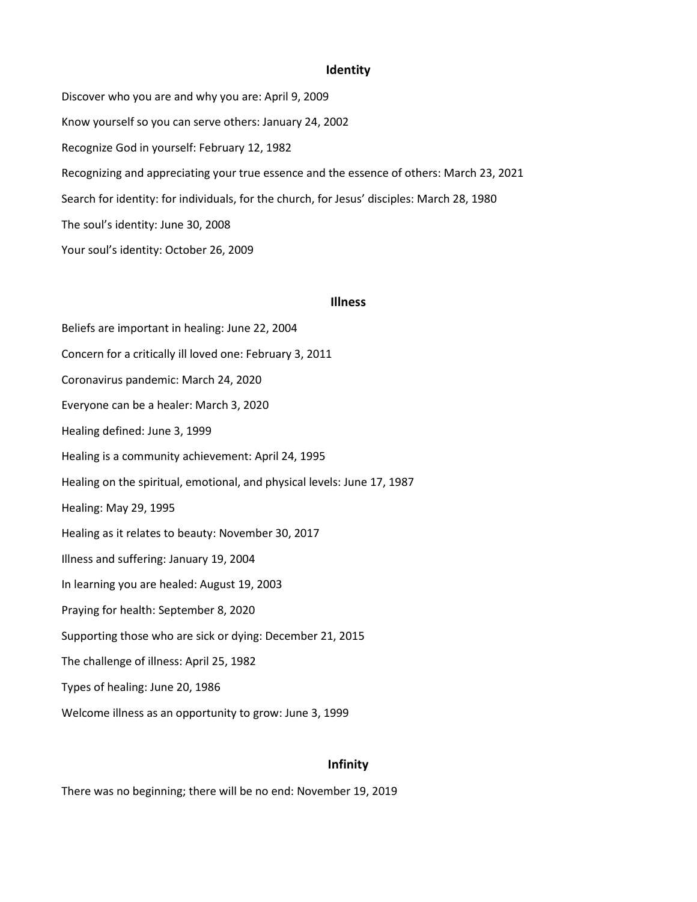## Identity

Discover who you are and why you are: April 9, 2009

Know yourself so you can serve others: January 24, 2002

Recognize God in yourself: February 12, 1982

Recognizing and appreciating your true essence and the essence of others: March 23, 2021

Search for identity: for individuals, for the church, for Jesus' disciples: March 28, 1980

The soul's identity: June 30, 2008

Your soul's identity: October 26, 2009

## Illness

Beliefs are important in healing: June 22, 2004

Concern for a critically ill loved one: February 3, 2011

Coronavirus pandemic: March 24, 2020

Everyone can be a healer: March 3, 2020

Healing defined: June 3, 1999

Healing is a community achievement: April 24, 1995

Healing on the spiritual, emotional, and physical levels: June 17, 1987

Healing: May 29, 1995

Healing as it relates to beauty: November 30, 2017

Illness and suffering: January 19, 2004

In learning you are healed: August 19, 2003

Praying for health: September 8, 2020

Supporting those who are sick or dying: December 21, 2015

The challenge of illness: April 25, 1982

Types of healing: June 20, 1986

Welcome illness as an opportunity to grow: June 3, 1999

## Infinity

There was no beginning; there will be no end: November 19, 2019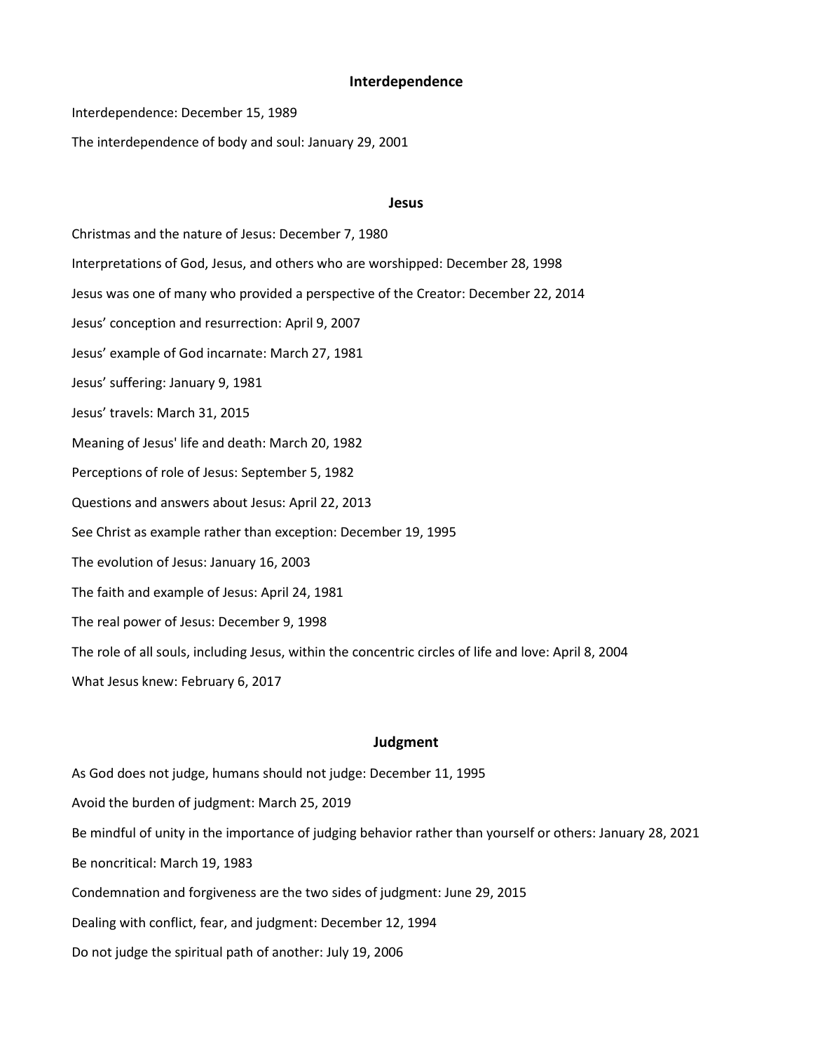## Interdependence

Interdependence: December 15, 1989

The interdependence of body and soul: January 29, 2001

## Jesus

Christmas and the nature of Jesus: December 7, 1980

Interpretations of God, Jesus, and others who are worshipped: December 28, 1998

Jesus was one of many who provided a perspective of the Creator: December 22, 2014

Jesus' conception and resurrection: April 9, 2007

Jesus' example of God incarnate: March 27, 1981

Jesus' suffering: January 9, 1981

Jesus' travels: March 31, 2015

Meaning of Jesus' life and death: March 20, 1982

Perceptions of role of Jesus: September 5, 1982

Questions and answers about Jesus: April 22, 2013

See Christ as example rather than exception: December 19, 1995

The evolution of Jesus: January 16, 2003

The faith and example of Jesus: April 24, 1981

The real power of Jesus: December 9, 1998

The role of all souls, including Jesus, within the concentric circles of life and love: April 8, 2004

What Jesus knew: February 6, 2017

## Judgment

As God does not judge, humans should not judge: December 11, 1995

Avoid the burden of judgment: March 25, 2019

Be mindful of unity in the importance of judging behavior rather than yourself or others: January 28, 2021

Be noncritical: March 19, 1983

Condemnation and forgiveness are the two sides of judgment: June 29, 2015

Dealing with conflict, fear, and judgment: December 12, 1994

Do not judge the spiritual path of another: July 19, 2006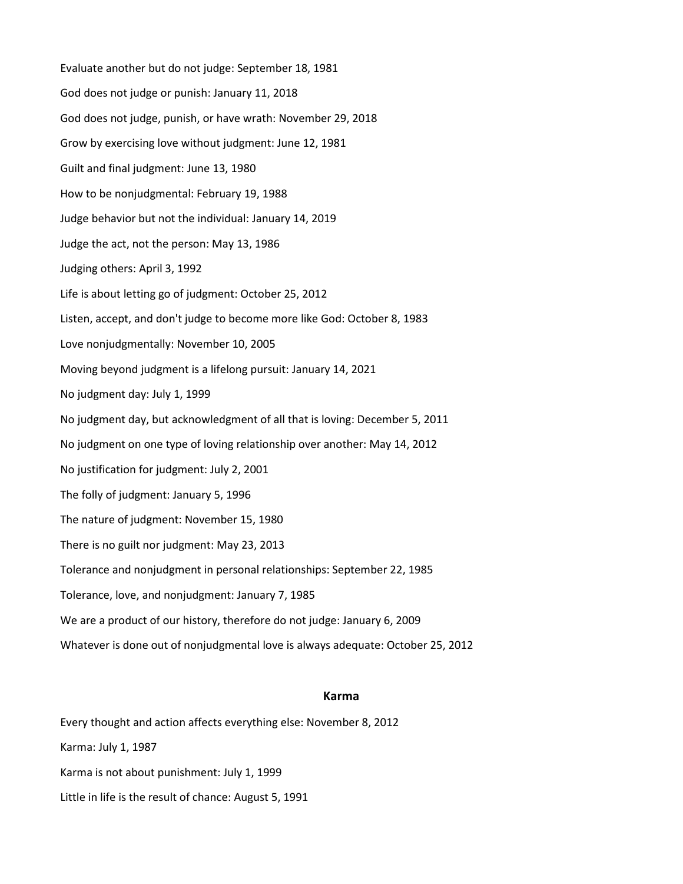Evaluate another but do not judge: September 18, 1981

God does not judge or punish: January 11, 2018

God does not judge, punish, or have wrath: November 29, 2018

Grow by exercising love without judgment: June 12, 1981

Guilt and final judgment: June 13, 1980

How to be nonjudgmental: February 19, 1988

Judge behavior but not the individual: January 14, 2019

Judge the act, not the person: May 13, 1986

Judging others: April 3, 1992

Life is about letting go of judgment: October 25, 2012

Listen, accept, and don't judge to become more like God: October 8, 1983

Love nonjudgmentally: November 10, 2005

Moving beyond judgment is a lifelong pursuit: January 14, 2021

No judgment day: July 1, 1999

No judgment day, but acknowledgment of all that is loving: December 5, 2011

No judgment on one type of loving relationship over another: May 14, 2012

No justification for judgment: July 2, 2001

The folly of judgment: January 5, 1996

The nature of judgment: November 15, 1980

There is no guilt nor judgment: May 23, 2013

Tolerance and nonjudgment in personal relationships: September 22, 1985

Tolerance, love, and nonjudgment: January 7, 1985

We are a product of our history, therefore do not judge: January 6, 2009

Whatever is done out of nonjudgmental love is always adequate: October 25, 2012

## Karma

Every thought and action affects everything else: November 8, 2012

Karma: July 1, 1987

Karma is not about punishment: July 1, 1999

Little in life is the result of chance: August 5, 1991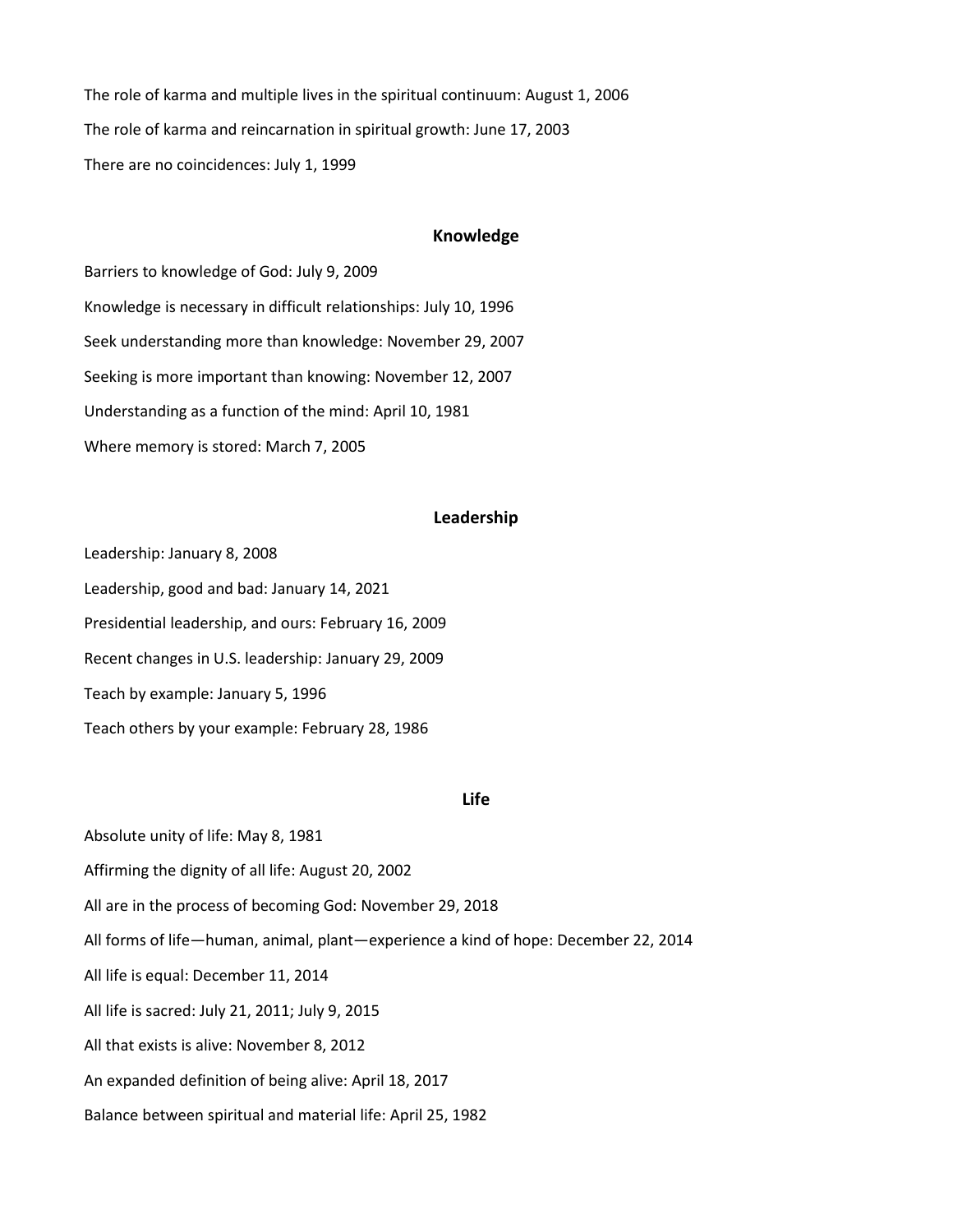The role of karma and multiple lives in the spiritual continuum: August 1, 2006

The role of karma and reincarnation in spiritual growth: June 17, 2003

There are no coincidences: July 1, 1999

## Knowledge

Barriers to knowledge of God: July 9, 2009

Knowledge is necessary in difficult relationships: July 10, 1996

Seek understanding more than knowledge: November 29, 2007

Seeking is more important than knowing: November 12, 2007

Understanding as a function of the mind: April 10, 1981

Where memory is stored: March 7, 2005

## Leadership

Leadership: January 8, 2008

Leadership, good and bad: January 14, 2021

Presidential leadership, and ours: February 16, 2009

Recent changes in U.S. leadership: January 29, 2009

Teach by example: January 5, 1996

Teach others by your example: February 28, 1986

## Life

Absolute unity of life: May 8, 1981

Affirming the dignity of all life: August 20, 2002

All are in the process of becoming God: November 29, 2018

All forms of life—human, animal, plant—experience a kind of hope: December 22, 2014

All life is equal: December 11, 2014

All life is sacred: July 21, 2011; July 9, 2015

All that exists is alive: November 8, 2012

An expanded definition of being alive: April 18, 2017

Balance between spiritual and material life: April 25, 1982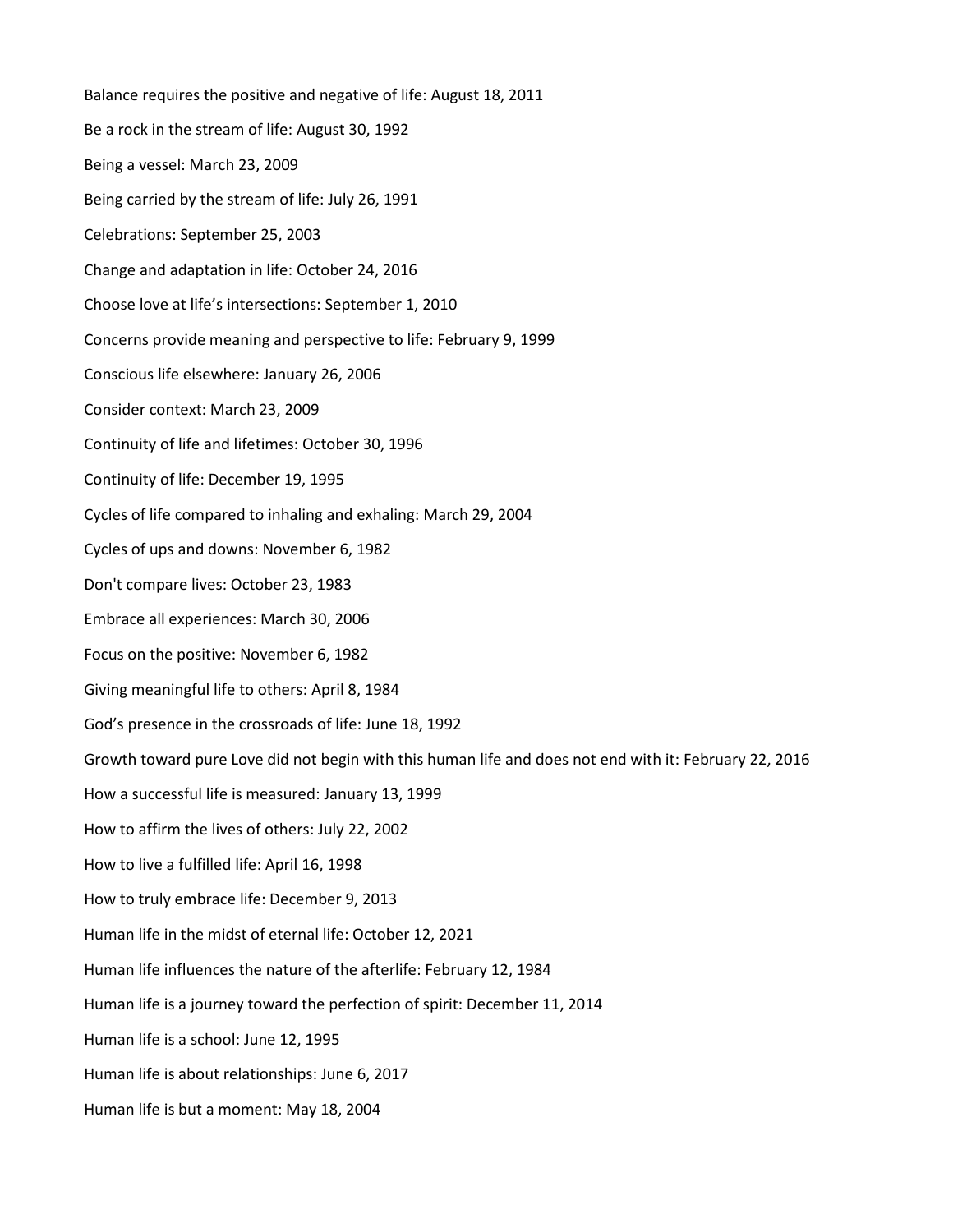Balance requires the positive and negative of life: August 18, 2011

Be a rock in the stream of life: August 30, 1992

Being a vessel: March 23, 2009

Being carried by the stream of life: July 26, 1991

Celebrations: September 25, 2003

Change and adaptation in life: October 24, 2016

Choose love at life's intersections: September 1, 2010

Concerns provide meaning and perspective to life: February 9, 1999

Conscious life elsewhere: January 26, 2006

Consider context: March 23, 2009

Continuity of life and lifetimes: October 30, 1996

Continuity of life: December 19, 1995

Cycles of life compared to inhaling and exhaling: March 29, 2004

Cycles of ups and downs: November 6, 1982

Don't compare lives: October 23, 1983

Embrace all experiences: March 30, 2006

Focus on the positive: November 6, 1982

Giving meaningful life to others: April 8, 1984

God's presence in the crossroads of life: June 18, 1992

Growth toward pure Love did not begin with this human life and does not end with it: February 22, 2016

How a successful life is measured: January 13, 1999

How to affirm the lives of others: July 22, 2002

How to live a fulfilled life: April 16, 1998

How to truly embrace life: December 9, 2013

Human life in the midst of eternal life: October 12, 2021

Human life influences the nature of the afterlife: February 12, 1984

Human life is a journey toward the perfection of spirit: December 11, 2014

Human life is a school: June 12, 1995

Human life is about relationships: June 6, 2017

Human life is but a moment: May 18, 2004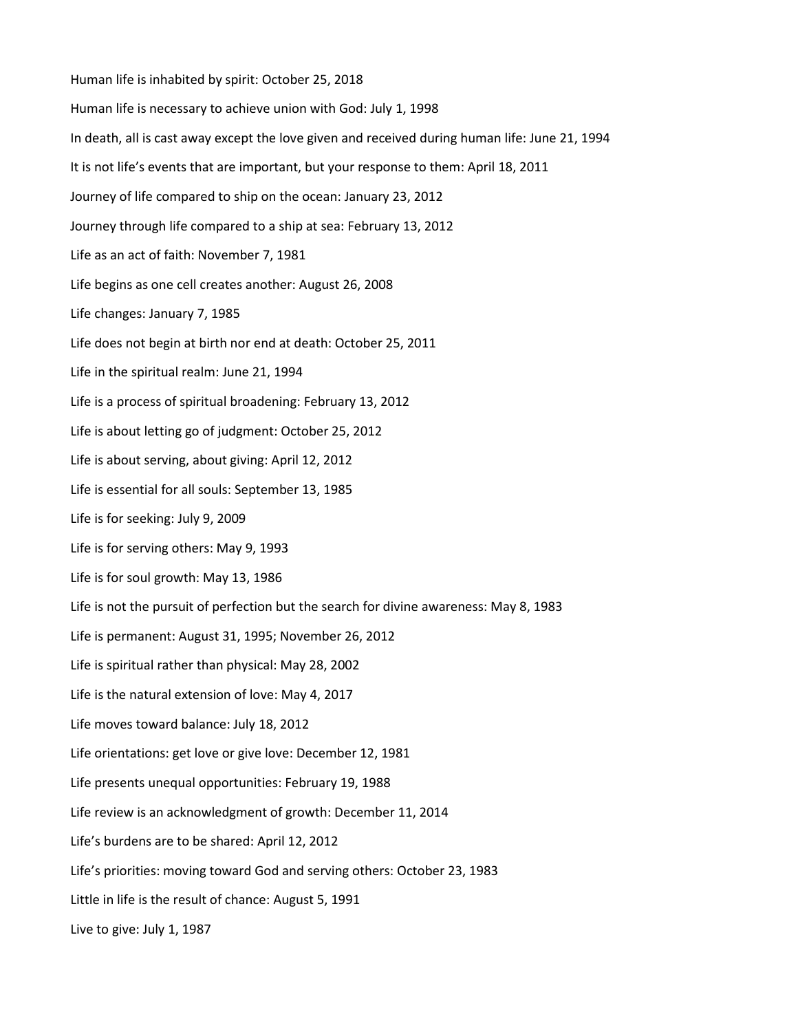Human life is inhabited by spirit: October 25, 2018

Human life is necessary to achieve union with God: July 1, 1998

In death, all is cast away except the love given and received during human life: June 21, 1994

It is not life's events that are important, but your response to them: April 18, 2011

Journey of life compared to ship on the ocean: January 23, 2012

Journey through life compared to a ship at sea: February 13, 2012

Life as an act of faith: November 7, 1981

Life begins as one cell creates another: August 26, 2008

Life changes: January 7, 1985

Life does not begin at birth nor end at death: October 25, 2011

Life in the spiritual realm: June 21, 1994

Life is a process of spiritual broadening: February 13, 2012

Life is about letting go of judgment: October 25, 2012

Life is about serving, about giving: April 12, 2012

Life is essential for all souls: September 13, 1985

Life is for seeking: July 9, 2009

Life is for serving others: May 9, 1993

Life is for soul growth: May 13, 1986

Life is not the pursuit of perfection but the search for divine awareness: May 8, 1983

Life is permanent: August 31, 1995; November 26, 2012

Life is spiritual rather than physical: May 28, 2002

Life is the natural extension of love: May 4, 2017

Life moves toward balance: July 18, 2012

Life orientations: get love or give love: December 12, 1981

Life presents unequal opportunities: February 19, 1988

Life review is an acknowledgment of growth: December 11, 2014

Life's burdens are to be shared: April 12, 2012

Life's priorities: moving toward God and serving others: October 23, 1983

Little in life is the result of chance: August 5, 1991

Live to give: July 1, 1987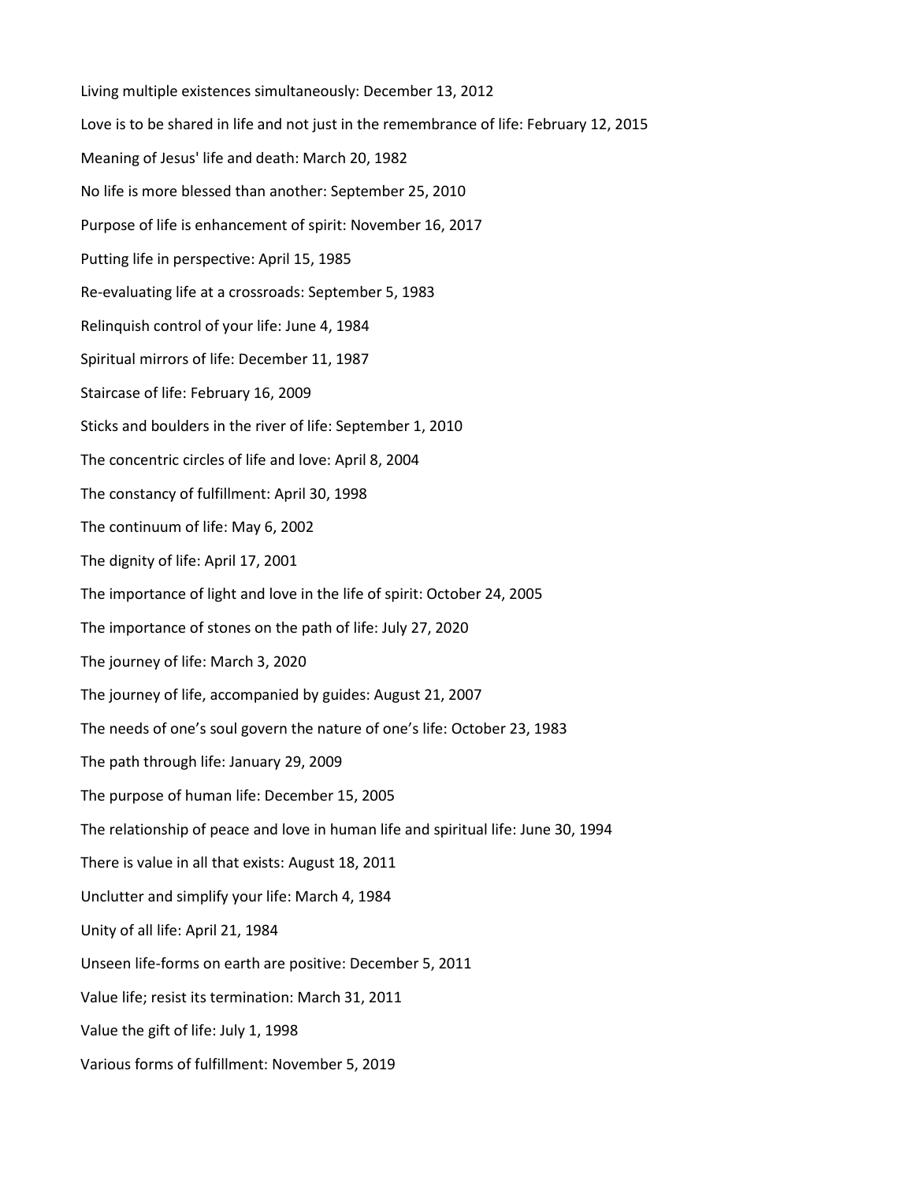Living multiple existences simultaneously: December 13, 2012

Love is to be shared in life and not just in the remembrance of life: February 12, 2015

Meaning of Jesus' life and death: March 20, 1982

No life is more blessed than another: September 25, 2010

Purpose of life is enhancement of spirit: November 16, 2017

Putting life in perspective: April 15, 1985

Re-evaluating life at a crossroads: September 5, 1983

Relinquish control of your life: June 4, 1984

Spiritual mirrors of life: December 11, 1987

Staircase of life: February 16, 2009

Sticks and boulders in the river of life: September 1, 2010

The concentric circles of life and love: April 8, 2004

The constancy of fulfillment: April 30, 1998

The continuum of life: May 6, 2002

The dignity of life: April 17, 2001

The importance of light and love in the life of spirit: October 24, 2005

The importance of stones on the path of life: July 27, 2020

The journey of life: March 3, 2020

The journey of life, accompanied by guides: August 21, 2007

The needs of one’s soul govern the nature of one’s life: October 23, 1983

The path through life: January 29, 2009

The purpose of human life: December 15, 2005

The relationship of peace and love in human life and spiritual life: June 30, 1994

There is value in all that exists: August 18, 2011

Unclutter and simplify your life: March 4, 1984

Unity of all life: April 21, 1984

Unseen life-forms on earth are positive: December 5, 2011

Value life; resist its termination: March 31, 2011

Value the gift of life: July 1, 1998

Various forms of fulfillment: November 5, 2019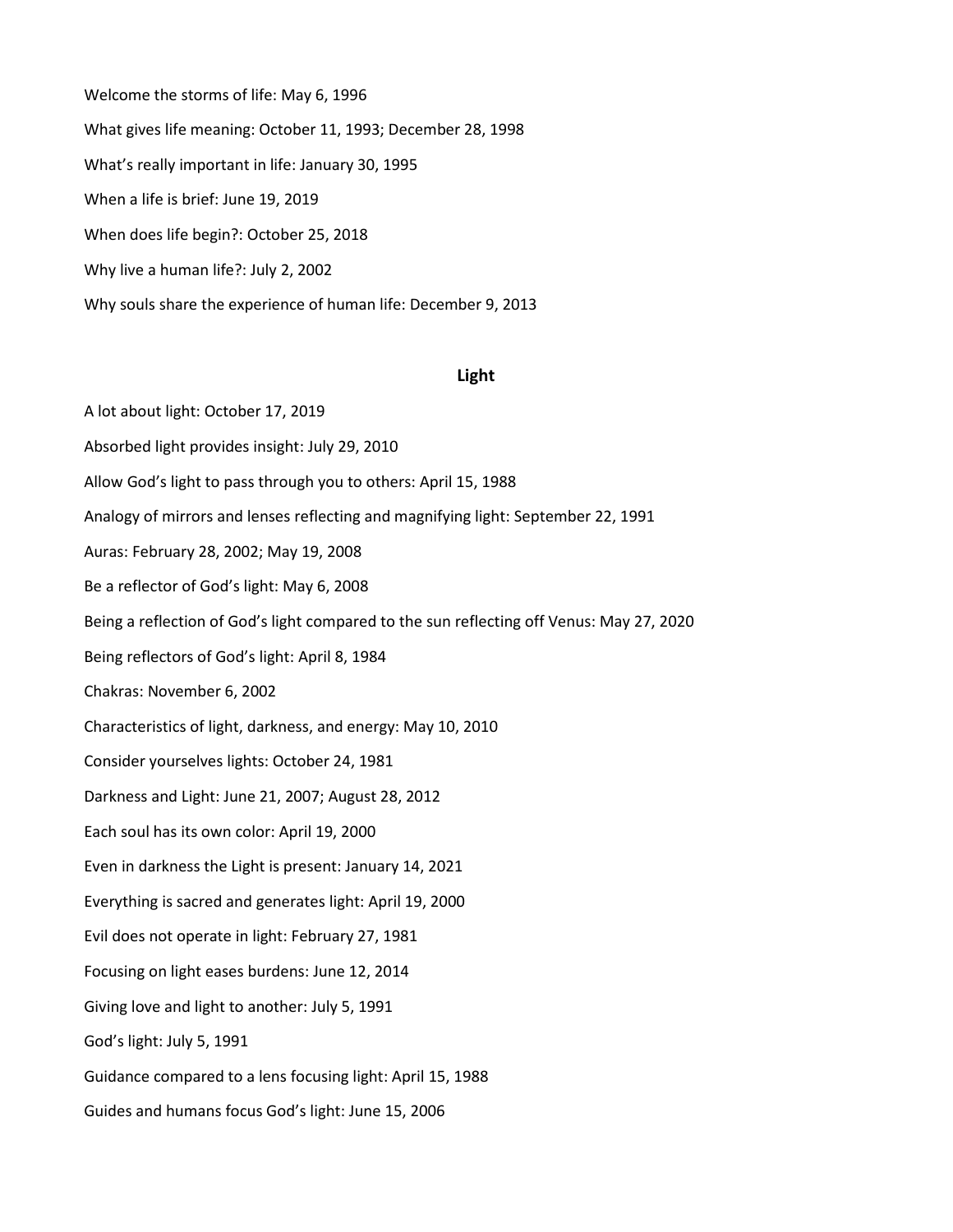Welcome the storms of life: May 6, 1996

What gives life meaning: October 11, 1993; December 28, 1998

What's really important in life: January 30, 1995

When a life is brief: June 19, 2019

When does life begin?: October 25, 2018

Why live a human life?: July 2, 2002

Why souls share the experience of human life: December 9, 2013

## Light

A lot about light: October 17, 2019

Absorbed light provides insight: July 29, 2010

Allow God's light to pass through you to others: April 15, 1988

Analogy of mirrors and lenses reflecting and magnifying light: September 22, 1991

Auras: February 28, 2002; May 19, 2008

Be a reflector of God's light: May 6, 2008

Being a reflection of God's light compared to the sun reflecting off Venus: May 27, 2020

Being reflectors of God's light: April 8, 1984

Chakras: November 6, 2002

Characteristics of light, darkness, and energy: May 10, 2010

Consider yourselves lights: October 24, 1981

Darkness and Light: June 21, 2007; August 28, 2012

Each soul has its own color: April 19, 2000

Even in darkness the Light is present: January 14, 2021

Everything is sacred and generates light: April 19, 2000

Evil does not operate in light: February 27, 1981

Focusing on light eases burdens: June 12, 2014

Giving love and light to another: July 5, 1991

God's light: July 5, 1991

Guidance compared to a lens focusing light: April 15, 1988

Guides and humans focus God's light: June 15, 2006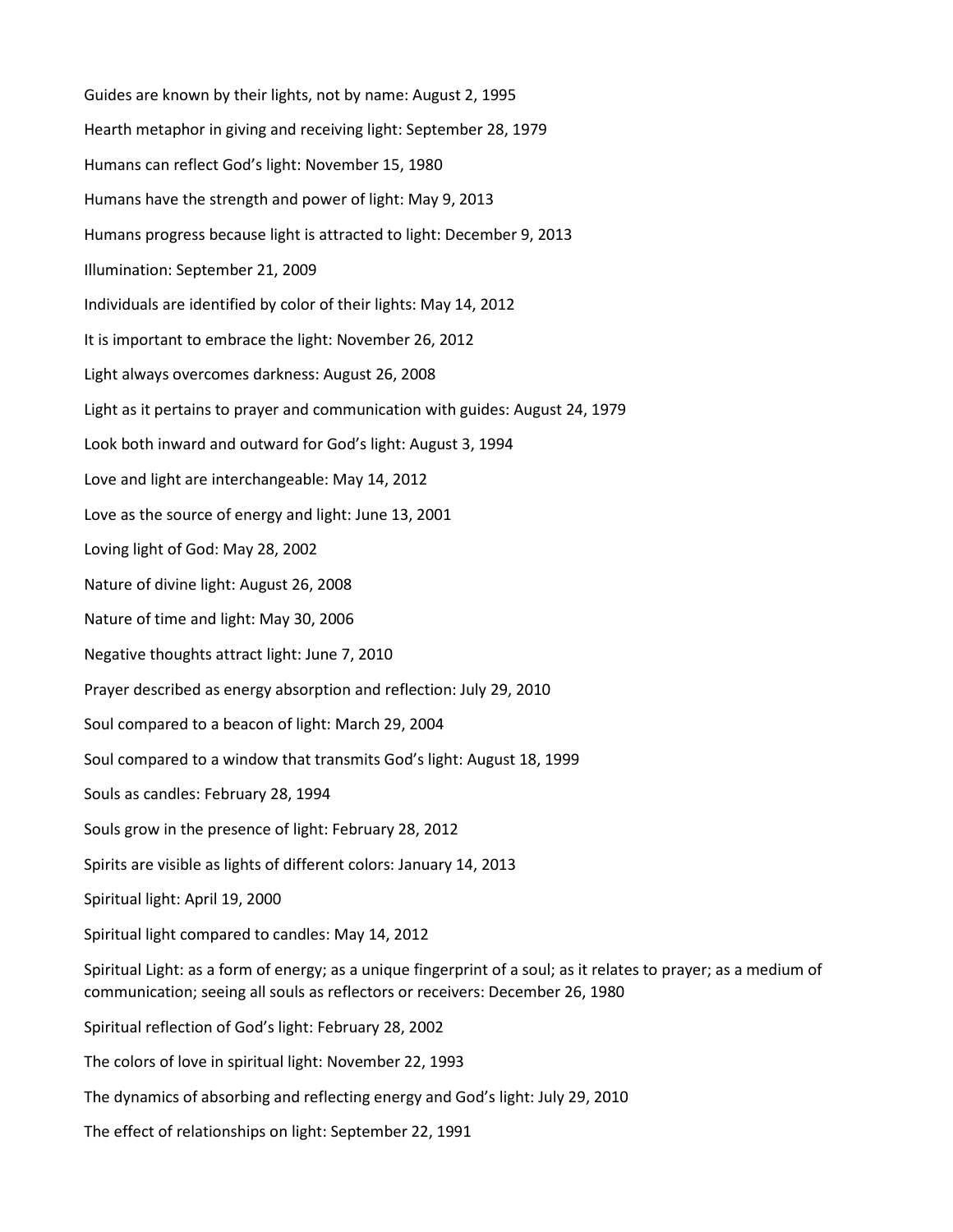Guides are known by their lights, not by name: August 2, 1995

Hearth metaphor in giving and receiving light: September 28, 1979

Humans can reflect God's light: November 15, 1980

Humans have the strength and power of light: May 9, 2013

Humans progress because light is attracted to light: December 9, 2013

Illumination: September 21, 2009

Individuals are identified by color of their lights: May 14, 2012

It is important to embrace the light: November 26, 2012

Light always overcomes darkness: August 26, 2008

Light as it pertains to prayer and communication with guides: August 24, 1979

Look both inward and outward for God's light: August 3, 1994

Love and light are interchangeable: May 14, 2012

Love as the source of energy and light: June 13, 2001

Loving light of God: May 28, 2002

Nature of divine light: August 26, 2008

Nature of time and light: May 30, 2006

Negative thoughts attract light: June 7, 2010

Prayer described as energy absorption and reflection: July 29, 2010

Soul compared to a beacon of light: March 29, 2004

Soul compared to a window that transmits God's light: August 18, 1999

Souls as candles: February 28, 1994

Souls grow in the presence of light: February 28, 2012

Spirits are visible as lights of different colors: January 14, 2013

Spiritual light: April 19, 2000

Spiritual light compared to candles: May 14, 2012

Spiritual Light: as a form of energy; as a unique fingerprint of a soul; as it relates to prayer; as a medium of communication; seeing all souls as reflectors or receivers: December 26, 1980

Spiritual reflection of God's light: February 28, 2002

The colors of love in spiritual light: November 22, 1993

The dynamics of absorbing and reflecting energy and God's light: July 29, 2010

The effect of relationships on light: September 22, 1991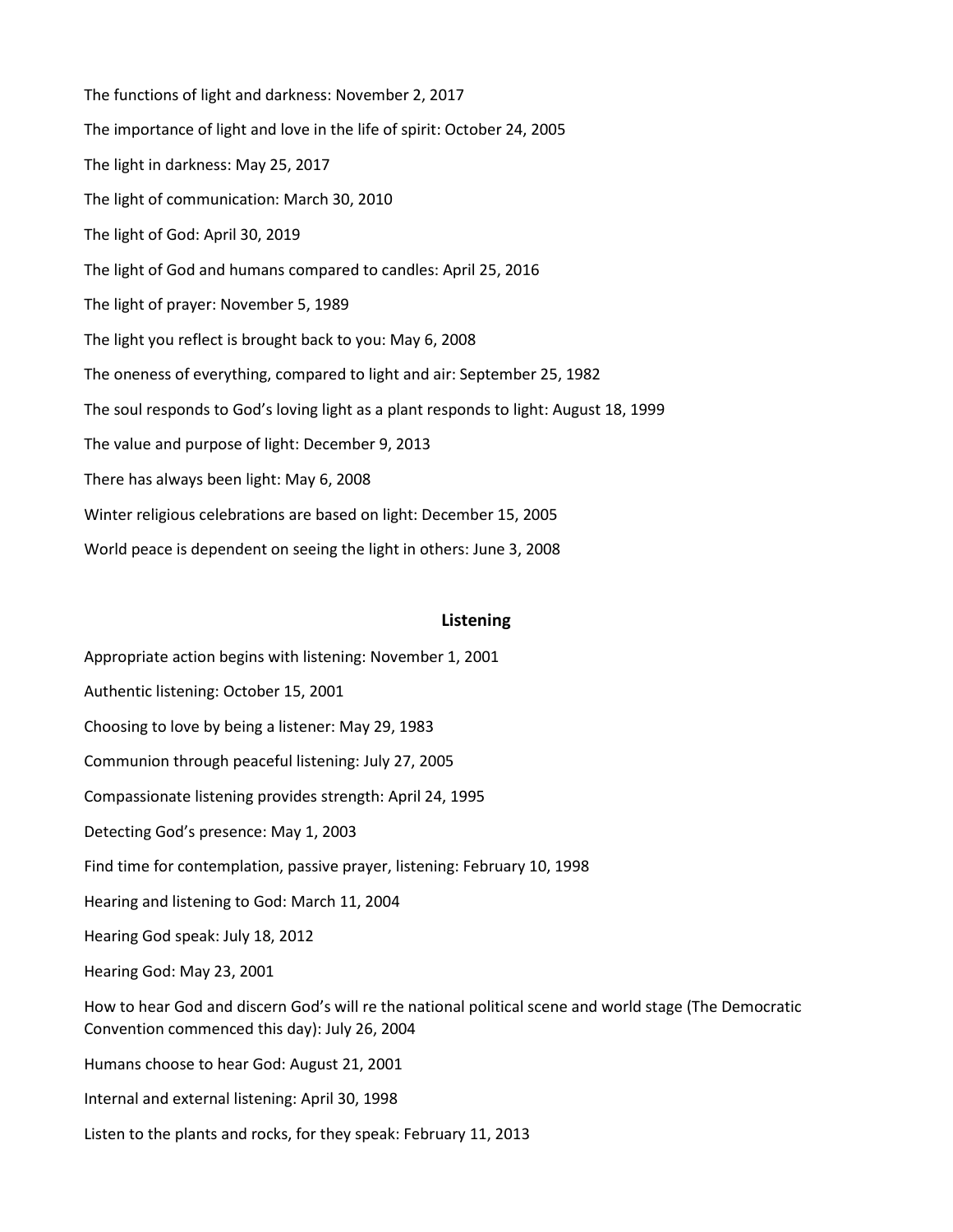The functions of light and darkness: November 2, 2017

The importance of light and love in the life of spirit: October 24, 2005

The light in darkness: May 25, 2017

The light of communication: March 30, 2010

The light of God: April 30, 2019

The light of God and humans compared to candles: April 25, 2016

The light of prayer: November 5, 1989

The light you reflect is brought back to you: May 6, 2008

The oneness of everything, compared to light and air: September 25, 1982

The soul responds to God's loving light as a plant responds to light: August 18, 1999

The value and purpose of light: December 9, 2013

There has always been light: May 6, 2008

Winter religious celebrations are based on light: December 15, 2005

World peace is dependent on seeing the light in others: June 3, 2008

## Listening

Appropriate action begins with listening: November 1, 2001

Authentic listening: October 15, 2001

Choosing to love by being a listener: May 29, 1983

Communion through peaceful listening: July 27, 2005

Compassionate listening provides strength: April 24, 1995

Detecting God's presence: May 1, 2003

Find time for contemplation, passive prayer, listening: February 10, 1998

Hearing and listening to God: March 11, 2004

Hearing God speak: July 18, 2012

Hearing God: May 23, 2001

How to hear God and discern God's will re the national political scene and world stage (The Democratic Convention commenced this day): July 26, 2004

Humans choose to hear God: August 21, 2001

Internal and external listening: April 30, 1998

Listen to the plants and rocks, for they speak: February 11, 2013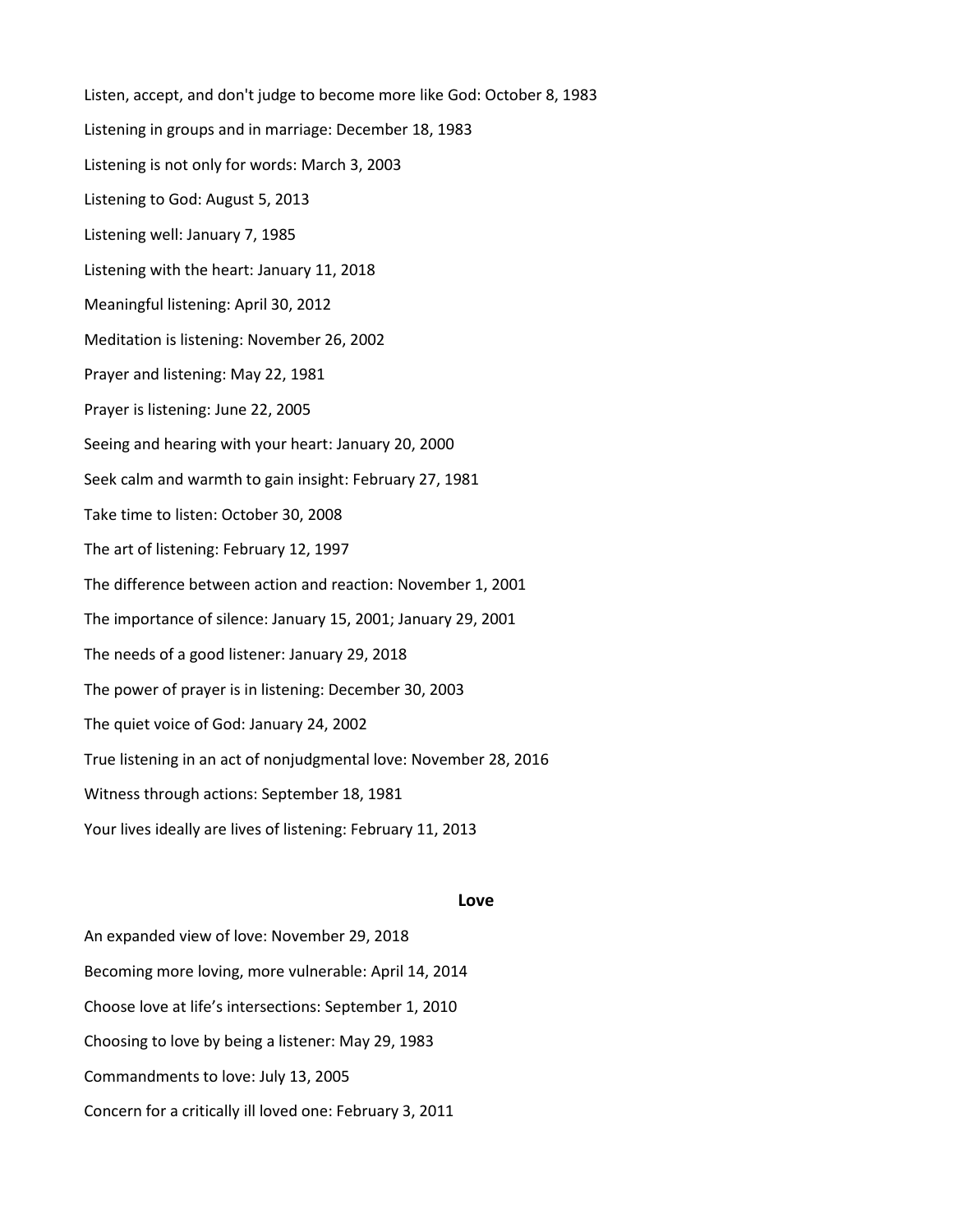Listen, accept, and don't judge to become more like God: October 8, 1983

Listening in groups and in marriage: December 18, 1983

Listening is not only for words: March 3, 2003

Listening to God: August 5, 2013

Listening well: January 7, 1985

Listening with the heart: January 11, 2018

Meaningful listening: April 30, 2012

Meditation is listening: November 26, 2002

Prayer and listening: May 22, 1981

Prayer is listening: June 22, 2005

Seeing and hearing with your heart: January 20, 2000

Seek calm and warmth to gain insight: February 27, 1981

Take time to listen: October 30, 2008

The art of listening: February 12, 1997

The difference between action and reaction: November 1, 2001

The importance of silence: January 15, 2001; January 29, 2001

The needs of a good listener: January 29, 2018

The power of prayer is in listening: December 30, 2003

The quiet voice of God: January 24, 2002

True listening in an act of nonjudgmental love: November 28, 2016

Witness through actions: September 18, 1981

Your lives ideally are lives of listening: February 11, 2013

## Love

An expanded view of love: November 29, 2018

Becoming more loving, more vulnerable: April 14, 2014

Choose love at life's intersections: September 1, 2010

Choosing to love by being a listener: May 29, 1983

Commandments to love: July 13, 2005

Concern for a critically ill loved one: February 3, 2011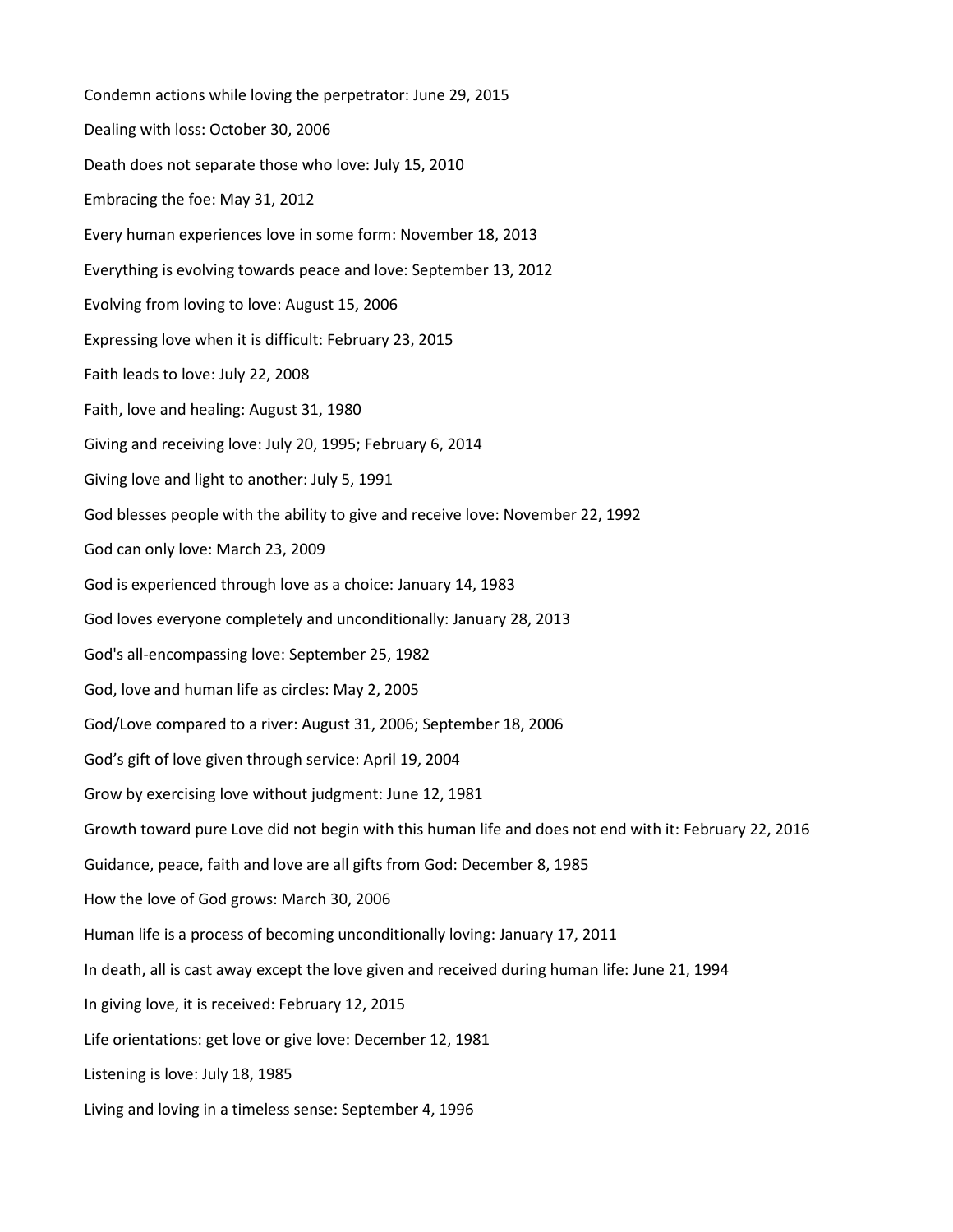Condemn actions while loving the perpetrator: June 29, 2015

Dealing with loss: October 30, 2006

Death does not separate those who love: July 15, 2010

Embracing the foe: May 31, 2012

Every human experiences love in some form: November 18, 2013

Everything is evolving towards peace and love: September 13, 2012

Evolving from loving to love: August 15, 2006

Expressing love when it is difficult: February 23, 2015

Faith leads to love: July 22, 2008

Faith, love and healing: August 31, 1980

Giving and receiving love: July 20, 1995; February 6, 2014

Giving love and light to another: July 5, 1991

God blesses people with the ability to give and receive love: November 22, 1992

God can only love: March 23, 2009

God is experienced through love as a choice: January 14, 1983

God loves everyone completely and unconditionally: January 28, 2013

God's all-encompassing love: September 25, 1982

God, love and human life as circles: May 2, 2005

God/Love compared to a river: August 31, 2006; September 18, 2006

God’s gift of love given through service: April 19, 2004

Grow by exercising love without judgment: June 12, 1981

Growth toward pure Love did not begin with this human life and does not end with it: February 22, 2016

Guidance, peace, faith and love are all gifts from God: December 8, 1985

How the love of God grows: March 30, 2006

Human life is a process of becoming unconditionally loving: January 17, 2011

In death, all is cast away except the love given and received during human life: June 21, 1994

In giving love, it is received: February 12, 2015

Life orientations: get love or give love: December 12, 1981

Listening is love: July 18, 1985

Living and loving in a timeless sense: September 4, 1996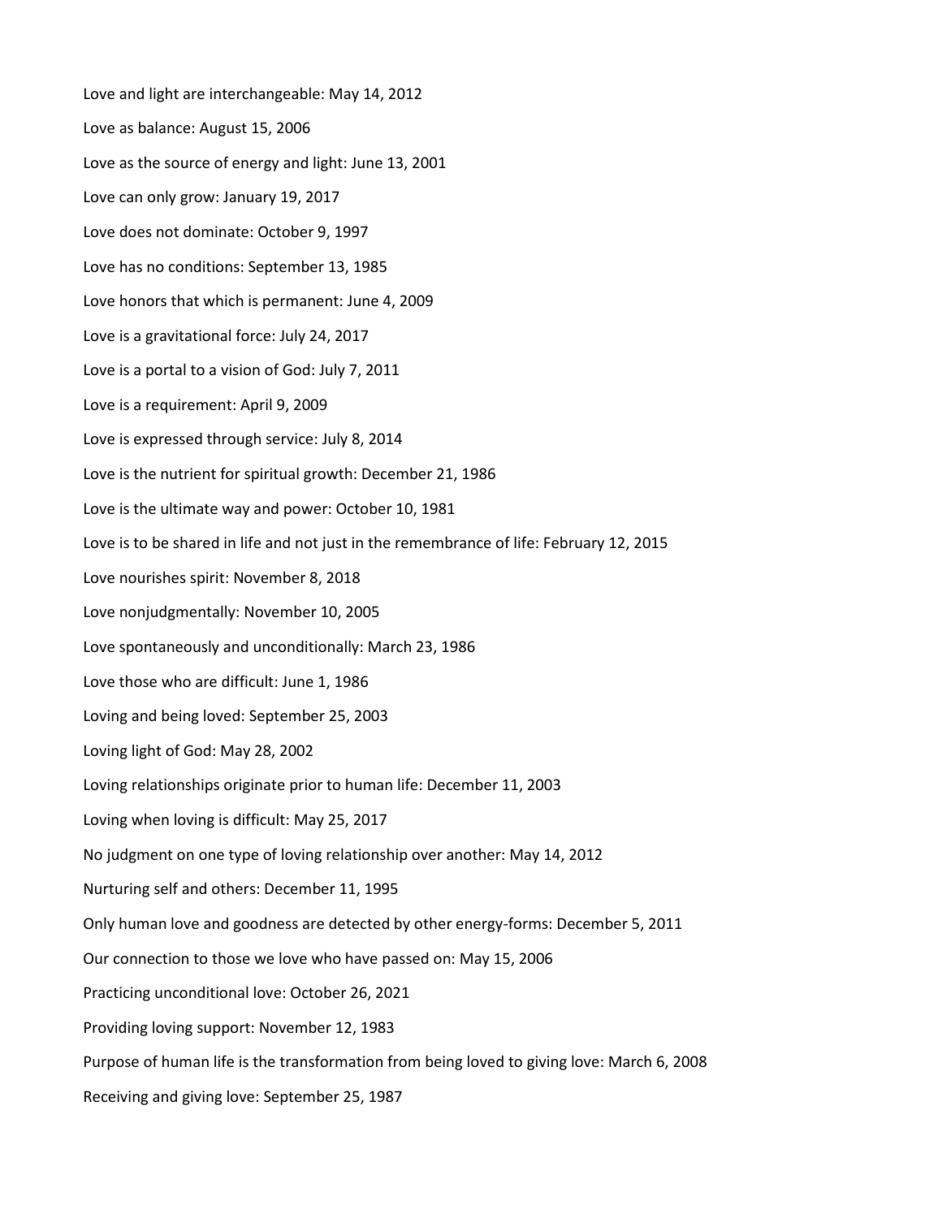Love and light are interchangeable: May 14, 2012

Love as balance: August 15, 2006

Love as the source of energy and light: June 13, 2001

Love can only grow: January 19, 2017

Love does not dominate: October 9, 1997

Love has no conditions: September 13, 1985

Love honors that which is permanent: June 4, 2009

Love is a gravitational force: July 24, 2017

Love is a portal to a vision of God: July 7, 2011

Love is a requirement: April 9, 2009

Love is expressed through service: July 8, 2014

Love is the nutrient for spiritual growth: December 21, 1986

Love is the ultimate way and power: October 10, 1981

Love is to be shared in life and not just in the remembrance of life: February 12, 2015

Love nourishes spirit: November 8, 2018

Love nonjudgmentally: November 10, 2005

Love spontaneously and unconditionally: March 23, 1986

Love those who are difficult: June 1, 1986

Loving and being loved: September 25, 2003

Loving light of God: May 28, 2002

Loving relationships originate prior to human life: December 11, 2003

Loving when loving is difficult: May 25, 2017

No judgment on one type of loving relationship over another: May 14, 2012

Nurturing self and others: December 11, 1995

Only human love and goodness are detected by other energy-forms: December 5, 2011

Our connection to those we love who have passed on: May 15, 2006

Practicing unconditional love: October 26, 2021

Providing loving support: November 12, 1983

Purpose of human life is the transformation from being loved to giving love: March 6, 2008

Receiving and giving love: September 25, 1987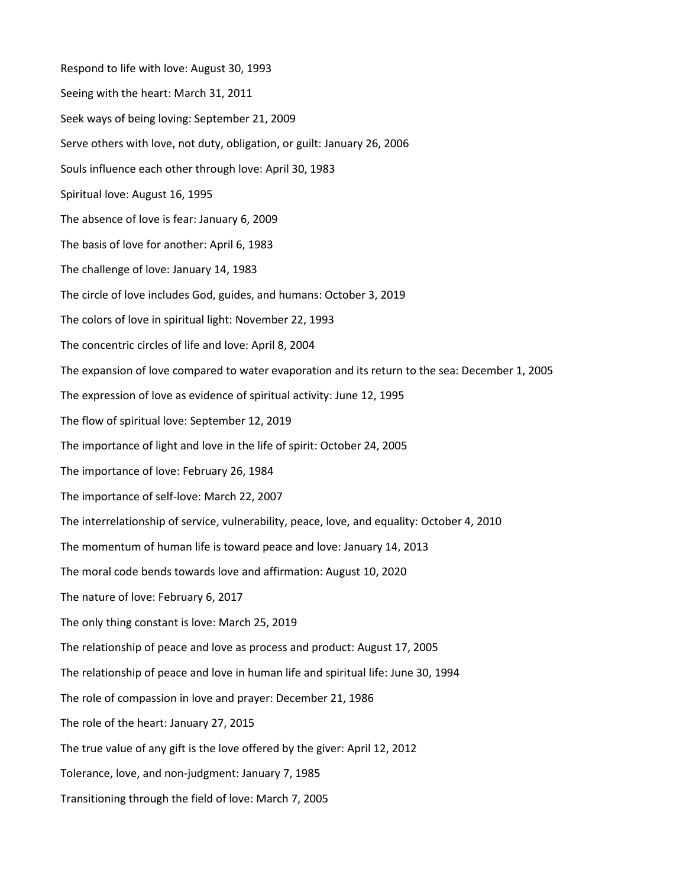Respond to life with love: August 30, 1993

Seeing with the heart: March 31, 2011

Seek ways of being loving: September 21, 2009

Serve others with love, not duty, obligation, or guilt: January 26, 2006

Souls influence each other through love: April 30, 1983

Spiritual love: August 16, 1995

The absence of love is fear: January 6, 2009

The basis of love for another: April 6, 1983

The challenge of love: January 14, 1983

The circle of love includes God, guides, and humans: October 3, 2019

The colors of love in spiritual light: November 22, 1993

The concentric circles of life and love: April 8, 2004

The expansion of love compared to water evaporation and its return to the sea: December 1, 2005

The expression of love as evidence of spiritual activity: June 12, 1995

The flow of spiritual love: September 12, 2019

The importance of light and love in the life of spirit: October 24, 2005

The importance of love: February 26, 1984

The importance of self-love: March 22, 2007

The interrelationship of service, vulnerability, peace, love, and equality: October 4, 2010

The momentum of human life is toward peace and love: January 14, 2013

The moral code bends towards love and affirmation: August 10, 2020

The nature of love: February 6, 2017

The only thing constant is love: March 25, 2019

The relationship of peace and love as process and product: August 17, 2005

The relationship of peace and love in human life and spiritual life: June 30, 1994

The role of compassion in love and prayer: December 21, 1986

The role of the heart: January 27, 2015

The true value of any gift is the love offered by the giver: April 12, 2012

Tolerance, love, and non-judgment: January 7, 1985

Transitioning through the field of love: March 7, 2005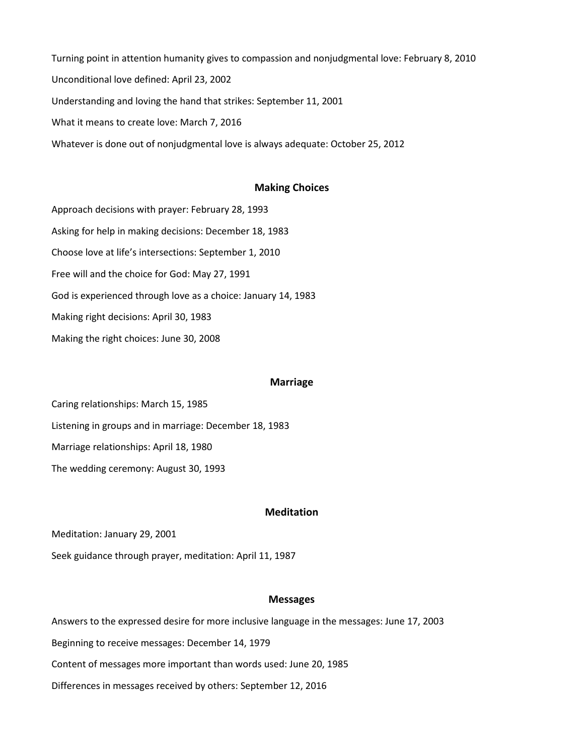Turning point in attention humanity gives to compassion and nonjudgmental love: February 8, 2010

Unconditional love defined: April 23, 2002

Understanding and loving the hand that strikes: September 11, 2001

What it means to create love: March 7, 2016

Whatever is done out of nonjudgmental love is always adequate: October 25, 2012

## Making Choices

Approach decisions with prayer: February 28, 1993

Asking for help in making decisions: December 18, 1983

Choose love at life's intersections: September 1, 2010

Free will and the choice for God: May 27, 1991

God is experienced through love as a choice: January 14, 1983

Making right decisions: April 30, 1983

Making the right choices: June 30, 2008

## Marriage

Caring relationships: March 15, 1985

Listening in groups and in marriage: December 18, 1983

Marriage relationships: April 18, 1980

The wedding ceremony: August 30, 1993

## Meditation

Meditation: January 29, 2001

Seek guidance through prayer, meditation: April 11, 1987

## Messages

Answers to the expressed desire for more inclusive language in the messages: June 17, 2003

Beginning to receive messages: December 14, 1979

Content of messages more important than words used: June 20, 1985

Differences in messages received by others: September 12, 2016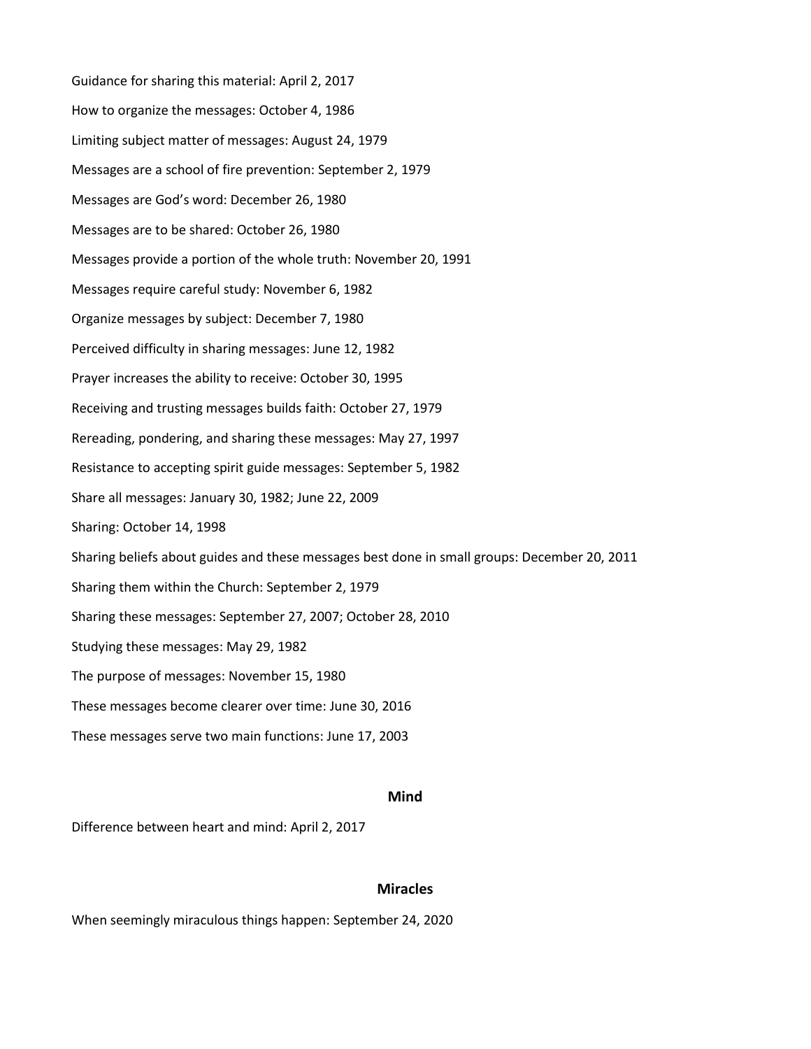Guidance for sharing this material: April 2, 2017

How to organize the messages: October 4, 1986

Limiting subject matter of messages: August 24, 1979

Messages are a school of fire prevention: September 2, 1979

Messages are God's word: December 26, 1980

Messages are to be shared: October 26, 1980

Messages provide a portion of the whole truth: November 20, 1991

Messages require careful study: November 6, 1982

Organize messages by subject: December 7, 1980

Perceived difficulty in sharing messages: June 12, 1982

Prayer increases the ability to receive: October 30, 1995

Receiving and trusting messages builds faith: October 27, 1979

Rereading, pondering, and sharing these messages: May 27, 1997

Resistance to accepting spirit guide messages: September 5, 1982

Share all messages: January 30, 1982; June 22, 2009

Sharing: October 14, 1998

Sharing beliefs about guides and these messages best done in small groups: December 20, 2011

Sharing them within the Church: September 2, 1979

Sharing these messages: September 27, 2007; October 28, 2010

Studying these messages: May 29, 1982

The purpose of messages: November 15, 1980

These messages become clearer over time: June 30, 2016

These messages serve two main functions: June 17, 2003

## Mind

Difference between heart and mind: April 2, 2017

## Miracles

When seemingly miraculous things happen: September 24, 2020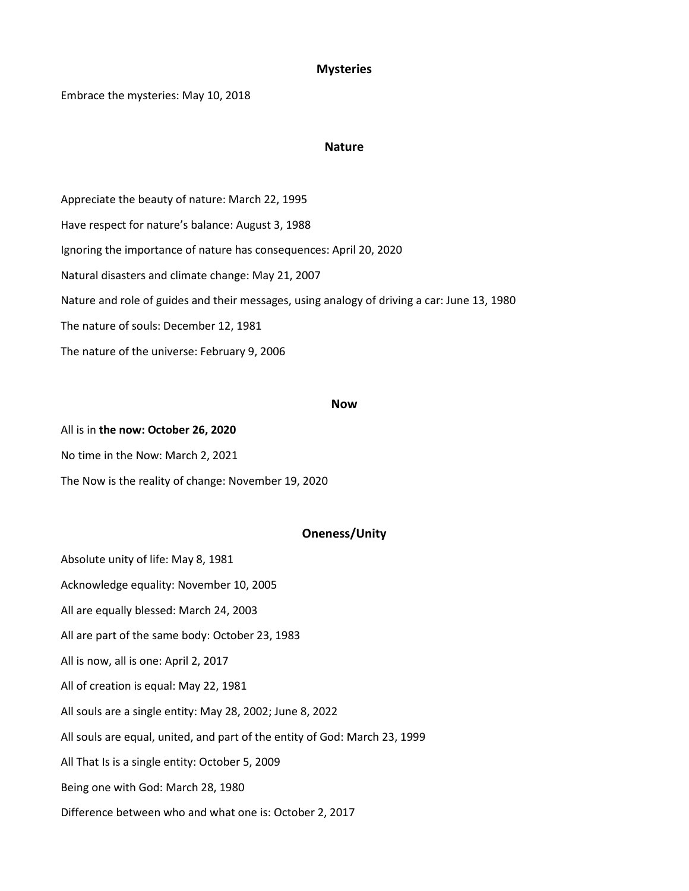## Mysteries

Embrace the mysteries: May 10, 2018

## Nature

Appreciate the beauty of nature: March 22, 1995

Have respect for nature's balance: August 3, 1988

Ignoring the importance of nature has consequences: April 20, 2020

Natural disasters and climate change: May 21, 2007

Nature and role of guides and their messages, using analogy of driving a car: June 13, 1980

The nature of souls: December 12, 1981

The nature of the universe: February 9, 2006

## Now

All is in **the now: October 26, 2020**

No time in the Now: March 2, 2021

The Now is the reality of change: November 19, 2020

## Oneness/Unity

Absolute unity of life: May 8, 1981

Acknowledge equality: November 10, 2005

All are equally blessed: March 24, 2003

All are part of the same body: October 23, 1983

All is now, all is one: April 2, 2017

All of creation is equal: May 22, 1981

All souls are a single entity: May 28, 2002; June 8, 2022

All souls are equal, united, and part of the entity of God: March 23, 1999

All That Is is a single entity: October 5, 2009

Being one with God: March 28, 1980

Difference between who and what one is: October 2, 2017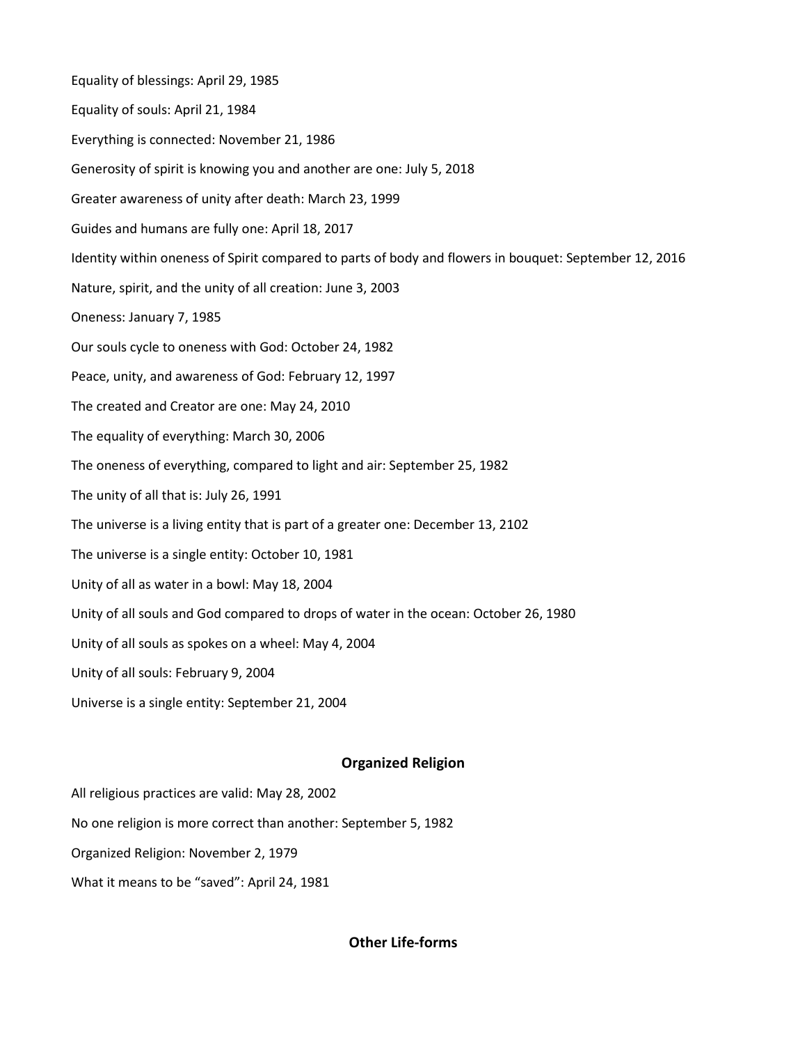Equality of blessings: April 29, 1985

Equality of souls: April 21, 1984

Everything is connected: November 21, 1986

Generosity of spirit is knowing you and another are one: July 5, 2018

Greater awareness of unity after death: March 23, 1999

Guides and humans are fully one: April 18, 2017

Identity within oneness of Spirit compared to parts of body and flowers in bouquet: September 12, 2016

Nature, spirit, and the unity of all creation: June 3, 2003

Oneness: January 7, 1985

Our souls cycle to oneness with God: October 24, 1982

Peace, unity, and awareness of God: February 12, 1997

The created and Creator are one: May 24, 2010

The equality of everything: March 30, 2006

The oneness of everything, compared to light and air: September 25, 1982

The unity of all that is: July 26, 1991

The universe is a living entity that is part of a greater one: December 13, 2102

The universe is a single entity: October 10, 1981

Unity of all as water in a bowl: May 18, 2004

Unity of all souls and God compared to drops of water in the ocean: October 26, 1980

Unity of all souls as spokes on a wheel: May 4, 2004

Unity of all souls: February 9, 2004

Universe is a single entity: September 21, 2004

## Organized Religion

All religious practices are valid: May 28, 2002

No one religion is more correct than another: September 5, 1982

Organized Religion: November 2, 1979

What it means to be "saved": April 24, 1981

## Other Life-forms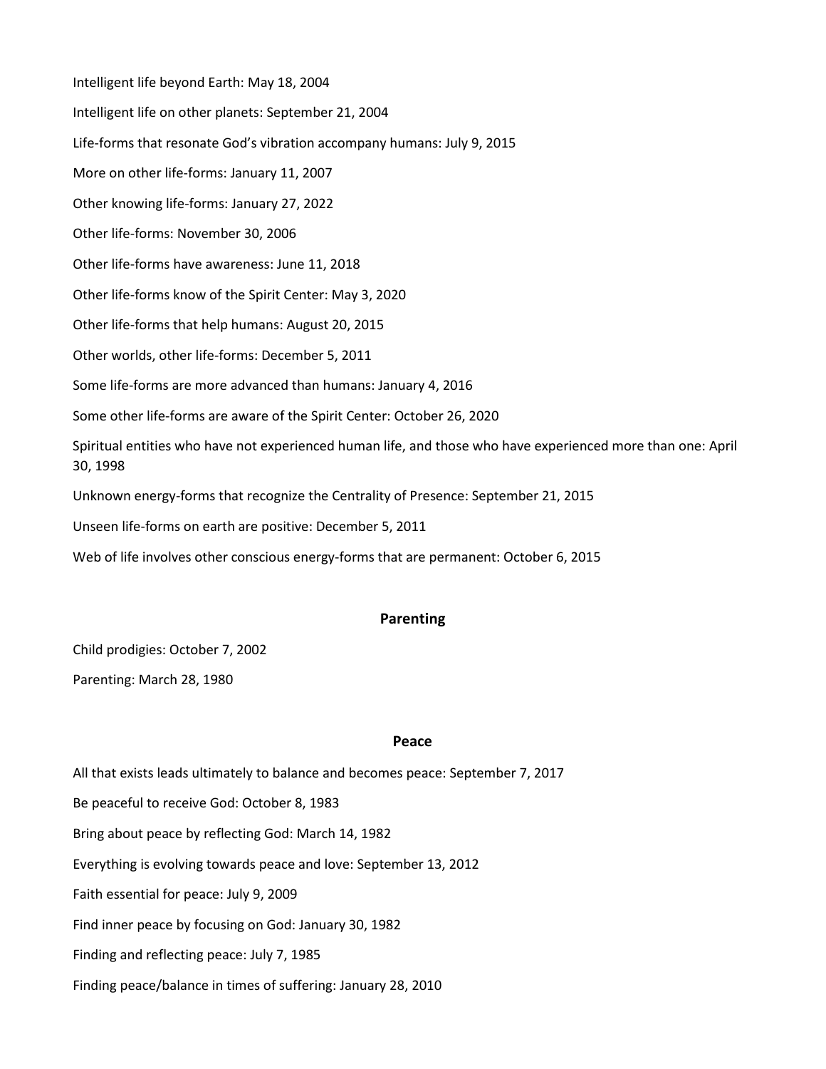Intelligent life beyond Earth: May 18, 2004

Intelligent life on other planets: September 21, 2004

Life-forms that resonate God's vibration accompany humans: July 9, 2015

More on other life-forms: January 11, 2007

Other knowing life-forms: January 27, 2022

Other life-forms: November 30, 2006

Other life-forms have awareness: June 11, 2018

Other life-forms know of the Spirit Center: May 3, 2020

Other life-forms that help humans: August 20, 2015

Other worlds, other life-forms: December 5, 2011

Some life-forms are more advanced than humans: January 4, 2016

Some other life-forms are aware of the Spirit Center: October 26, 2020

Spiritual entities who have not experienced human life, and those who have experienced more than one: April 30, 1998

Unknown energy-forms that recognize the Centrality of Presence: September 21, 2015

Unseen life-forms on earth are positive: December 5, 2011

Web of life involves other conscious energy-forms that are permanent: October 6, 2015

## Parenting

Child prodigies: October 7, 2002

Parenting: March 28, 1980

## Peace

All that exists leads ultimately to balance and becomes peace: September 7, 2017

Be peaceful to receive God: October 8, 1983

Bring about peace by reflecting God: March 14, 1982

Everything is evolving towards peace and love: September 13, 2012

Faith essential for peace: July 9, 2009

Find inner peace by focusing on God: January 30, 1982

Finding and reflecting peace: July 7, 1985

Finding peace/balance in times of suffering: January 28, 2010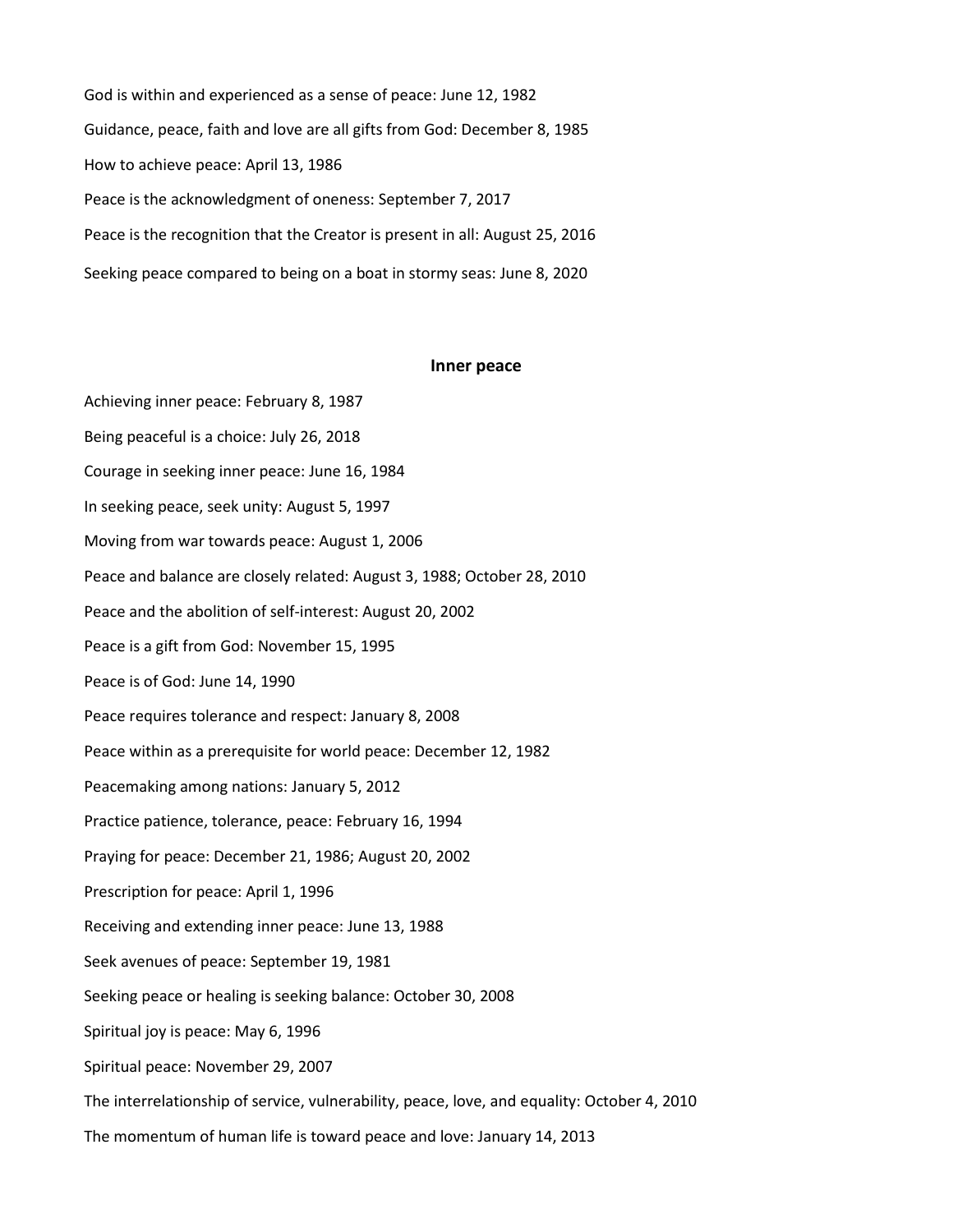God is within and experienced as a sense of peace: June 12, 1982

Guidance, peace, faith and love are all gifts from God: December 8, 1985

How to achieve peace: April 13, 1986

Peace is the acknowledgment of oneness: September 7, 2017

Peace is the recognition that the Creator is present in all: August 25, 2016

Seeking peace compared to being on a boat in stormy seas: June 8, 2020

## Inner peace

Achieving inner peace: February 8, 1987

Being peaceful is a choice: July 26, 2018

Courage in seeking inner peace: June 16, 1984

In seeking peace, seek unity: August 5, 1997

Moving from war towards peace: August 1, 2006

Peace and balance are closely related: August 3, 1988; October 28, 2010

Peace and the abolition of self-interest: August 20, 2002

Peace is a gift from God: November 15, 1995

Peace is of God: June 14, 1990

Peace requires tolerance and respect: January 8, 2008

Peace within as a prerequisite for world peace: December 12, 1982

Peacemaking among nations: January 5, 2012

Practice patience, tolerance, peace: February 16, 1994

Praying for peace: December 21, 1986; August 20, 2002

Prescription for peace: April 1, 1996

Receiving and extending inner peace: June 13, 1988

Seek avenues of peace: September 19, 1981

Seeking peace or healing is seeking balance: October 30, 2008

Spiritual joy is peace: May 6, 1996

Spiritual peace: November 29, 2007

The interrelationship of service, vulnerability, peace, love, and equality: October 4, 2010

The momentum of human life is toward peace and love: January 14, 2013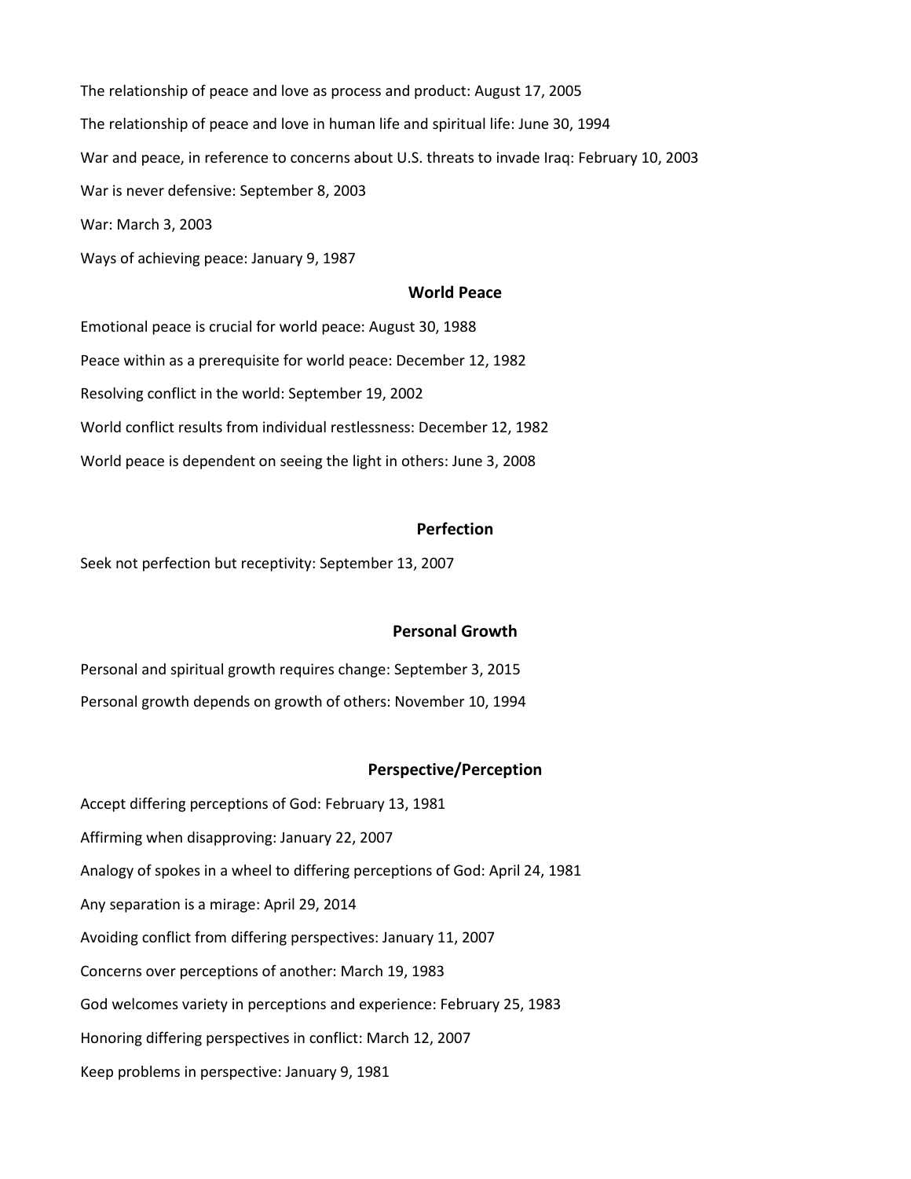The relationship of peace and love as process and product: August 17, 2005

The relationship of peace and love in human life and spiritual life: June 30, 1994

War and peace, in reference to concerns about U.S. threats to invade Iraq: February 10, 2003

War is never defensive: September 8, 2003

War: March 3, 2003

Ways of achieving peace: January 9, 1987

### World Peace

Emotional peace is crucial for world peace: August 30, 1988

Peace within as a prerequisite for world peace: December 12, 1982

Resolving conflict in the world: September 19, 2002

World conflict results from individual restlessness: December 12, 1982

World peace is dependent on seeing the light in others: June 3, 2008

## Perfection

Seek not perfection but receptivity: September 13, 2007

## Personal Growth

Personal and spiritual growth requires change: September 3, 2015

Personal growth depends on growth of others: November 10, 1994

## Perspective/Perception

Accept differing perceptions of God: February 13, 1981

Affirming when disapproving: January 22, 2007

Analogy of spokes in a wheel to differing perceptions of God: April 24, 1981

Any separation is a mirage: April 29, 2014

Avoiding conflict from differing perspectives: January 11, 2007

Concerns over perceptions of another: March 19, 1983

God welcomes variety in perceptions and experience: February 25, 1983

Honoring differing perspectives in conflict: March 12, 2007

Keep problems in perspective: January 9, 1981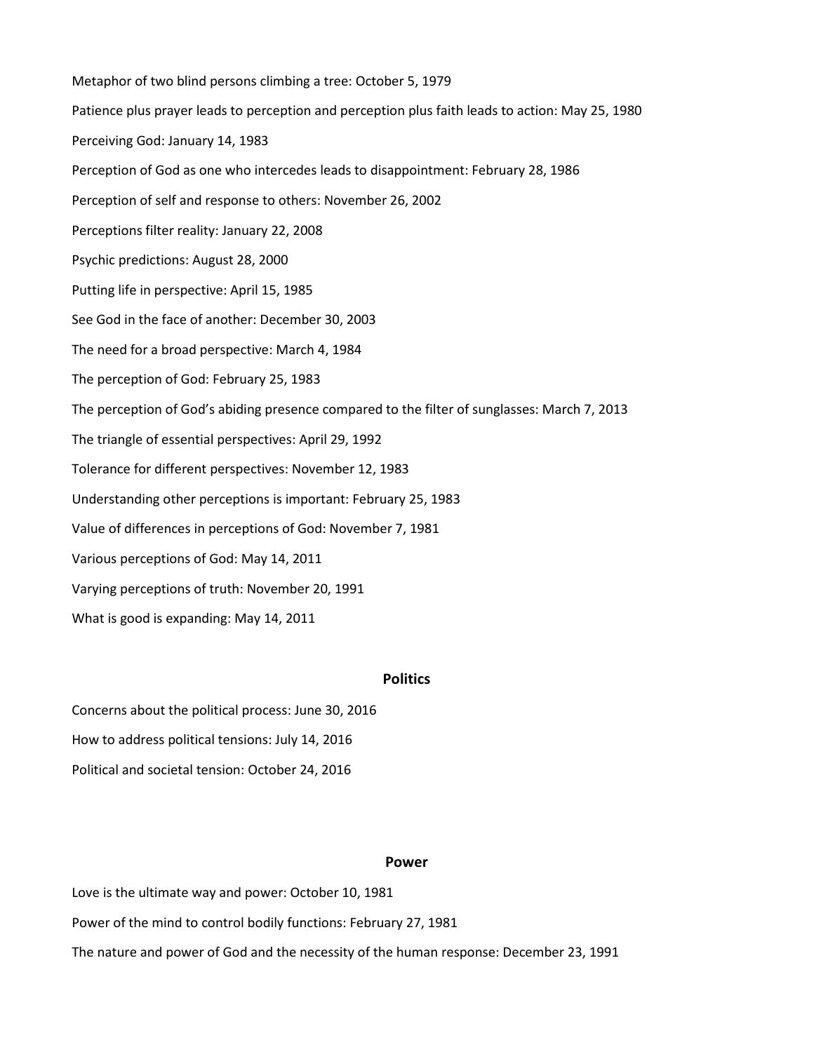Metaphor of two blind persons climbing a tree: October 5, 1979

Patience plus prayer leads to perception and perception plus faith leads to action: May 25, 1980

Perceiving God: January 14, 1983

Perception of God as one who intercedes leads to disappointment: February 28, 1986

Perception of self and response to others: November 26, 2002

Perceptions filter reality: January 22, 2008

Psychic predictions: August 28, 2000

Putting life in perspective: April 15, 1985

See God in the face of another: December 30, 2003

The need for a broad perspective: March 4, 1984

The perception of God: February 25, 1983

The perception of God's abiding presence compared to the filter of sunglasses: March 7, 2013

The triangle of essential perspectives: April 29, 1992

Tolerance for different perspectives: November 12, 1983

Understanding other perceptions is important: February 25, 1983

Value of differences in perceptions of God: November 7, 1981

Various perceptions of God: May 14, 2011

Varying perceptions of truth: November 20, 1991

What is good is expanding: May 14, 2011

## Politics

Concerns about the political process: June 30, 2016

How to address political tensions: July 14, 2016

Political and societal tension: October 24, 2016

## Power

Love is the ultimate way and power: October 10, 1981

Power of the mind to control bodily functions: February 27, 1981

The nature and power of God and the necessity of the human response: December 23, 1991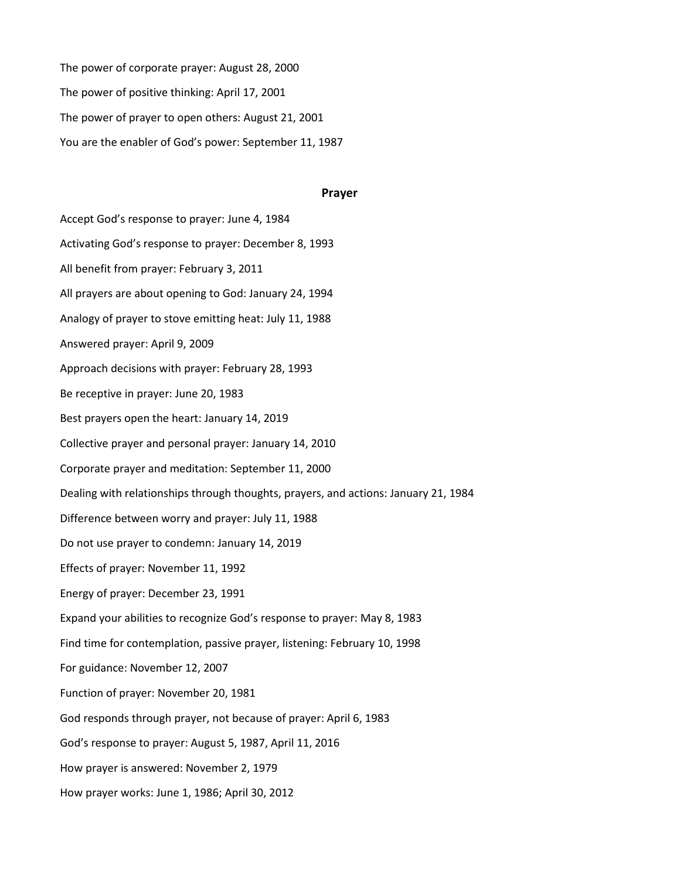The power of corporate prayer: August 28, 2000

The power of positive thinking: April 17, 2001

The power of prayer to open others: August 21, 2001

You are the enabler of God's power: September 11, 1987

## Prayer

Accept God's response to prayer: June 4, 1984

Activating God's response to prayer: December 8, 1993

All benefit from prayer: February 3, 2011

All prayers are about opening to God: January 24, 1994

Analogy of prayer to stove emitting heat: July 11, 1988

Answered prayer: April 9, 2009

Approach decisions with prayer: February 28, 1993

Be receptive in prayer: June 20, 1983

Best prayers open the heart: January 14, 2019

Collective prayer and personal prayer: January 14, 2010

Corporate prayer and meditation: September 11, 2000

Dealing with relationships through thoughts, prayers, and actions: January 21, 1984

Difference between worry and prayer: July 11, 1988

Do not use prayer to condemn: January 14, 2019

Effects of prayer: November 11, 1992

Energy of prayer: December 23, 1991

Expand your abilities to recognize God's response to prayer: May 8, 1983

Find time for contemplation, passive prayer, listening: February 10, 1998

For guidance: November 12, 2007

Function of prayer: November 20, 1981

God responds through prayer, not because of prayer: April 6, 1983

God's response to prayer: August 5, 1987, April 11, 2016

How prayer is answered: November 2, 1979

How prayer works: June 1, 1986; April 30, 2012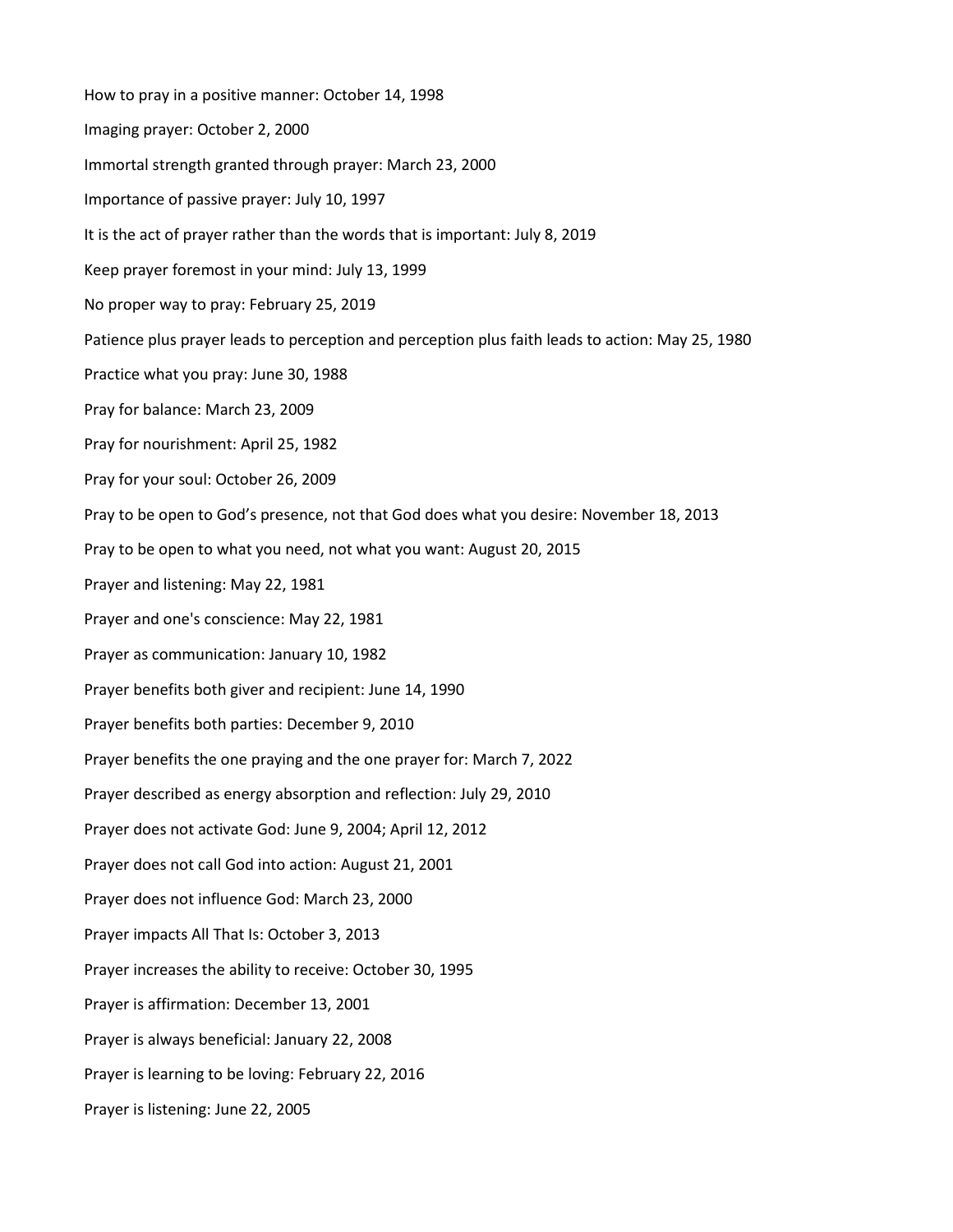How to pray in a positive manner: October 14, 1998

Imaging prayer: October 2, 2000

Immortal strength granted through prayer: March 23, 2000

Importance of passive prayer: July 10, 1997

It is the act of prayer rather than the words that is important: July 8, 2019

Keep prayer foremost in your mind: July 13, 1999

No proper way to pray: February 25, 2019

Patience plus prayer leads to perception and perception plus faith leads to action: May 25, 1980

Practice what you pray: June 30, 1988

Pray for balance: March 23, 2009

Pray for nourishment: April 25, 1982

Pray for your soul: October 26, 2009

Pray to be open to God's presence, not that God does what you desire: November 18, 2013

Pray to be open to what you need, not what you want: August 20, 2015

Prayer and listening: May 22, 1981

Prayer and one's conscience: May 22, 1981

Prayer as communication: January 10, 1982

Prayer benefits both giver and recipient: June 14, 1990

Prayer benefits both parties: December 9, 2010

Prayer benefits the one praying and the one prayer for: March 7, 2022

Prayer described as energy absorption and reflection: July 29, 2010

Prayer does not activate God: June 9, 2004; April 12, 2012

Prayer does not call God into action: August 21, 2001

Prayer does not influence God: March 23, 2000

Prayer impacts All That Is: October 3, 2013

Prayer increases the ability to receive: October 30, 1995

Prayer is affirmation: December 13, 2001

Prayer is always beneficial: January 22, 2008

Prayer is learning to be loving: February 22, 2016

Prayer is listening: June 22, 2005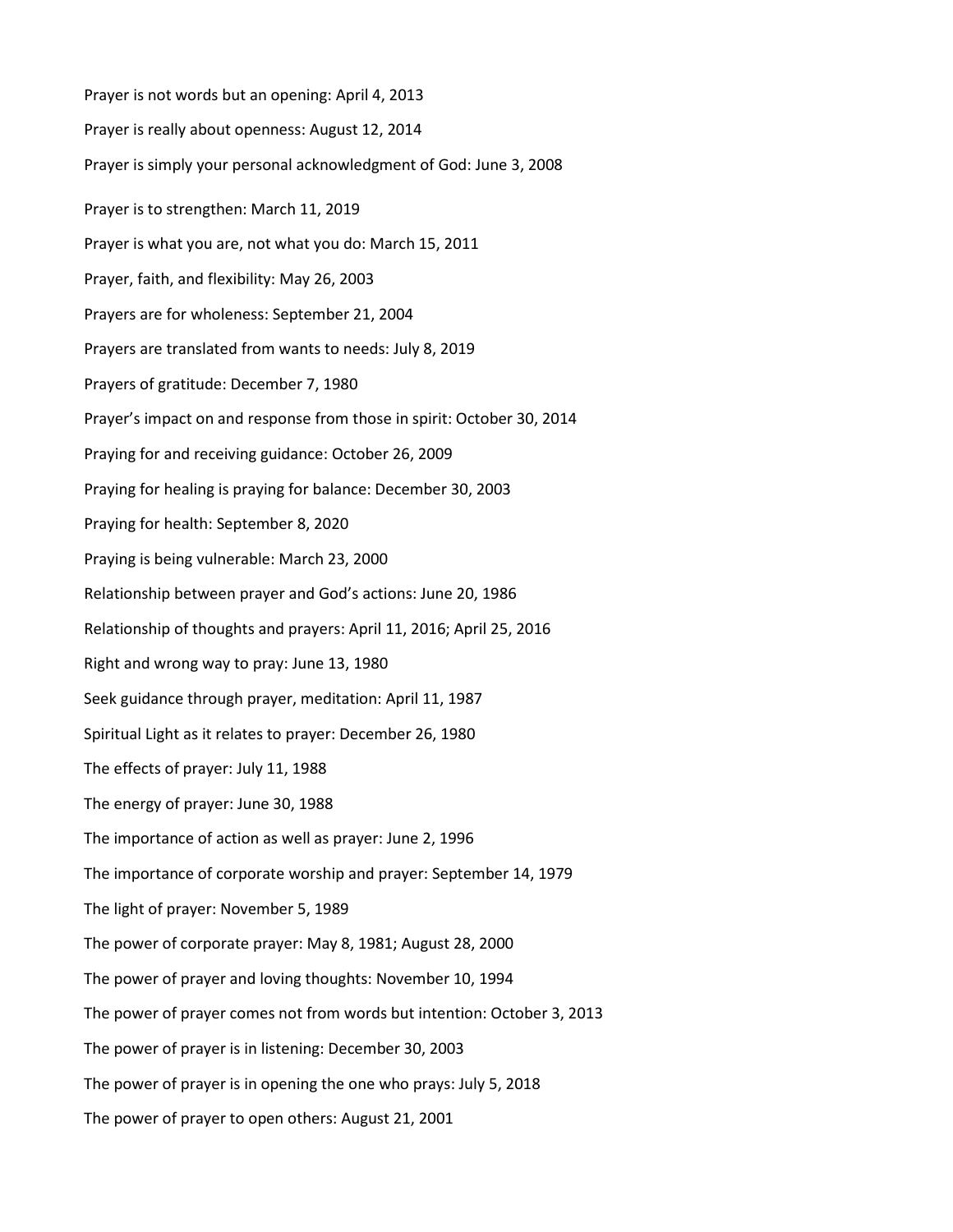Prayer is not words but an opening: April 4, 2013

Prayer is really about openness: August 12, 2014

Prayer is simply your personal acknowledgment of God: June 3, 2008

Prayer is to strengthen: March 11, 2019

Prayer is what you are, not what you do: March 15, 2011

Prayer, faith, and flexibility: May 26, 2003

Prayers are for wholeness: September 21, 2004

Prayers are translated from wants to needs: July 8, 2019

Prayers of gratitude: December 7, 1980

Prayer's impact on and response from those in spirit: October 30, 2014

Praying for and receiving guidance: October 26, 2009

Praying for healing is praying for balance: December 30, 2003

Praying for health: September 8, 2020

Praying is being vulnerable: March 23, 2000

Relationship between prayer and God's actions: June 20, 1986

Relationship of thoughts and prayers: April 11, 2016; April 25, 2016

Right and wrong way to pray: June 13, 1980

Seek guidance through prayer, meditation: April 11, 1987

Spiritual Light as it relates to prayer: December 26, 1980

The effects of prayer: July 11, 1988

The energy of prayer: June 30, 1988

The importance of action as well as prayer: June 2, 1996

The importance of corporate worship and prayer: September 14, 1979

The light of prayer: November 5, 1989

The power of corporate prayer: May 8, 1981; August 28, 2000

The power of prayer and loving thoughts: November 10, 1994

The power of prayer comes not from words but intention: October 3, 2013

The power of prayer is in listening: December 30, 2003

The power of prayer is in opening the one who prays: July 5, 2018

The power of prayer to open others: August 21, 2001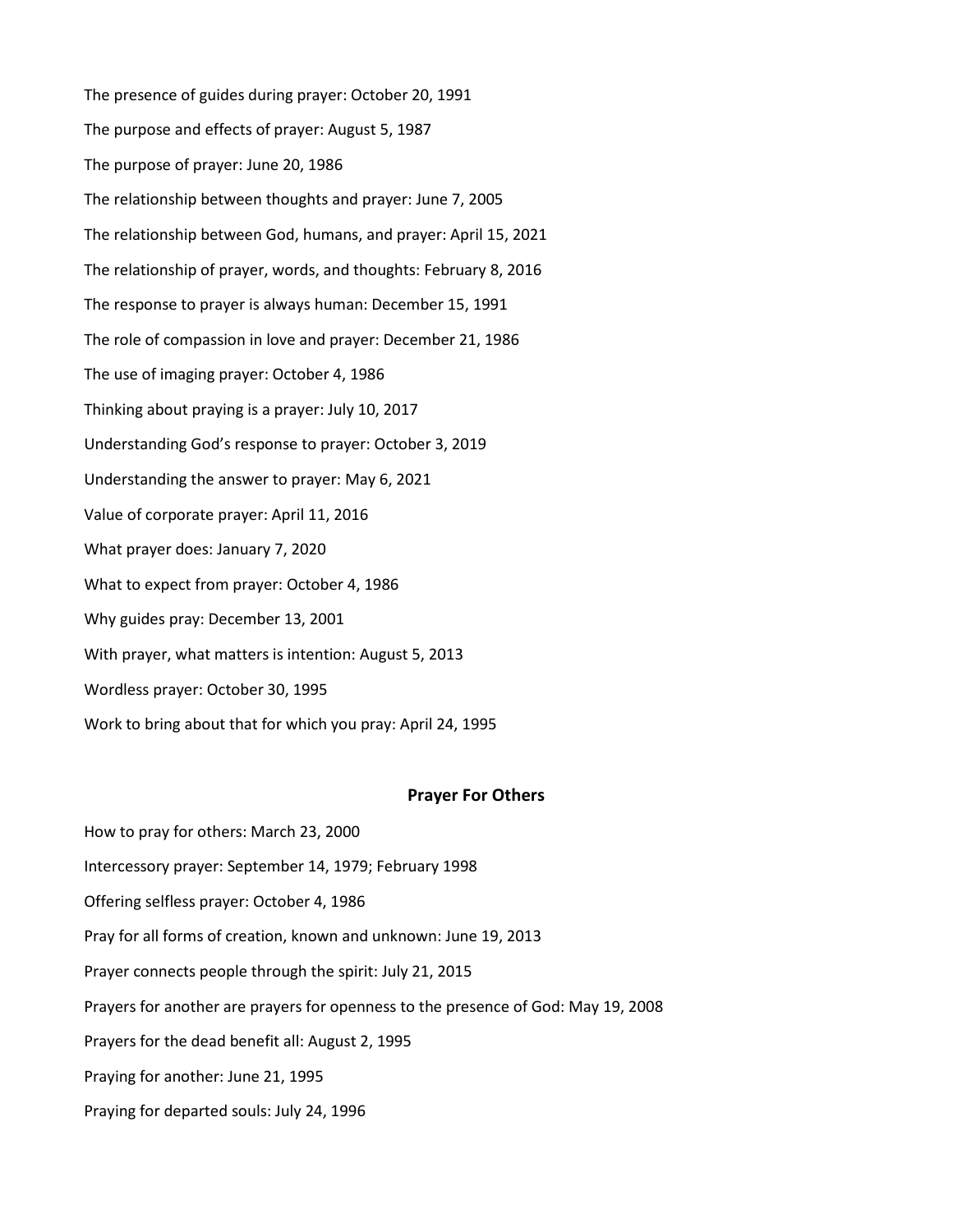The presence of guides during prayer: October 20, 1991

The purpose and effects of prayer: August 5, 1987

The purpose of prayer: June 20, 1986

The relationship between thoughts and prayer: June 7, 2005

The relationship between God, humans, and prayer: April 15, 2021

The relationship of prayer, words, and thoughts: February 8, 2016

The response to prayer is always human: December 15, 1991

The role of compassion in love and prayer: December 21, 1986

The use of imaging prayer: October 4, 1986

Thinking about praying is a prayer: July 10, 2017

Understanding God's response to prayer: October 3, 2019

Understanding the answer to prayer: May 6, 2021

Value of corporate prayer: April 11, 2016

What prayer does: January 7, 2020

What to expect from prayer: October 4, 1986

Why guides pray: December 13, 2001

With prayer, what matters is intention: August 5, 2013

Wordless prayer: October 30, 1995

Work to bring about that for which you pray: April 24, 1995

## Prayer For Others

How to pray for others: March 23, 2000

Intercessory prayer: September 14, 1979; February 1998

Offering selfless prayer: October 4, 1986

Pray for all forms of creation, known and unknown: June 19, 2013

Prayer connects people through the spirit: July 21, 2015

Prayers for another are prayers for openness to the presence of God: May 19, 2008

Prayers for the dead benefit all: August 2, 1995

Praying for another: June 21, 1995

Praying for departed souls: July 24, 1996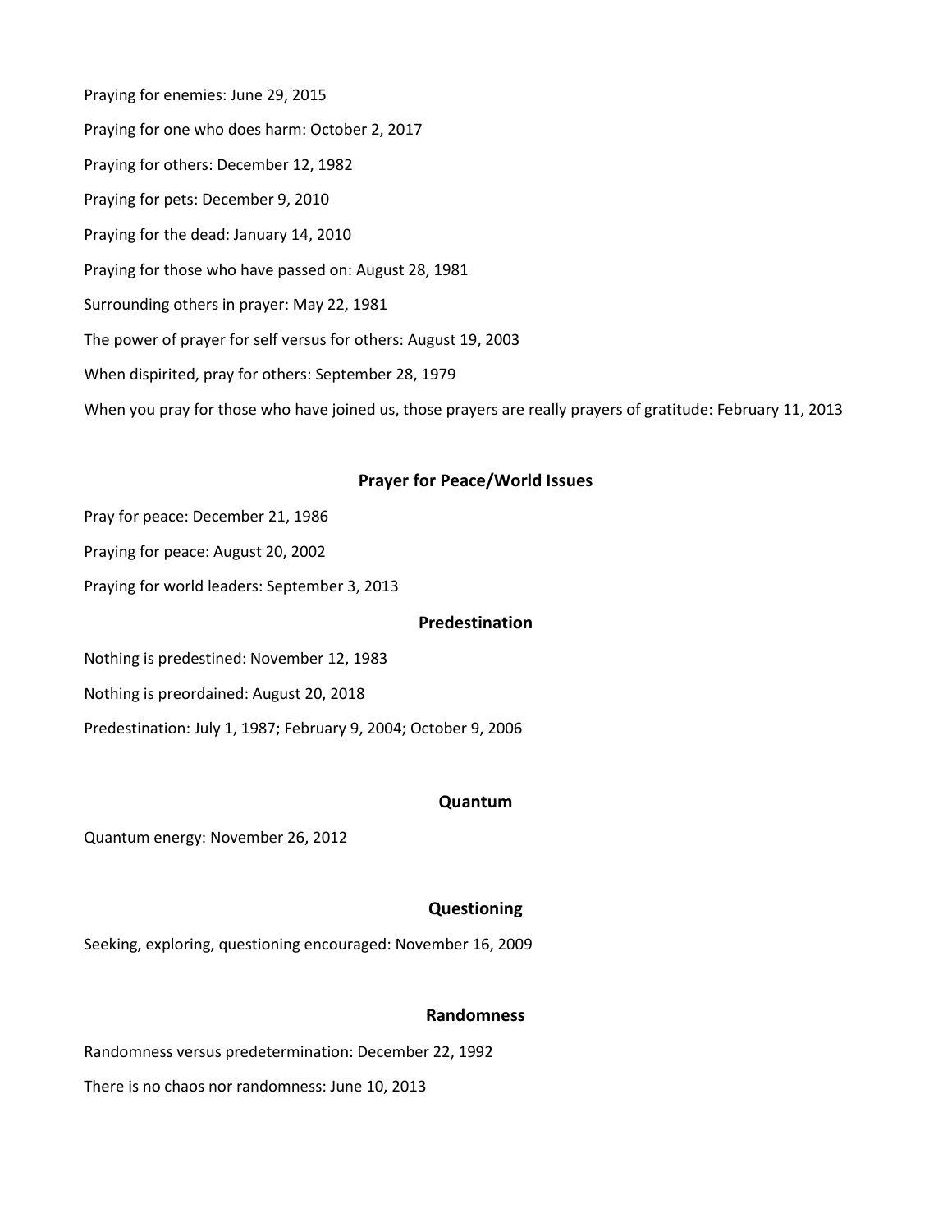Praying for enemies: June 29, 2015

Praying for one who does harm: October 2, 2017

Praying for others: December 12, 1982

Praying for pets: December 9, 2010

Praying for the dead: January 14, 2010

Praying for those who have passed on: August 28, 1981

Surrounding others in prayer: May 22, 1981

The power of prayer for self versus for others: August 19, 2003

When dispirited, pray for others: September 28, 1979

When you pray for those who have joined us, those prayers are really prayers of gratitude: February 11, 2013

## Prayer for Peace/World Issues

Pray for peace: December 21, 1986

Praying for peace: August 20, 2002

Praying for world leaders: September 3, 2013

## Predestination

Nothing is predestined: November 12, 1983

Nothing is preordained: August 20, 2018

Predestination: July 1, 1987; February 9, 2004; October 9, 2006

## Quantum

Quantum energy: November 26, 2012

## Questioning

Seeking, exploring, questioning encouraged: November 16, 2009

## Randomness

Randomness versus predetermination: December 22, 1992

There is no chaos nor randomness: June 10, 2013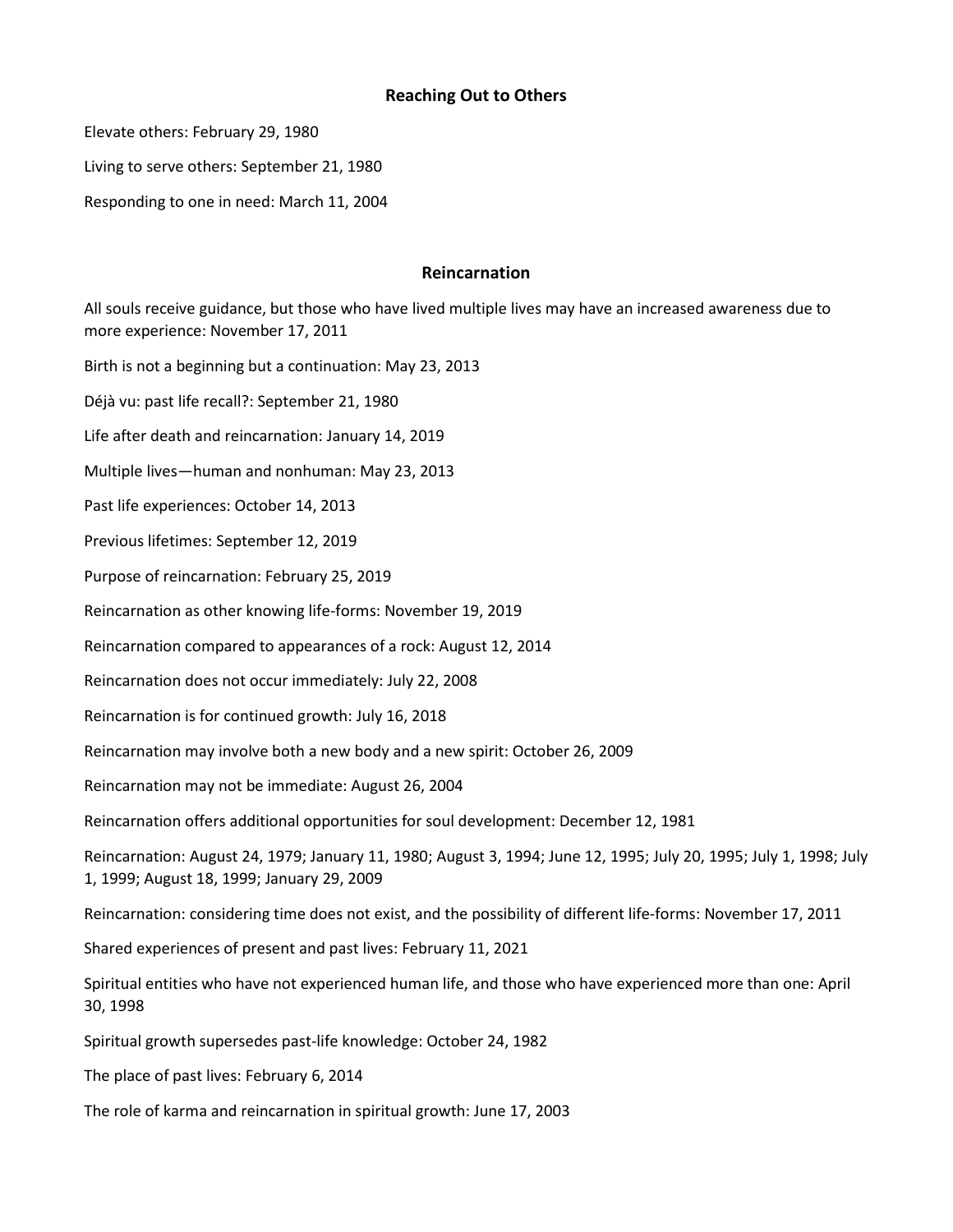## Reaching Out to Others

Elevate others: February 29, 1980

Living to serve others: September 21, 1980

Responding to one in need: March 11, 2004

## Reincarnation

All souls receive guidance, but those who have lived multiple lives may have an increased awareness due to more experience: November 17, 2011

Birth is not a beginning but a continuation: May 23, 2013

Déjà vu: past life recall?: September 21, 1980

Life after death and reincarnation: January 14, 2019

Multiple lives—human and nonhuman: May 23, 2013

Past life experiences: October 14, 2013

Previous lifetimes: September 12, 2019

Purpose of reincarnation: February 25, 2019

Reincarnation as other knowing life-forms: November 19, 2019

Reincarnation compared to appearances of a rock: August 12, 2014

Reincarnation does not occur immediately: July 22, 2008

Reincarnation is for continued growth: July 16, 2018

Reincarnation may involve both a new body and a new spirit: October 26, 2009

Reincarnation may not be immediate: August 26, 2004

Reincarnation offers additional opportunities for soul development: December 12, 1981

Reincarnation: August 24, 1979; January 11, 1980; August 3, 1994; June 12, 1995; July 20, 1995; July 1, 1998; July 1, 1999; August 18, 1999; January 29, 2009

Reincarnation: considering time does not exist, and the possibility of different life-forms: November 17, 2011

Shared experiences of present and past lives: February 11, 2021

Spiritual entities who have not experienced human life, and those who have experienced more than one: April 30, 1998

Spiritual growth supersedes past-life knowledge: October 24, 1982

The place of past lives: February 6, 2014

The role of karma and reincarnation in spiritual growth: June 17, 2003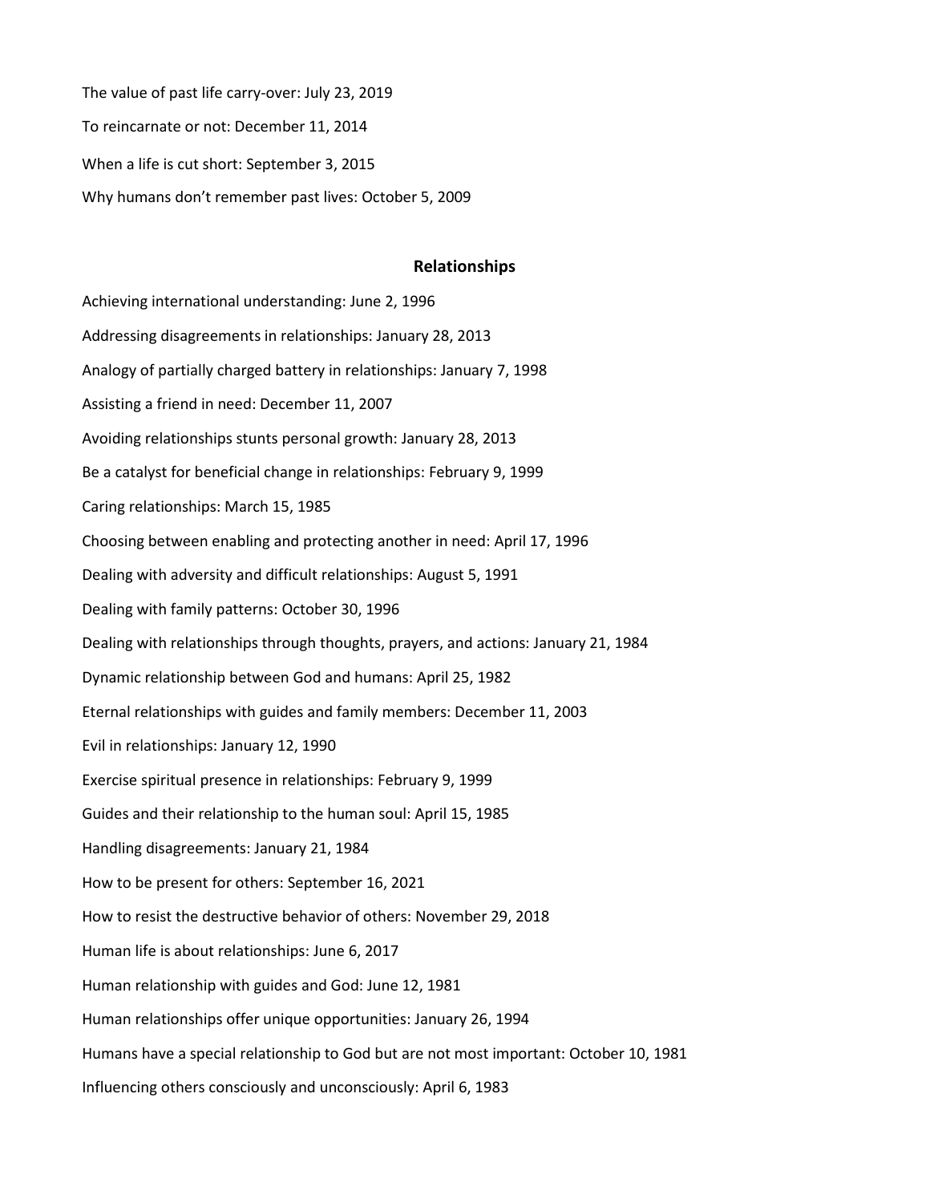The value of past life carry-over: July 23, 2019

To reincarnate or not: December 11, 2014

When a life is cut short: September 3, 2015

Why humans don't remember past lives: October 5, 2009

## Relationships

Achieving international understanding: June 2, 1996

Addressing disagreements in relationships: January 28, 2013

Analogy of partially charged battery in relationships: January 7, 1998

Assisting a friend in need: December 11, 2007

Avoiding relationships stunts personal growth: January 28, 2013

Be a catalyst for beneficial change in relationships: February 9, 1999

Caring relationships: March 15, 1985

Choosing between enabling and protecting another in need: April 17, 1996

Dealing with adversity and difficult relationships: August 5, 1991

Dealing with family patterns: October 30, 1996

Dealing with relationships through thoughts, prayers, and actions: January 21, 1984

Dynamic relationship between God and humans: April 25, 1982

Eternal relationships with guides and family members: December 11, 2003

Evil in relationships: January 12, 1990

Exercise spiritual presence in relationships: February 9, 1999

Guides and their relationship to the human soul: April 15, 1985

Handling disagreements: January 21, 1984

How to be present for others: September 16, 2021

How to resist the destructive behavior of others: November 29, 2018

Human life is about relationships: June 6, 2017

Human relationship with guides and God: June 12, 1981

Human relationships offer unique opportunities: January 26, 1994

Humans have a special relationship to God but are not most important: October 10, 1981

Influencing others consciously and unconsciously: April 6, 1983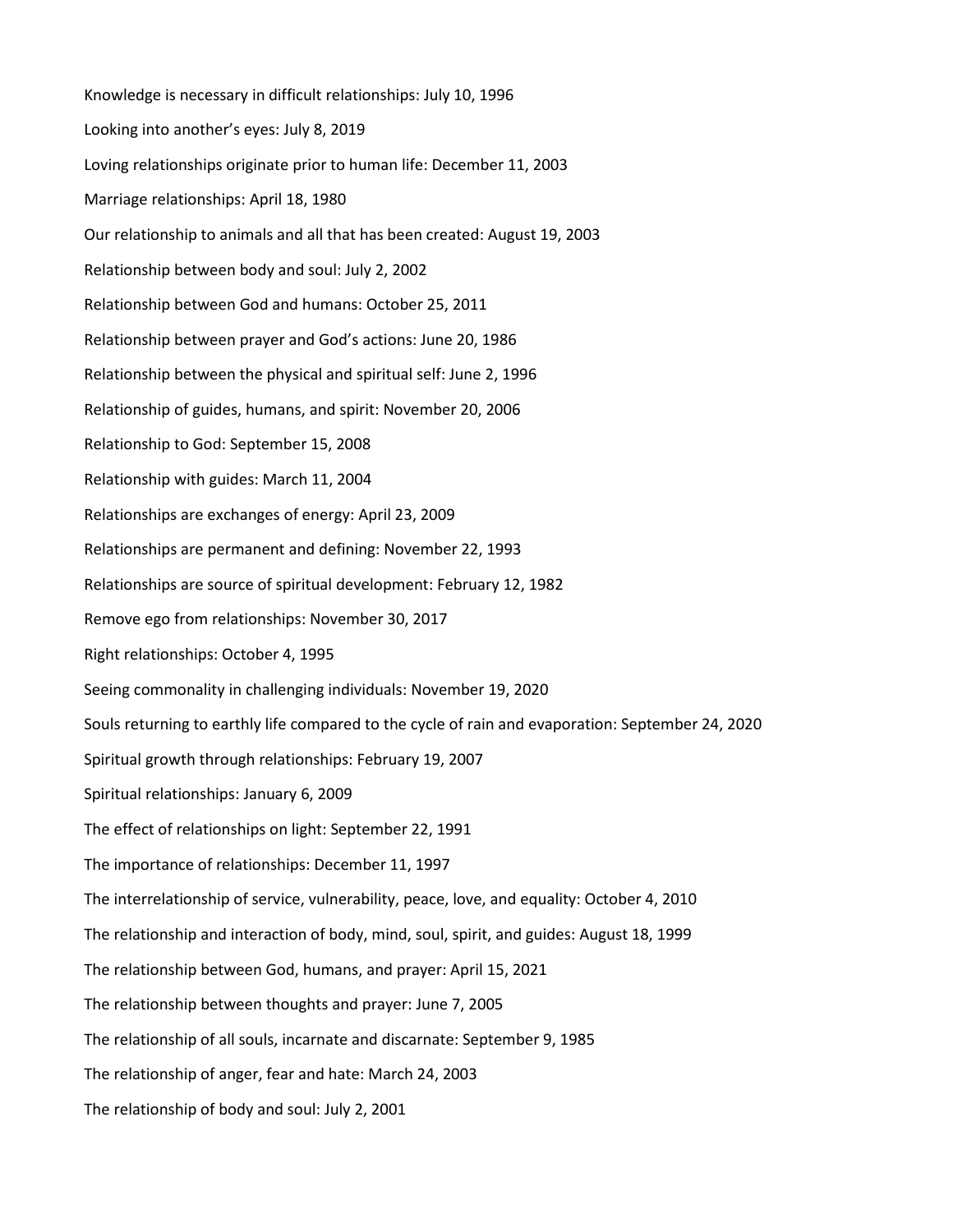Knowledge is necessary in difficult relationships: July 10, 1996

Looking into another's eyes: July 8, 2019

Loving relationships originate prior to human life: December 11, 2003

Marriage relationships: April 18, 1980

Our relationship to animals and all that has been created: August 19, 2003

Relationship between body and soul: July 2, 2002

Relationship between God and humans: October 25, 2011

Relationship between prayer and God's actions: June 20, 1986

Relationship between the physical and spiritual self: June 2, 1996

Relationship of guides, humans, and spirit: November 20, 2006

Relationship to God: September 15, 2008

Relationship with guides: March 11, 2004

Relationships are exchanges of energy: April 23, 2009

Relationships are permanent and defining: November 22, 1993

Relationships are source of spiritual development: February 12, 1982

Remove ego from relationships: November 30, 2017

Right relationships: October 4, 1995

Seeing commonality in challenging individuals: November 19, 2020

Souls returning to earthly life compared to the cycle of rain and evaporation: September 24, 2020

Spiritual growth through relationships: February 19, 2007

Spiritual relationships: January 6, 2009

The effect of relationships on light: September 22, 1991

The importance of relationships: December 11, 1997

The interrelationship of service, vulnerability, peace, love, and equality: October 4, 2010

The relationship and interaction of body, mind, soul, spirit, and guides: August 18, 1999

The relationship between God, humans, and prayer: April 15, 2021

The relationship between thoughts and prayer: June 7, 2005

The relationship of all souls, incarnate and discarnate: September 9, 1985

The relationship of anger, fear and hate: March 24, 2003

The relationship of body and soul: July 2, 2001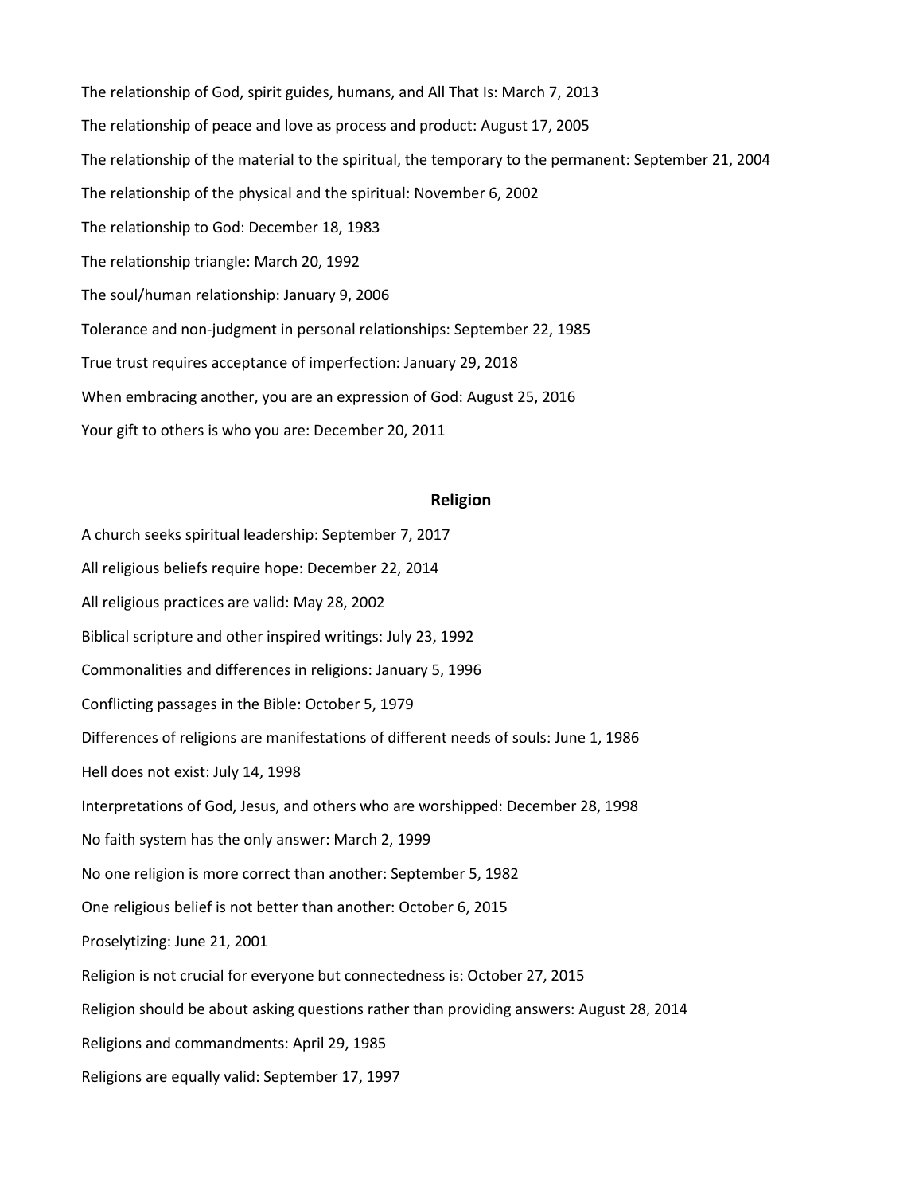The relationship of God, spirit guides, humans, and All That Is: March 7, 2013

The relationship of peace and love as process and product: August 17, 2005

The relationship of the material to the spiritual, the temporary to the permanent: September 21, 2004

The relationship of the physical and the spiritual: November 6, 2002

The relationship to God: December 18, 1983

The relationship triangle: March 20, 1992

The soul/human relationship: January 9, 2006

Tolerance and non-judgment in personal relationships: September 22, 1985

True trust requires acceptance of imperfection: January 29, 2018

When embracing another, you are an expression of God: August 25, 2016

Your gift to others is who you are: December 20, 2011

## Religion

A church seeks spiritual leadership: September 7, 2017

All religious beliefs require hope: December 22, 2014

All religious practices are valid: May 28, 2002

Biblical scripture and other inspired writings: July 23, 1992

Commonalities and differences in religions: January 5, 1996

Conflicting passages in the Bible: October 5, 1979

Differences of religions are manifestations of different needs of souls: June 1, 1986

Hell does not exist: July 14, 1998

Interpretations of God, Jesus, and others who are worshipped: December 28, 1998

No faith system has the only answer: March 2, 1999

No one religion is more correct than another: September 5, 1982

One religious belief is not better than another: October 6, 2015

Proselytizing: June 21, 2001

Religion is not crucial for everyone but connectedness is: October 27, 2015

Religion should be about asking questions rather than providing answers: August 28, 2014

Religions and commandments: April 29, 1985

Religions are equally valid: September 17, 1997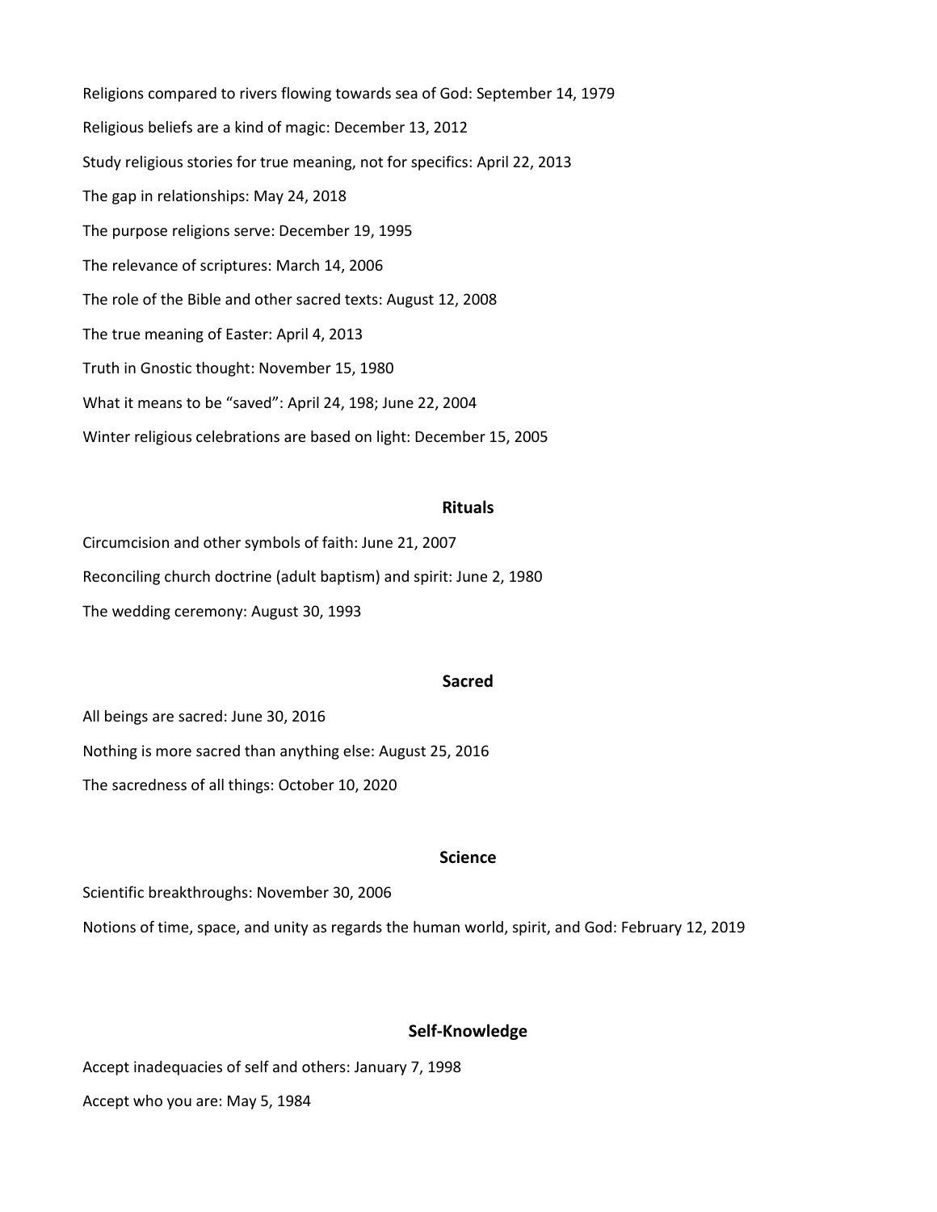Religions compared to rivers flowing towards sea of God: September 14, 1979

Religious beliefs are a kind of magic: December 13, 2012

Study religious stories for true meaning, not for specifics: April 22, 2013

The gap in relationships: May 24, 2018

The purpose religions serve: December 19, 1995

The relevance of scriptures: March 14, 2006

The role of the Bible and other sacred texts: August 12, 2008

The true meaning of Easter: April 4, 2013

Truth in Gnostic thought: November 15, 1980

What it means to be "saved": April 24, 198; June 22, 2004

Winter religious celebrations are based on light: December 15, 2005

## Rituals

Circumcision and other symbols of faith: June 21, 2007

Reconciling church doctrine (adult baptism) and spirit: June 2, 1980

The wedding ceremony: August 30, 1993

## Sacred

All beings are sacred: June 30, 2016

Nothing is more sacred than anything else: August 25, 2016

The sacredness of all things: October 10, 2020

## Science

Scientific breakthroughs: November 30, 2006

Notions of time, space, and unity as regards the human world, spirit, and God: February 12, 2019

## Self-Knowledge

Accept inadequacies of self and others: January 7, 1998

Accept who you are: May 5, 1984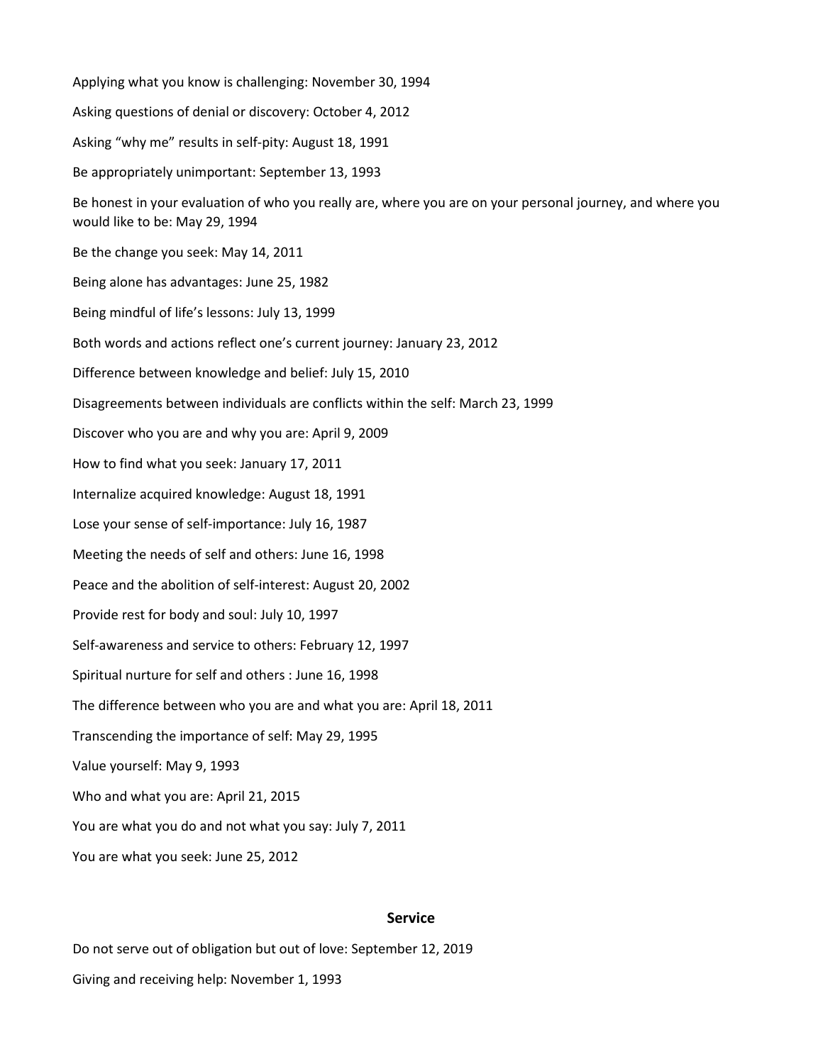Applying what you know is challenging: November 30, 1994

Asking questions of denial or discovery: October 4, 2012

Asking "why me" results in self-pity: August 18, 1991

Be appropriately unimportant: September 13, 1993

Be honest in your evaluation of who you really are, where you are on your personal journey, and where you would like to be: May 29, 1994

Be the change you seek: May 14, 2011

Being alone has advantages: June 25, 1982

Being mindful of life's lessons: July 13, 1999

Both words and actions reflect one's current journey: January 23, 2012

Difference between knowledge and belief: July 15, 2010

Disagreements between individuals are conflicts within the self: March 23, 1999

Discover who you are and why you are: April 9, 2009

How to find what you seek: January 17, 2011

Internalize acquired knowledge: August 18, 1991

Lose your sense of self-importance: July 16, 1987

Meeting the needs of self and others: June 16, 1998

Peace and the abolition of self-interest: August 20, 2002

Provide rest for body and soul: July 10, 1997

Self-awareness and service to others: February 12, 1997

Spiritual nurture for self and others : June 16, 1998

The difference between who you are and what you are: April 18, 2011

Transcending the importance of self: May 29, 1995

Value yourself: May 9, 1993

Who and what you are: April 21, 2015

You are what you do and not what you say: July 7, 2011

You are what you seek: June 25, 2012

## Service

Do not serve out of obligation but out of love: September 12, 2019

Giving and receiving help: November 1, 1993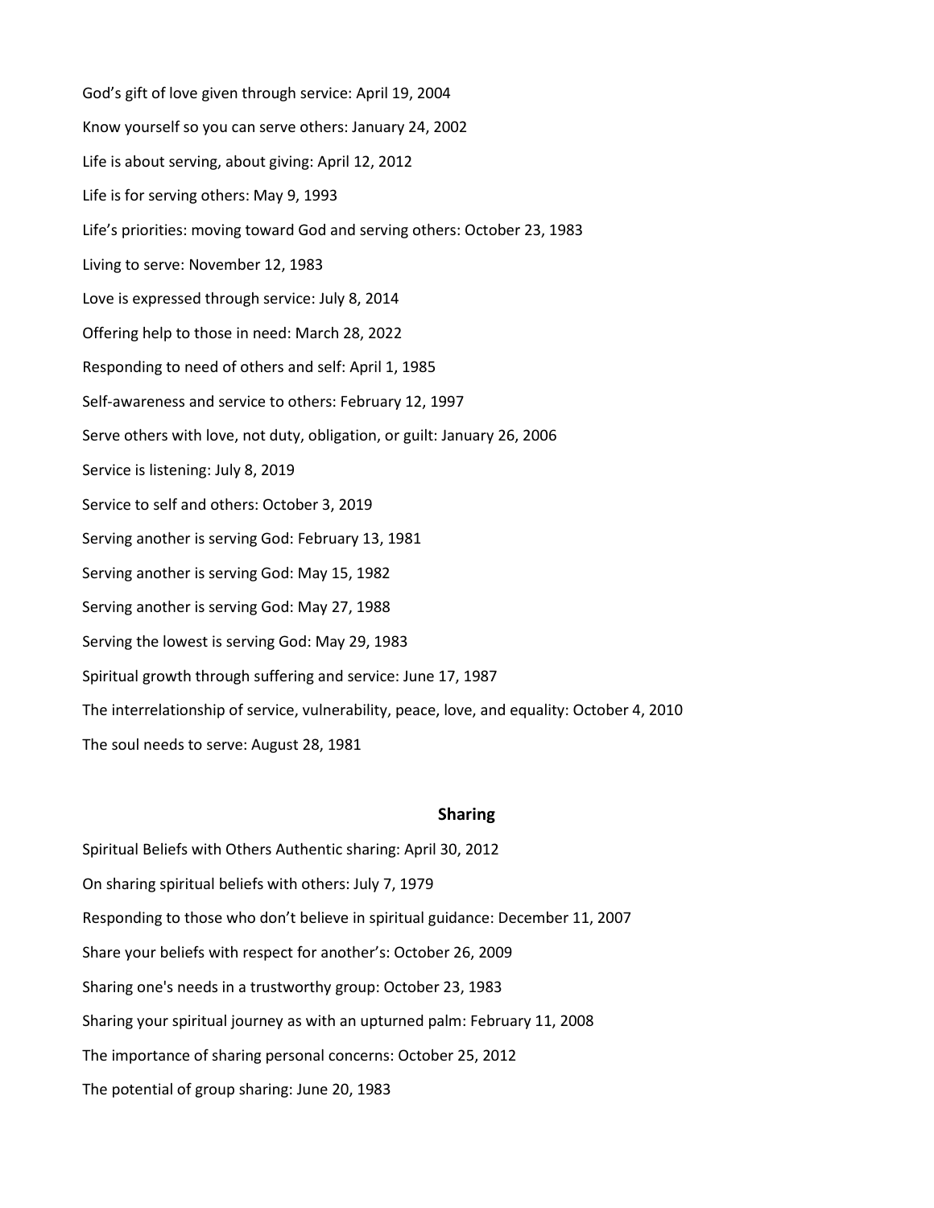God’s gift of love given through service: April 19, 2004

Know yourself so you can serve others: January 24, 2002

Life is about serving, about giving: April 12, 2012

Life is for serving others: May 9, 1993

Life’s priorities: moving toward God and serving others: October 23, 1983

Living to serve: November 12, 1983

Love is expressed through service: July 8, 2014

Offering help to those in need: March 28, 2022

Responding to need of others and self: April 1, 1985

Self-awareness and service to others: February 12, 1997

Serve others with love, not duty, obligation, or guilt: January 26, 2006

Service is listening: July 8, 2019

Service to self and others: October 3, 2019

Serving another is serving God: February 13, 1981

Serving another is serving God: May 15, 1982

Serving another is serving God: May 27, 1988

Serving the lowest is serving God: May 29, 1983

Spiritual growth through suffering and service: June 17, 1987

The interrelationship of service, vulnerability, peace, love, and equality: October 4, 2010

The soul needs to serve: August 28, 1981

## Sharing

Spiritual Beliefs with Others Authentic sharing: April 30, 2012

On sharing spiritual beliefs with others: July 7, 1979

Responding to those who don’t believe in spiritual guidance: December 11, 2007

Share your beliefs with respect for another’s: October 26, 2009

Sharing one's needs in a trustworthy group: October 23, 1983

Sharing your spiritual journey as with an upturned palm: February 11, 2008

The importance of sharing personal concerns: October 25, 2012

The potential of group sharing: June 20, 1983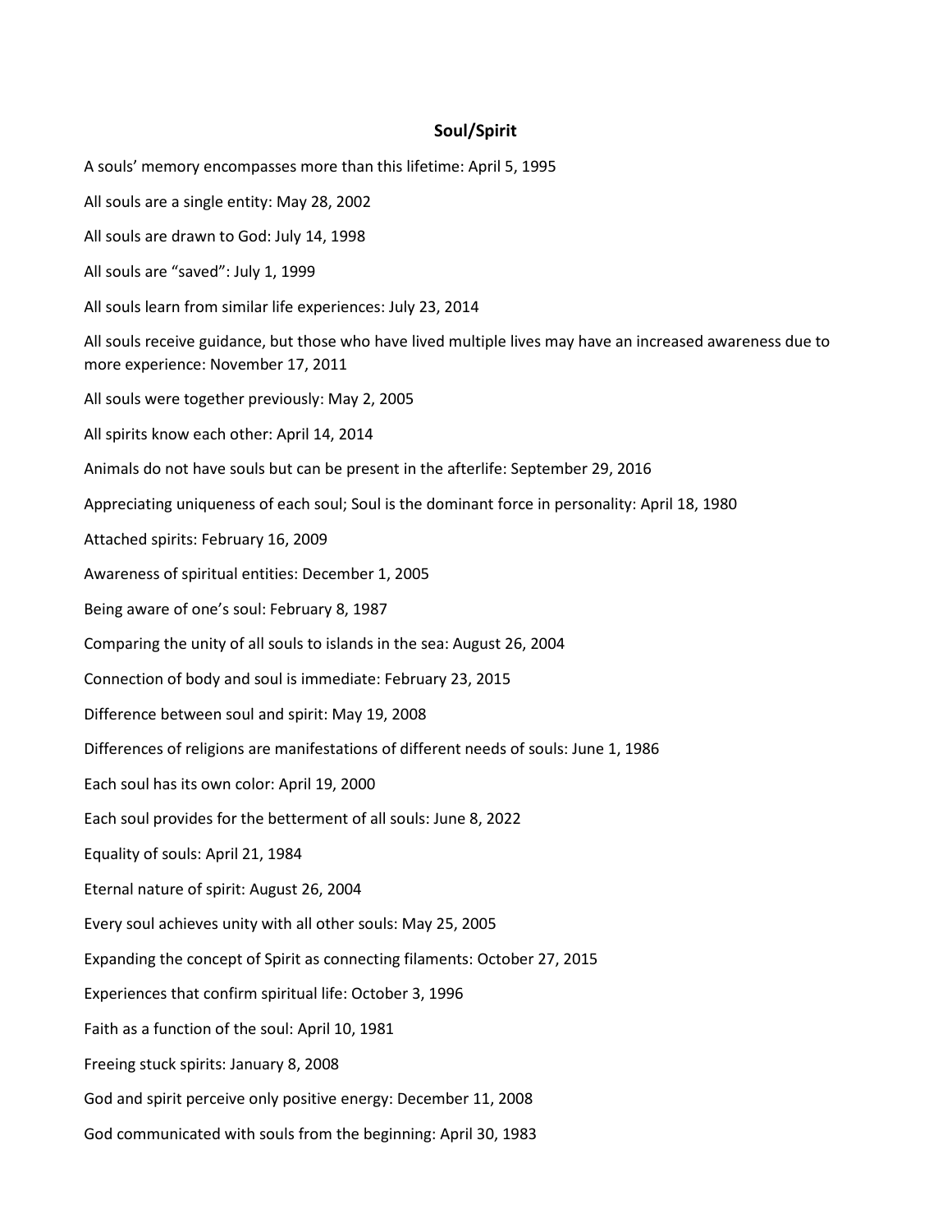## Soul/Spirit

A souls' memory encompasses more than this lifetime: April 5, 1995

All souls are a single entity: May 28, 2002

All souls are drawn to God: July 14, 1998

All souls are "saved": July 1, 1999

All souls learn from similar life experiences: July 23, 2014

All souls receive guidance, but those who have lived multiple lives may have an increased awareness due to more experience: November 17, 2011

All souls were together previously: May 2, 2005

All spirits know each other: April 14, 2014

Animals do not have souls but can be present in the afterlife: September 29, 2016

Appreciating uniqueness of each soul; Soul is the dominant force in personality: April 18, 1980

Attached spirits: February 16, 2009

Awareness of spiritual entities: December 1, 2005

Being aware of one's soul: February 8, 1987

Comparing the unity of all souls to islands in the sea: August 26, 2004

Connection of body and soul is immediate: February 23, 2015

Difference between soul and spirit: May 19, 2008

Differences of religions are manifestations of different needs of souls: June 1, 1986

Each soul has its own color: April 19, 2000

Each soul provides for the betterment of all souls: June 8, 2022

Equality of souls: April 21, 1984

Eternal nature of spirit: August 26, 2004

Every soul achieves unity with all other souls: May 25, 2005

Expanding the concept of Spirit as connecting filaments: October 27, 2015

Experiences that confirm spiritual life: October 3, 1996

Faith as a function of the soul: April 10, 1981

Freeing stuck spirits: January 8, 2008

God and spirit perceive only positive energy: December 11, 2008

God communicated with souls from the beginning: April 30, 1983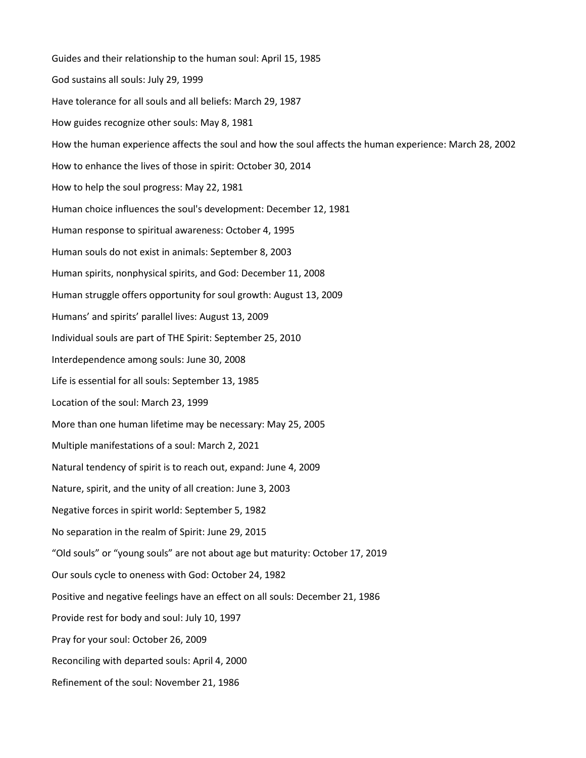Guides and their relationship to the human soul: April 15, 1985

God sustains all souls: July 29, 1999

Have tolerance for all souls and all beliefs: March 29, 1987

How guides recognize other souls: May 8, 1981

How the human experience affects the soul and how the soul affects the human experience: March 28, 2002

How to enhance the lives of those in spirit: October 30, 2014

How to help the soul progress: May 22, 1981

Human choice influences the soul's development: December 12, 1981

Human response to spiritual awareness: October 4, 1995

Human souls do not exist in animals: September 8, 2003

Human spirits, nonphysical spirits, and God: December 11, 2008

Human struggle offers opportunity for soul growth: August 13, 2009

Humans' and spirits' parallel lives: August 13, 2009

Individual souls are part of THE Spirit: September 25, 2010

Interdependence among souls: June 30, 2008

Life is essential for all souls: September 13, 1985

Location of the soul: March 23, 1999

More than one human lifetime may be necessary: May 25, 2005

Multiple manifestations of a soul: March 2, 2021

Natural tendency of spirit is to reach out, expand: June 4, 2009

Nature, spirit, and the unity of all creation: June 3, 2003

Negative forces in spirit world: September 5, 1982

No separation in the realm of Spirit: June 29, 2015

"Old souls" or "young souls" are not about age but maturity: October 17, 2019

Our souls cycle to oneness with God: October 24, 1982

Positive and negative feelings have an effect on all souls: December 21, 1986

Provide rest for body and soul: July 10, 1997

Pray for your soul: October 26, 2009

Reconciling with departed souls: April 4, 2000

Refinement of the soul: November 21, 1986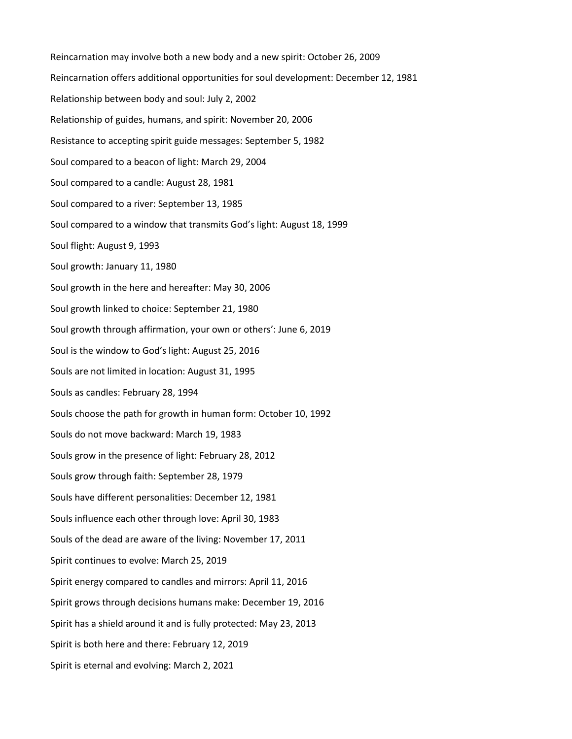Reincarnation may involve both a new body and a new spirit: October 26, 2009

Reincarnation offers additional opportunities for soul development: December 12, 1981

Relationship between body and soul: July 2, 2002

Relationship of guides, humans, and spirit: November 20, 2006

Resistance to accepting spirit guide messages: September 5, 1982

Soul compared to a beacon of light: March 29, 2004

Soul compared to a candle: August 28, 1981

Soul compared to a river: September 13, 1985

Soul compared to a window that transmits God's light: August 18, 1999

Soul flight: August 9, 1993

Soul growth: January 11, 1980

Soul growth in the here and hereafter: May 30, 2006

Soul growth linked to choice: September 21, 1980

Soul growth through affirmation, your own or others': June 6, 2019

Soul is the window to God's light: August 25, 2016

Souls are not limited in location: August 31, 1995

Souls as candles: February 28, 1994

Souls choose the path for growth in human form: October 10, 1992

Souls do not move backward: March 19, 1983

Souls grow in the presence of light: February 28, 2012

Souls grow through faith: September 28, 1979

Souls have different personalities: December 12, 1981

Souls influence each other through love: April 30, 1983

Souls of the dead are aware of the living: November 17, 2011

Spirit continues to evolve: March 25, 2019

Spirit energy compared to candles and mirrors: April 11, 2016

Spirit grows through decisions humans make: December 19, 2016

Spirit has a shield around it and is fully protected: May 23, 2013

Spirit is both here and there: February 12, 2019

Spirit is eternal and evolving: March 2, 2021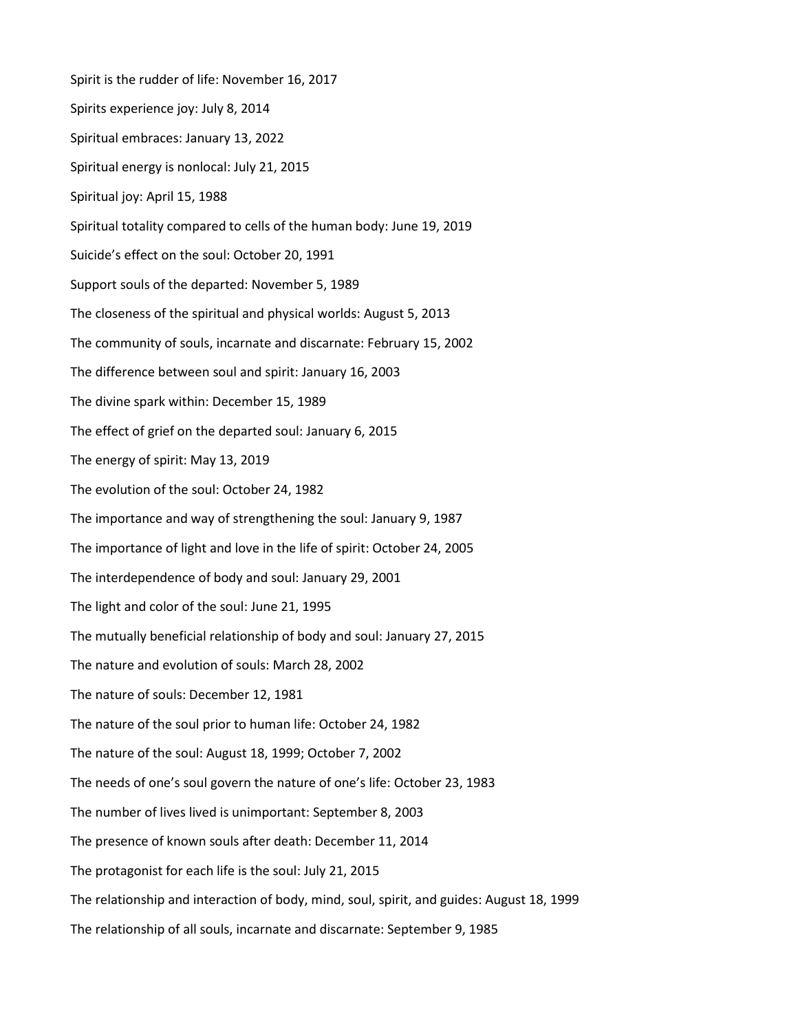Spirit is the rudder of life: November 16, 2017

Spirits experience joy: July 8, 2014

Spiritual embraces: January 13, 2022

Spiritual energy is nonlocal: July 21, 2015

Spiritual joy: April 15, 1988

Spiritual totality compared to cells of the human body: June 19, 2019

Suicide's effect on the soul: October 20, 1991

Support souls of the departed: November 5, 1989

The closeness of the spiritual and physical worlds: August 5, 2013

The community of souls, incarnate and discarnate: February 15, 2002

The difference between soul and spirit: January 16, 2003

The divine spark within: December 15, 1989

The effect of grief on the departed soul: January 6, 2015

The energy of spirit: May 13, 2019

The evolution of the soul: October 24, 1982

The importance and way of strengthening the soul: January 9, 1987

The importance of light and love in the life of spirit: October 24, 2005

The interdependence of body and soul: January 29, 2001

The light and color of the soul: June 21, 1995

The mutually beneficial relationship of body and soul: January 27, 2015

The nature and evolution of souls: March 28, 2002

The nature of souls: December 12, 1981

The nature of the soul prior to human life: October 24, 1982

The nature of the soul: August 18, 1999; October 7, 2002

The needs of one's soul govern the nature of one's life: October 23, 1983

The number of lives lived is unimportant: September 8, 2003

The presence of known souls after death: December 11, 2014

The protagonist for each life is the soul: July 21, 2015

The relationship and interaction of body, mind, soul, spirit, and guides: August 18, 1999

The relationship of all souls, incarnate and discarnate: September 9, 1985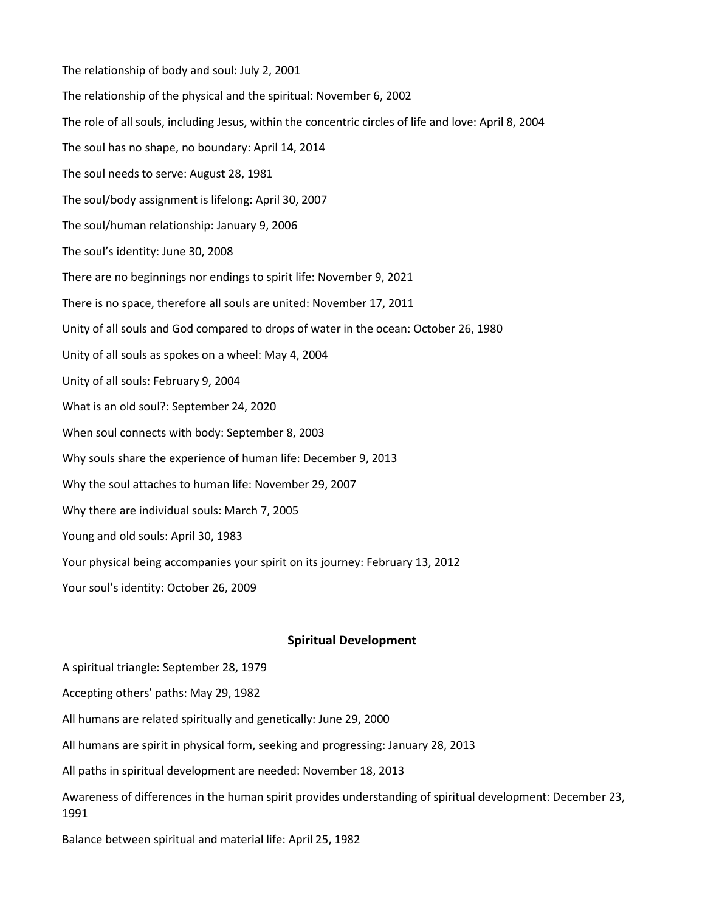The relationship of body and soul: July 2, 2001

The relationship of the physical and the spiritual: November 6, 2002

The role of all souls, including Jesus, within the concentric circles of life and love: April 8, 2004

The soul has no shape, no boundary: April 14, 2014

The soul needs to serve: August 28, 1981

The soul/body assignment is lifelong: April 30, 2007

The soul/human relationship: January 9, 2006

The soul's identity: June 30, 2008

There are no beginnings nor endings to spirit life: November 9, 2021

There is no space, therefore all souls are united: November 17, 2011

Unity of all souls and God compared to drops of water in the ocean: October 26, 1980

Unity of all souls as spokes on a wheel: May 4, 2004

Unity of all souls: February 9, 2004

What is an old soul?: September 24, 2020

When soul connects with body: September 8, 2003

Why souls share the experience of human life: December 9, 2013

Why the soul attaches to human life: November 29, 2007

Why there are individual souls: March 7, 2005

Young and old souls: April 30, 1983

Your physical being accompanies your spirit on its journey: February 13, 2012

Your soul's identity: October 26, 2009

## Spiritual Development

A spiritual triangle: September 28, 1979

Accepting others' paths: May 29, 1982

All humans are related spiritually and genetically: June 29, 2000

All humans are spirit in physical form, seeking and progressing: January 28, 2013

All paths in spiritual development are needed: November 18, 2013

Awareness of differences in the human spirit provides understanding of spiritual development: December 23, 1991

Balance between spiritual and material life: April 25, 1982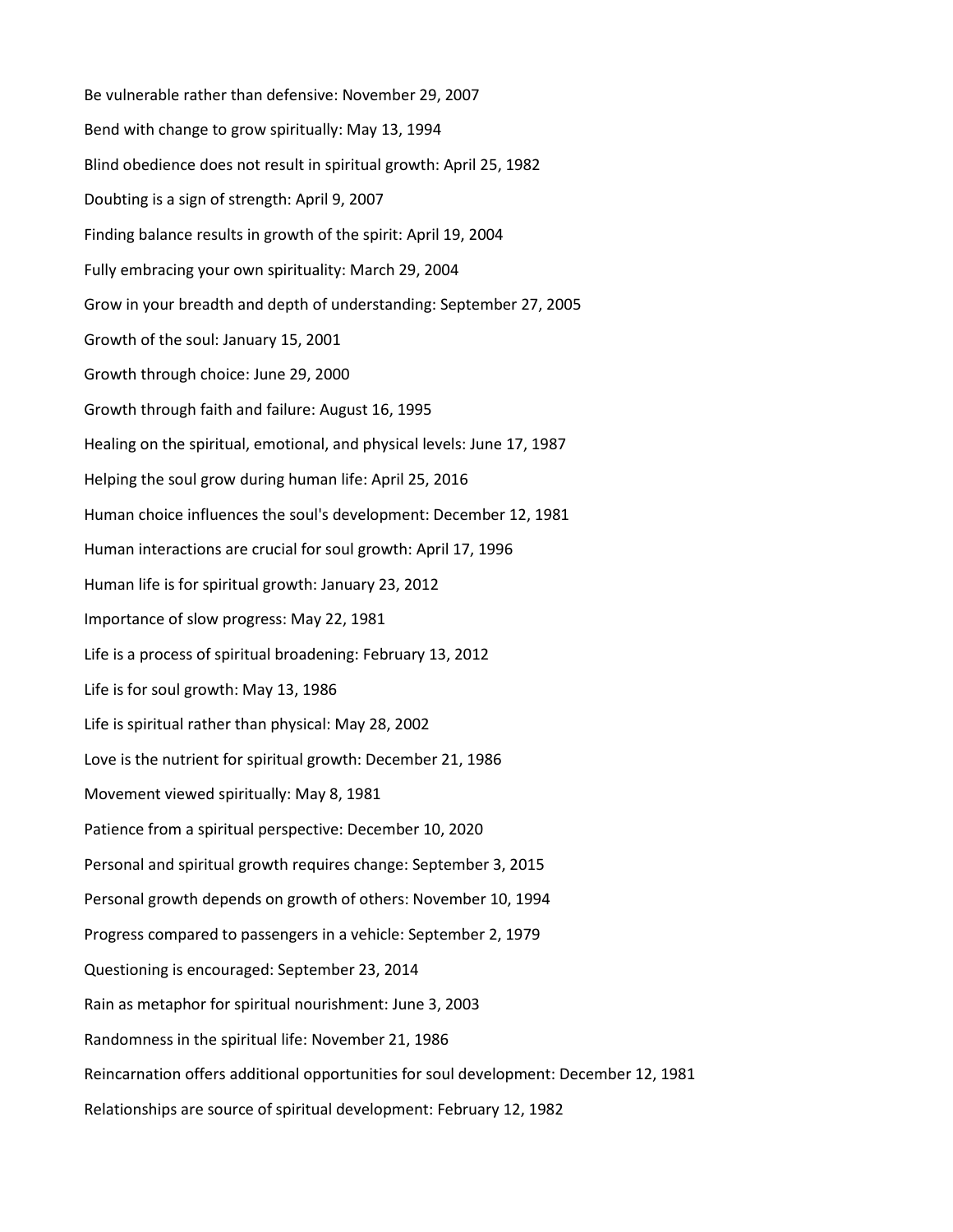Be vulnerable rather than defensive: November 29, 2007

Bend with change to grow spiritually: May 13, 1994

Blind obedience does not result in spiritual growth: April 25, 1982

Doubting is a sign of strength: April 9, 2007

Finding balance results in growth of the spirit: April 19, 2004

Fully embracing your own spirituality: March 29, 2004

Grow in your breadth and depth of understanding: September 27, 2005

Growth of the soul: January 15, 2001

Growth through choice: June 29, 2000

Growth through faith and failure: August 16, 1995

Healing on the spiritual, emotional, and physical levels: June 17, 1987

Helping the soul grow during human life: April 25, 2016

Human choice influences the soul's development: December 12, 1981

Human interactions are crucial for soul growth: April 17, 1996

Human life is for spiritual growth: January 23, 2012

Importance of slow progress: May 22, 1981

Life is a process of spiritual broadening: February 13, 2012

Life is for soul growth: May 13, 1986

Life is spiritual rather than physical: May 28, 2002

Love is the nutrient for spiritual growth: December 21, 1986

Movement viewed spiritually: May 8, 1981

Patience from a spiritual perspective: December 10, 2020

Personal and spiritual growth requires change: September 3, 2015

Personal growth depends on growth of others: November 10, 1994

Progress compared to passengers in a vehicle: September 2, 1979

Questioning is encouraged: September 23, 2014

Rain as metaphor for spiritual nourishment: June 3, 2003

Randomness in the spiritual life: November 21, 1986

Reincarnation offers additional opportunities for soul development: December 12, 1981

Relationships are source of spiritual development: February 12, 1982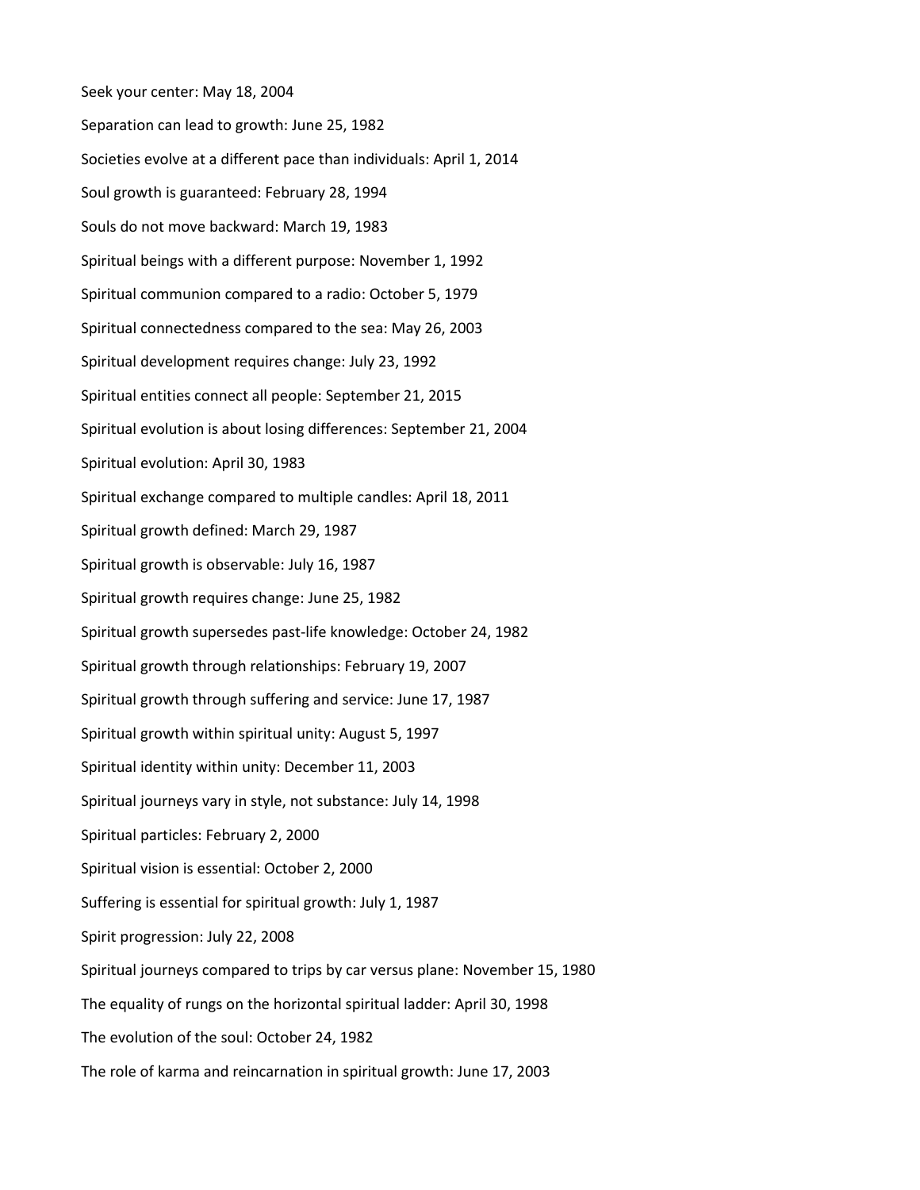Seek your center: May 18, 2004

Separation can lead to growth: June 25, 1982

Societies evolve at a different pace than individuals: April 1, 2014

Soul growth is guaranteed: February 28, 1994

Souls do not move backward: March 19, 1983

Spiritual beings with a different purpose: November 1, 1992

Spiritual communion compared to a radio: October 5, 1979

Spiritual connectedness compared to the sea: May 26, 2003

Spiritual development requires change: July 23, 1992

Spiritual entities connect all people: September 21, 2015

Spiritual evolution is about losing differences: September 21, 2004

Spiritual evolution: April 30, 1983

Spiritual exchange compared to multiple candles: April 18, 2011

Spiritual growth defined: March 29, 1987

Spiritual growth is observable: July 16, 1987

Spiritual growth requires change: June 25, 1982

Spiritual growth supersedes past-life knowledge: October 24, 1982

Spiritual growth through relationships: February 19, 2007

Spiritual growth through suffering and service: June 17, 1987

Spiritual growth within spiritual unity: August 5, 1997

Spiritual identity within unity: December 11, 2003

Spiritual journeys vary in style, not substance: July 14, 1998

Spiritual particles: February 2, 2000

Spiritual vision is essential: October 2, 2000

Suffering is essential for spiritual growth: July 1, 1987

Spirit progression: July 22, 2008

Spiritual journeys compared to trips by car versus plane: November 15, 1980

The equality of rungs on the horizontal spiritual ladder: April 30, 1998

The evolution of the soul: October 24, 1982

The role of karma and reincarnation in spiritual growth: June 17, 2003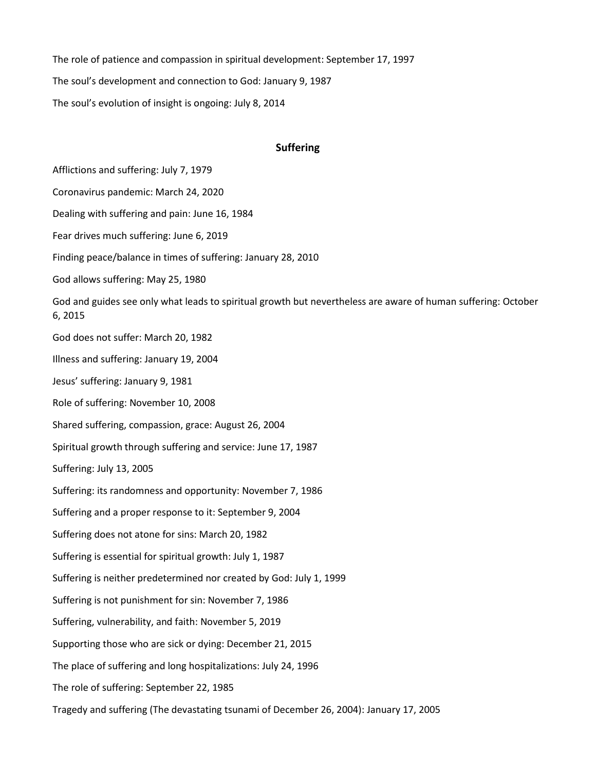The role of patience and compassion in spiritual development: September 17, 1997

The soul's development and connection to God: January 9, 1987

The soul's evolution of insight is ongoing: July 8, 2014

## Suffering

Afflictions and suffering: July 7, 1979

Coronavirus pandemic: March 24, 2020

Dealing with suffering and pain: June 16, 1984

Fear drives much suffering: June 6, 2019

Finding peace/balance in times of suffering: January 28, 2010

God allows suffering: May 25, 1980

God and guides see only what leads to spiritual growth but nevertheless are aware of human suffering: October 6, 2015

God does not suffer: March 20, 1982

Illness and suffering: January 19, 2004

Jesus' suffering: January 9, 1981

Role of suffering: November 10, 2008

Shared suffering, compassion, grace: August 26, 2004

Spiritual growth through suffering and service: June 17, 1987

Suffering: July 13, 2005

Suffering: its randomness and opportunity: November 7, 1986

Suffering and a proper response to it: September 9, 2004

Suffering does not atone for sins: March 20, 1982

Suffering is essential for spiritual growth: July 1, 1987

Suffering is neither predetermined nor created by God: July 1, 1999

Suffering is not punishment for sin: November 7, 1986

Suffering, vulnerability, and faith: November 5, 2019

Supporting those who are sick or dying: December 21, 2015

The place of suffering and long hospitalizations: July 24, 1996

The role of suffering: September 22, 1985

Tragedy and suffering (The devastating tsunami of December 26, 2004): January 17, 2005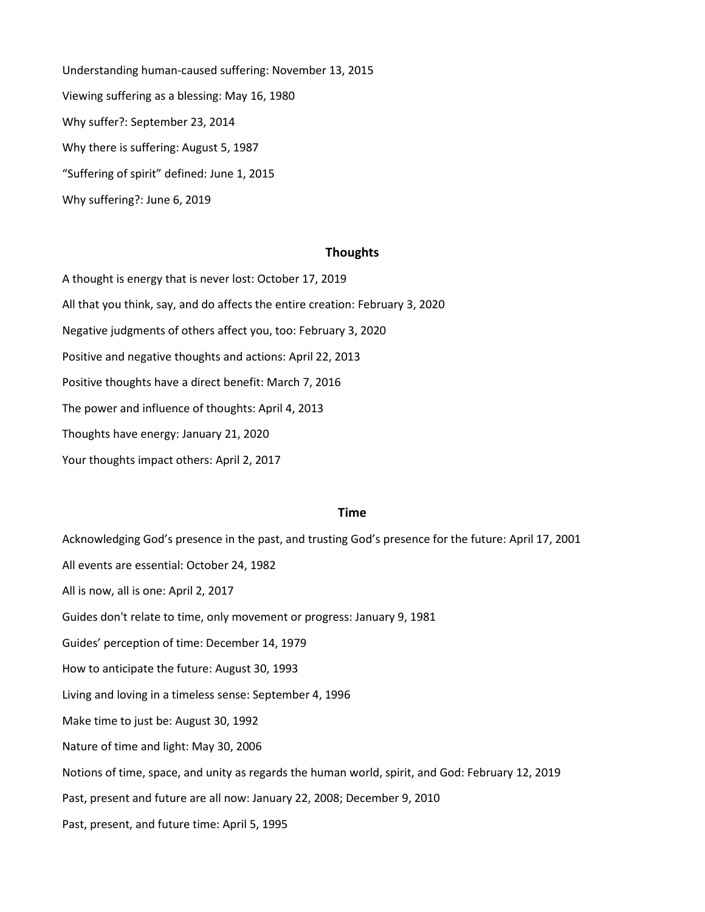Understanding human-caused suffering: November 13, 2015

Viewing suffering as a blessing: May 16, 1980

Why suffer?: September 23, 2014

Why there is suffering: August 5, 1987

"Suffering of spirit" defined: June 1, 2015

Why suffering?: June 6, 2019

## Thoughts

A thought is energy that is never lost: October 17, 2019

All that you think, say, and do affects the entire creation: February 3, 2020

Negative judgments of others affect you, too: February 3, 2020

Positive and negative thoughts and actions: April 22, 2013

Positive thoughts have a direct benefit: March 7, 2016

The power and influence of thoughts: April 4, 2013

Thoughts have energy: January 21, 2020

Your thoughts impact others: April 2, 2017

## Time

Acknowledging God's presence in the past, and trusting God's presence for the future: April 17, 2001

All events are essential: October 24, 1982

All is now, all is one: April 2, 2017

Guides don't relate to time, only movement or progress: January 9, 1981

Guides' perception of time: December 14, 1979

How to anticipate the future: August 30, 1993

Living and loving in a timeless sense: September 4, 1996

Make time to just be: August 30, 1992

Nature of time and light: May 30, 2006

Notions of time, space, and unity as regards the human world, spirit, and God: February 12, 2019

Past, present and future are all now: January 22, 2008; December 9, 2010

Past, present, and future time: April 5, 1995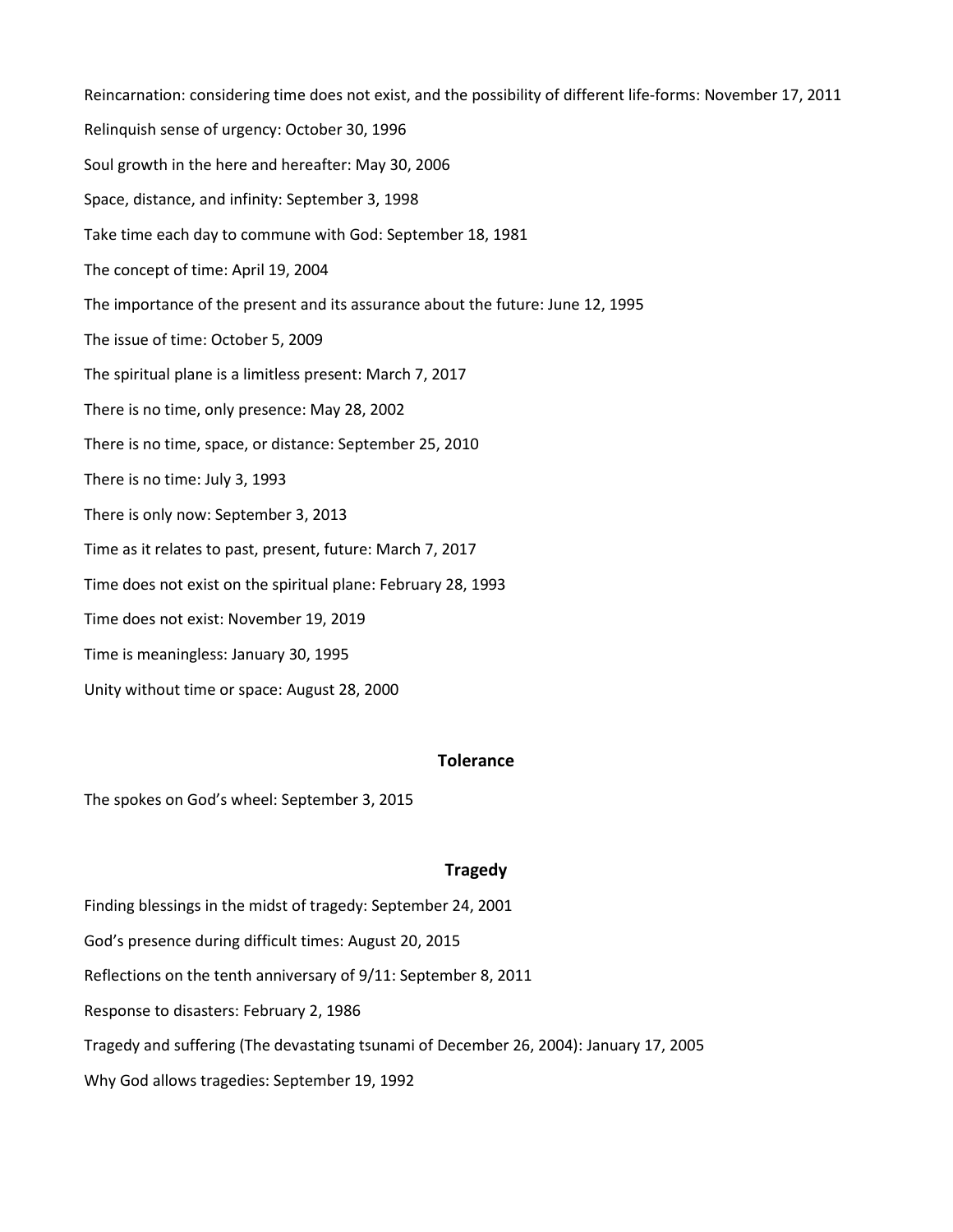Reincarnation: considering time does not exist, and the possibility of different life-forms: November 17, 2011

Relinquish sense of urgency: October 30, 1996

Soul growth in the here and hereafter: May 30, 2006

Space, distance, and infinity: September 3, 1998

Take time each day to commune with God: September 18, 1981

The concept of time: April 19, 2004

The importance of the present and its assurance about the future: June 12, 1995

The issue of time: October 5, 2009

The spiritual plane is a limitless present: March 7, 2017

There is no time, only presence: May 28, 2002

There is no time, space, or distance: September 25, 2010

There is no time: July 3, 1993

There is only now: September 3, 2013

Time as it relates to past, present, future: March 7, 2017

Time does not exist on the spiritual plane: February 28, 1993

Time does not exist: November 19, 2019

Time is meaningless: January 30, 1995

Unity without time or space: August 28, 2000

## Tolerance

The spokes on God's wheel: September 3, 2015

## Tragedy

Finding blessings in the midst of tragedy: September 24, 2001

God's presence during difficult times: August 20, 2015

Reflections on the tenth anniversary of 9/11: September 8, 2011

Response to disasters: February 2, 1986

Tragedy and suffering (The devastating tsunami of December 26, 2004): January 17, 2005

Why God allows tragedies: September 19, 1992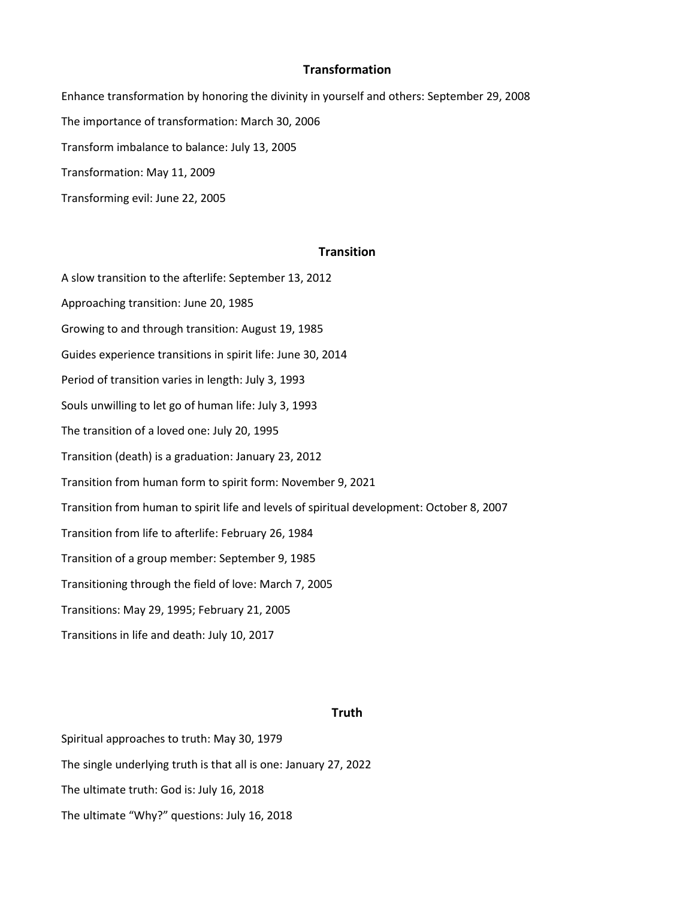## Transformation

Enhance transformation by honoring the divinity in yourself and others: September 29, 2008

The importance of transformation: March 30, 2006

Transform imbalance to balance: July 13, 2005

Transformation: May 11, 2009

Transforming evil: June 22, 2005

## Transition

A slow transition to the afterlife: September 13, 2012

Approaching transition: June 20, 1985

Growing to and through transition: August 19, 1985

Guides experience transitions in spirit life: June 30, 2014

Period of transition varies in length: July 3, 1993

Souls unwilling to let go of human life: July 3, 1993

The transition of a loved one: July 20, 1995

Transition (death) is a graduation: January 23, 2012

Transition from human form to spirit form: November 9, 2021

Transition from human to spirit life and levels of spiritual development: October 8, 2007

Transition from life to afterlife: February 26, 1984

Transition of a group member: September 9, 1985

Transitioning through the field of love: March 7, 2005

Transitions: May 29, 1995; February 21, 2005

Transitions in life and death: July 10, 2017

## Truth

Spiritual approaches to truth: May 30, 1979

The single underlying truth is that all is one: January 27, 2022

The ultimate truth: God is: July 16, 2018

The ultimate "Why?" questions: July 16, 2018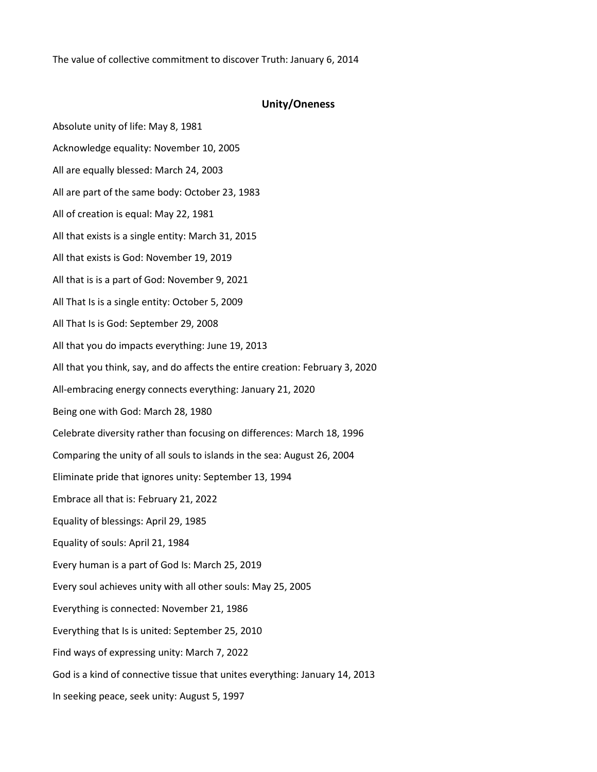The value of collective commitment to discover Truth: January 6, 2014

## Unity/Oneness

Absolute unity of life: May 8, 1981

Acknowledge equality: November 10, 2005

All are equally blessed: March 24, 2003

All are part of the same body: October 23, 1983

All of creation is equal: May 22, 1981

All that exists is a single entity: March 31, 2015

All that exists is God: November 19, 2019

All that is is a part of God: November 9, 2021

All That Is is a single entity: October 5, 2009

All That Is is God: September 29, 2008

All that you do impacts everything: June 19, 2013

All that you think, say, and do affects the entire creation: February 3, 2020

All-embracing energy connects everything: January 21, 2020

Being one with God: March 28, 1980

Celebrate diversity rather than focusing on differences: March 18, 1996

Comparing the unity of all souls to islands in the sea: August 26, 2004

Eliminate pride that ignores unity: September 13, 1994

Embrace all that is: February 21, 2022

Equality of blessings: April 29, 1985

Equality of souls: April 21, 1984

Every human is a part of God Is: March 25, 2019

Every soul achieves unity with all other souls: May 25, 2005

Everything is connected: November 21, 1986

Everything that Is is united: September 25, 2010

Find ways of expressing unity: March 7, 2022

God is a kind of connective tissue that unites everything: January 14, 2013

In seeking peace, seek unity: August 5, 1997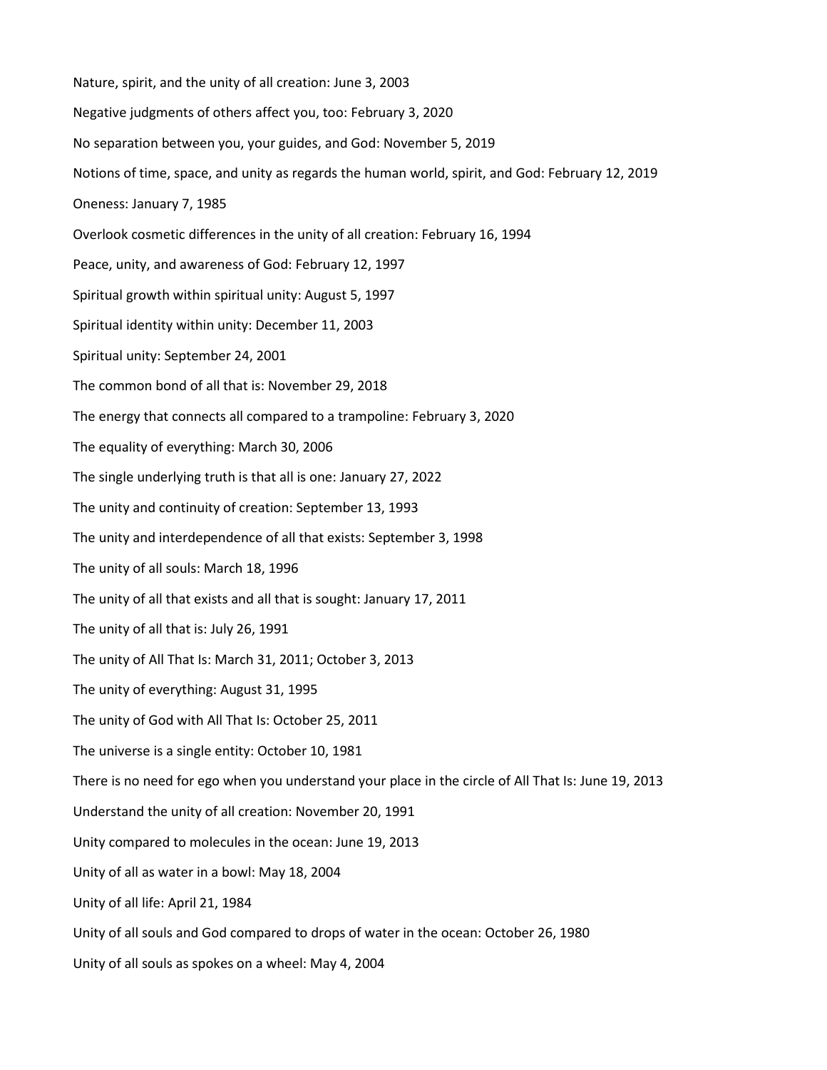Nature, spirit, and the unity of all creation: June 3, 2003

Negative judgments of others affect you, too: February 3, 2020

No separation between you, your guides, and God: November 5, 2019

Notions of time, space, and unity as regards the human world, spirit, and God: February 12, 2019

Oneness: January 7, 1985

Overlook cosmetic differences in the unity of all creation: February 16, 1994

Peace, unity, and awareness of God: February 12, 1997

Spiritual growth within spiritual unity: August 5, 1997

Spiritual identity within unity: December 11, 2003

Spiritual unity: September 24, 2001

The common bond of all that is: November 29, 2018

The energy that connects all compared to a trampoline: February 3, 2020

The equality of everything: March 30, 2006

The single underlying truth is that all is one: January 27, 2022

The unity and continuity of creation: September 13, 1993

The unity and interdependence of all that exists: September 3, 1998

The unity of all souls: March 18, 1996

The unity of all that exists and all that is sought: January 17, 2011

The unity of all that is: July 26, 1991

The unity of All That Is: March 31, 2011; October 3, 2013

The unity of everything: August 31, 1995

The unity of God with All That Is: October 25, 2011

The universe is a single entity: October 10, 1981

There is no need for ego when you understand your place in the circle of All That Is: June 19, 2013

Understand the unity of all creation: November 20, 1991

Unity compared to molecules in the ocean: June 19, 2013

Unity of all as water in a bowl: May 18, 2004

Unity of all life: April 21, 1984

Unity of all souls and God compared to drops of water in the ocean: October 26, 1980

Unity of all souls as spokes on a wheel: May 4, 2004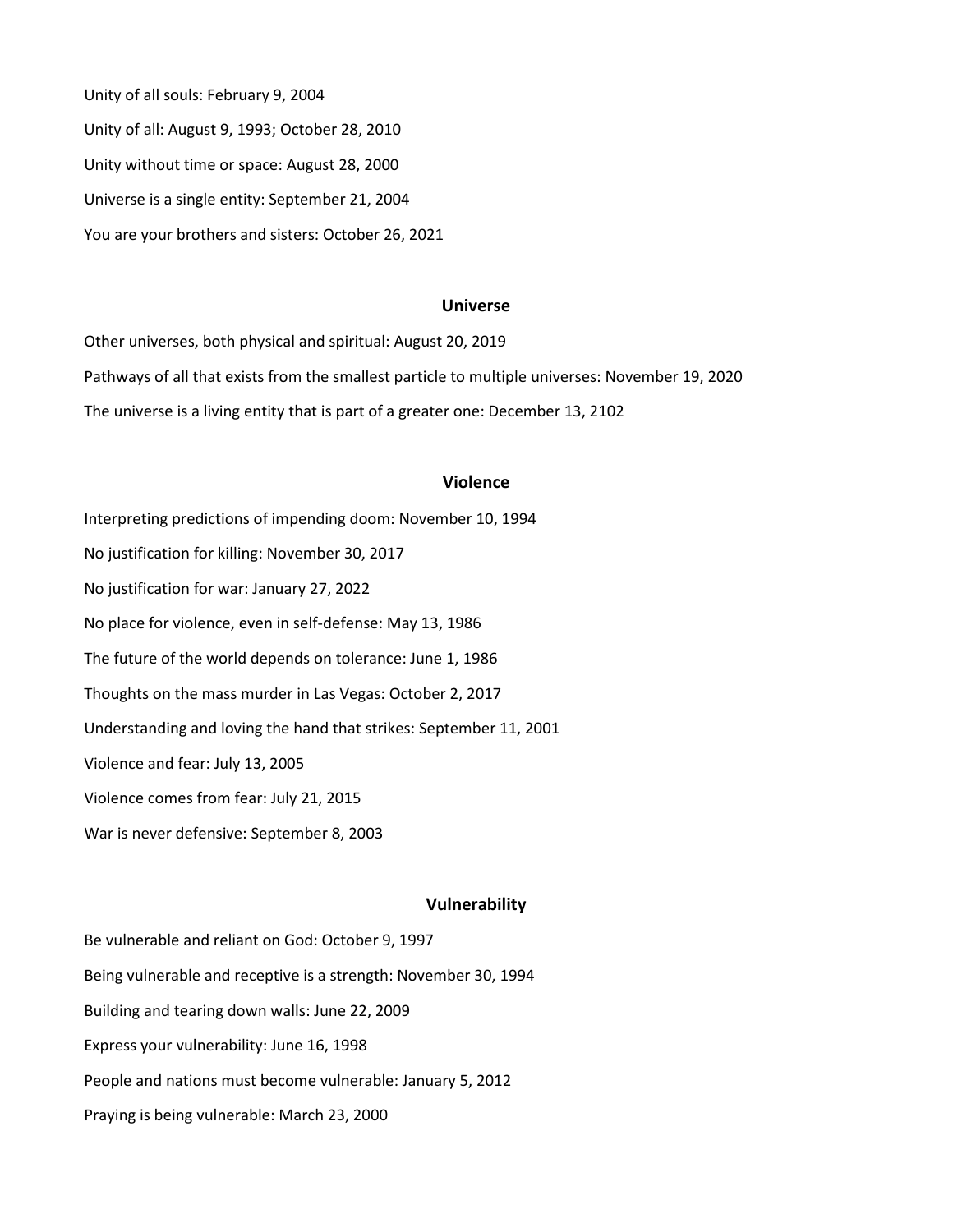Unity of all souls: February 9, 2004

Unity of all: August 9, 1993; October 28, 2010

Unity without time or space: August 28, 2000

Universe is a single entity: September 21, 2004

You are your brothers and sisters: October 26, 2021

## Universe

Other universes, both physical and spiritual: August 20, 2019

Pathways of all that exists from the smallest particle to multiple universes: November 19, 2020

The universe is a living entity that is part of a greater one: December 13, 2102

## Violence

Interpreting predictions of impending doom: November 10, 1994

No justification for killing: November 30, 2017

No justification for war: January 27, 2022

No place for violence, even in self-defense: May 13, 1986

The future of the world depends on tolerance: June 1, 1986

Thoughts on the mass murder in Las Vegas: October 2, 2017

Understanding and loving the hand that strikes: September 11, 2001

Violence and fear: July 13, 2005

Violence comes from fear: July 21, 2015

War is never defensive: September 8, 2003

## Vulnerability

Be vulnerable and reliant on God: October 9, 1997

Being vulnerable and receptive is a strength: November 30, 1994

Building and tearing down walls: June 22, 2009

Express your vulnerability: June 16, 1998

People and nations must become vulnerable: January 5, 2012

Praying is being vulnerable: March 23, 2000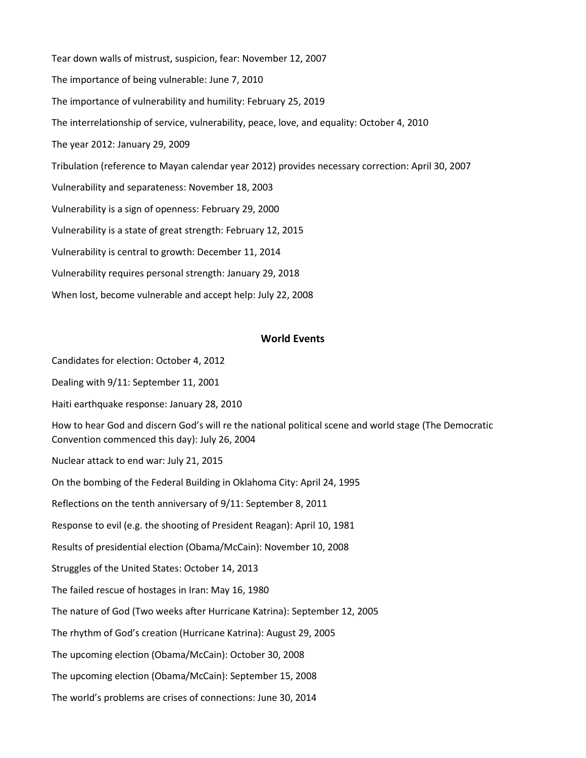Tear down walls of mistrust, suspicion, fear: November 12, 2007

The importance of being vulnerable: June 7, 2010

The importance of vulnerability and humility: February 25, 2019

The interrelationship of service, vulnerability, peace, love, and equality: October 4, 2010

The year 2012: January 29, 2009

Tribulation (reference to Mayan calendar year 2012) provides necessary correction: April 30, 2007

Vulnerability and separateness: November 18, 2003

Vulnerability is a sign of openness: February 29, 2000

Vulnerability is a state of great strength: February 12, 2015

Vulnerability is central to growth: December 11, 2014

Vulnerability requires personal strength: January 29, 2018

When lost, become vulnerable and accept help: July 22, 2008

**World Events**

Candidates for election: October 4, 2012

Dealing with 9/11: September 11, 2001

Haiti earthquake response: January 28, 2010

How to hear God and discern God's will re the national political scene and world stage (The Democratic Convention commenced this day): July 26, 2004

Nuclear attack to end war: July 21, 2015

On the bombing of the Federal Building in Oklahoma City: April 24, 1995

Reflections on the tenth anniversary of 9/11: September 8, 2011

Response to evil (e.g. the shooting of President Reagan): April 10, 1981

Results of presidential election (Obama/McCain): November 10, 2008

Struggles of the United States: October 14, 2013

The failed rescue of hostages in Iran: May 16, 1980

The nature of God (Two weeks after Hurricane Katrina): September 12, 2005

The rhythm of God's creation (Hurricane Katrina): August 29, 2005

The upcoming election (Obama/McCain): October 30, 2008

The upcoming election (Obama/McCain): September 15, 2008

The world's problems are crises of connections: June 30, 2014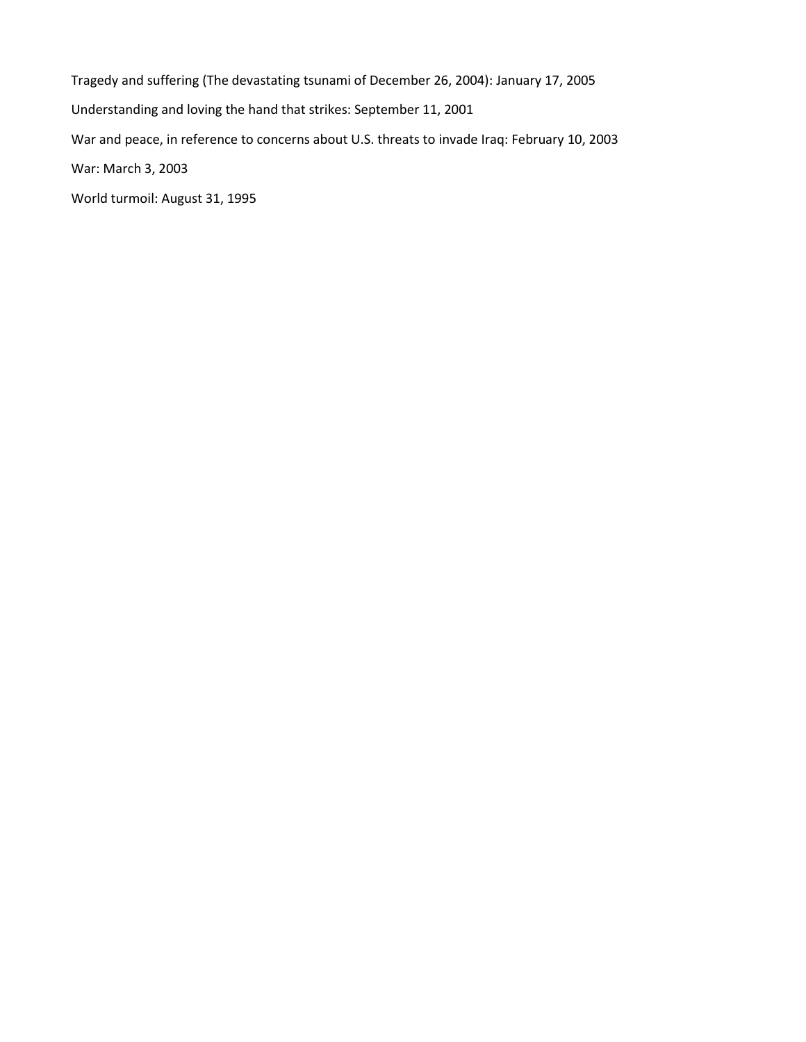Tragedy and suffering (The devastating tsunami of December 26, 2004): January 17, 2005

Understanding and loving the hand that strikes: September 11, 2001

War and peace, in reference to concerns about U.S. threats to invade Iraq: February 10, 2003

War: March 3, 2003

World turmoil: August 31, 1995